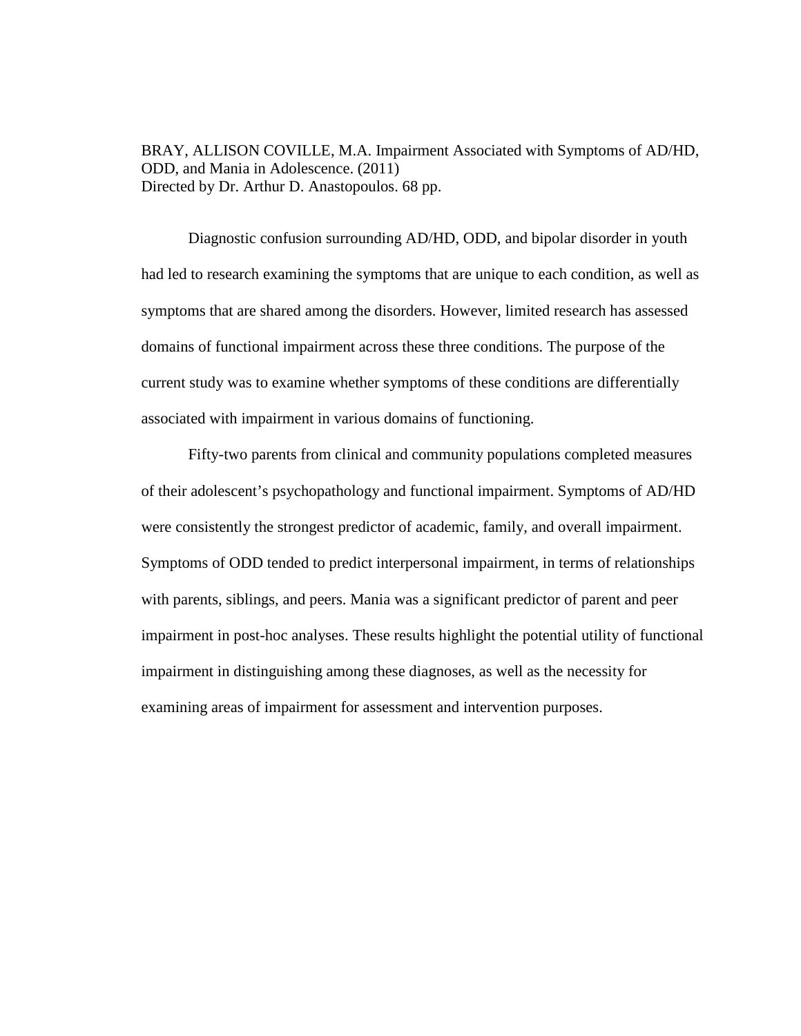BRAY, ALLISON COVILLE, M.A. Impairment Associated with Symptoms of AD/HD, ODD, and Mania in Adolescence. (2011)
Directed by Dr. Arthur D. Anastopoulos. 68 pp.

Diagnostic confusion surrounding AD/HD, ODD, and bipolar disorder in youth had led to research examining the symptoms that are unique to each condition, as well as symptoms that are shared among the disorders. However, limited research has assessed domains of functional impairment across these three conditions. The purpose of the current study was to examine whether symptoms of these conditions are differentially associated with impairment in various domains of functioning.

Fifty-two parents from clinical and community populations completed measures of their adolescent's psychopathology and functional impairment. Symptoms of AD/HD were consistently the strongest predictor of academic, family, and overall impairment. Symptoms of ODD tended to predict interpersonal impairment, in terms of relationships with parents, siblings, and peers. Mania was a significant predictor of parent and peer impairment in post-hoc analyses. These results highlight the potential utility of functional impairment in distinguishing among these diagnoses, as well as the necessity for examining areas of impairment for assessment and intervention purposes.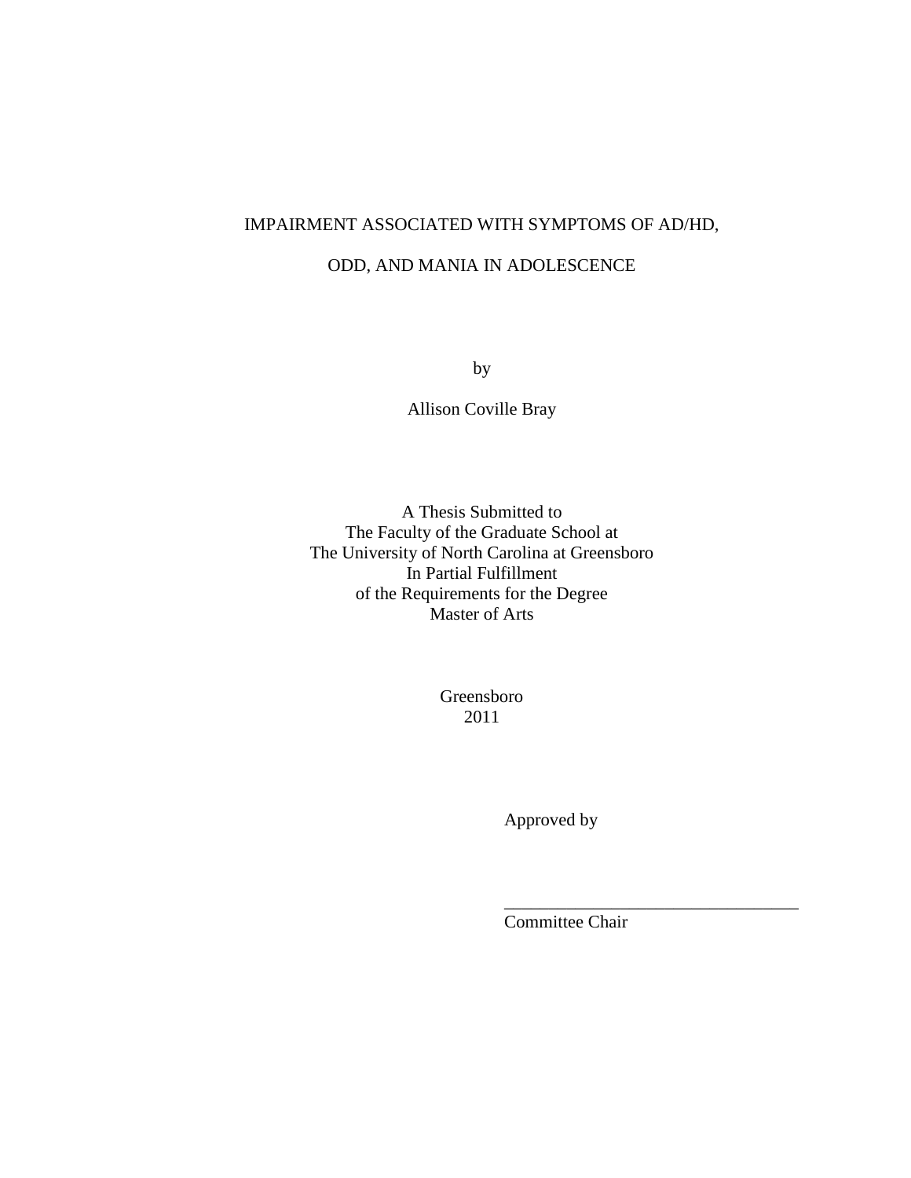# IMPAIRMENT ASSOCIATED WITH SYMPTOMS OF AD/HD,

# ODD, AND MANIA IN ADOLESCENCE

by

Allison Coville Bray

A Thesis Submitted to
The Faculty of the Graduate School at
The University of North Carolina at Greensboro
In Partial Fulfillment
of the Requirements for the Degree
Master of Arts

Greensboro
2011

Approved by

_________________________________
Committee Chair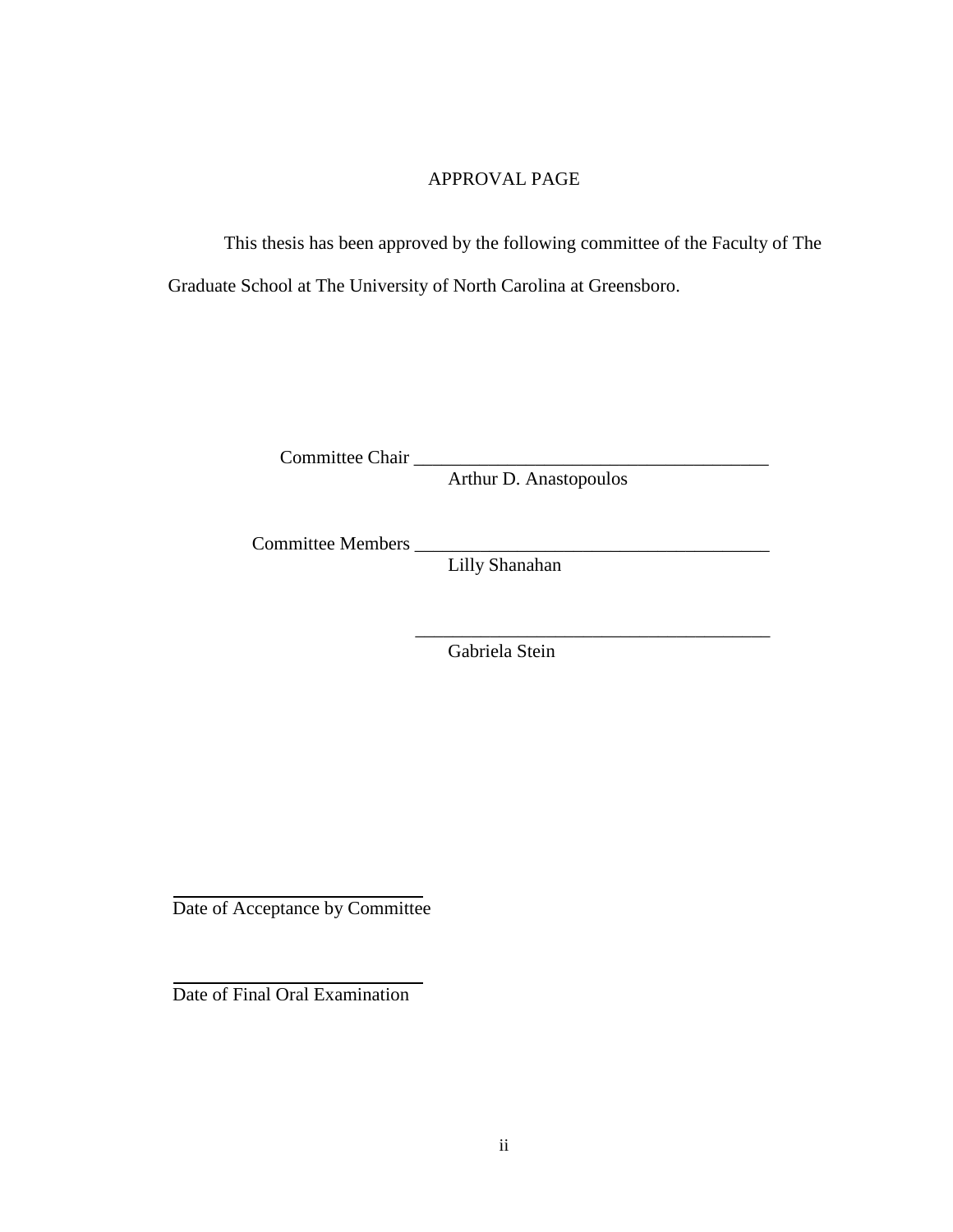# APPROVAL PAGE

This thesis has been approved by the following committee of the Faculty of The Graduate School at The University of North Carolina at Greensboro.

Committee Chair ______________________________________
Arthur D. Anastopoulos

Committee Members ______________________________________
Lilly Shanahan

______________________________________
Gabriela Stein

____________________________
Date of Acceptance by Committee

____________________________
Date of Final Oral Examination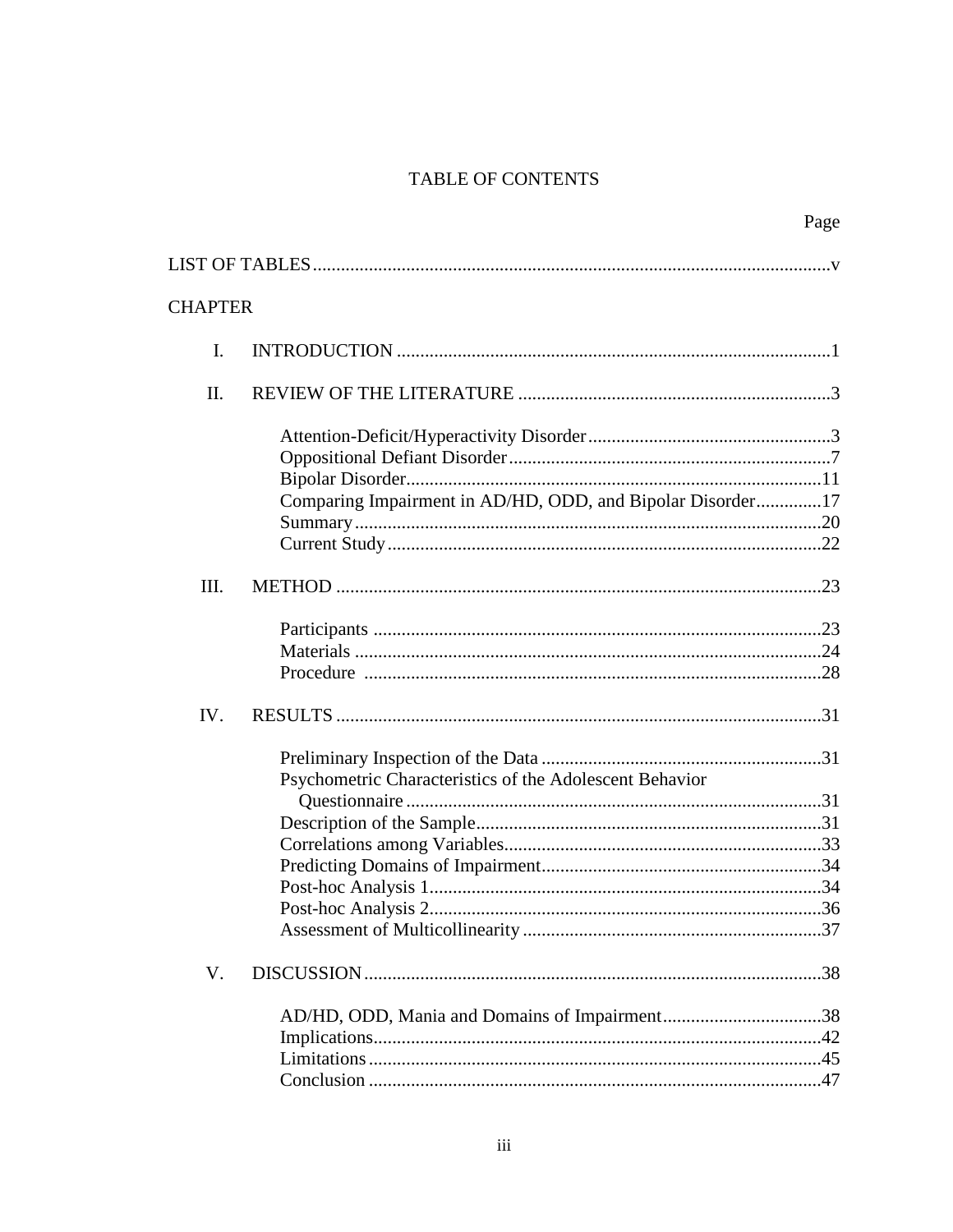# TABLE OF CONTENTS

| | Page |
|---|---|
| LIST OF TABLES | v |
| **CHAPTER** | |
| I. INTRODUCTION | 1 |
| II. REVIEW OF THE LITERATURE | 3 |
| Attention-Deficit/Hyperactivity Disorder | 3 |
| Oppositional Defiant Disorder | 7 |
| Bipolar Disorder | 11 |
| Comparing Impairment in AD/HD, ODD, and Bipolar Disorder | 17 |
| Summary | 20 |
| Current Study | 22 |
| III. METHOD | 23 |
| Participants | 23 |
| Materials | 24 |
| Procedure | 28 |
| IV. RESULTS | 31 |
| Preliminary Inspection of the Data | 31 |
| Psychometric Characteristics of the Adolescent Behavior Questionnaire | 31 |
| Description of the Sample | 31 |
| Correlations among Variables | 33 |
| Predicting Domains of Impairment | 34 |
| Post-hoc Analysis 1 | 34 |
| Post-hoc Analysis 2 | 36 |
| Assessment of Multicollinearity | 37 |
| V. DISCUSSION | 38 |
| AD/HD, ODD, Mania and Domains of Impairment | 38 |
| Implications | 42 |
| Limitations | 45 |
| Conclusion | 47 |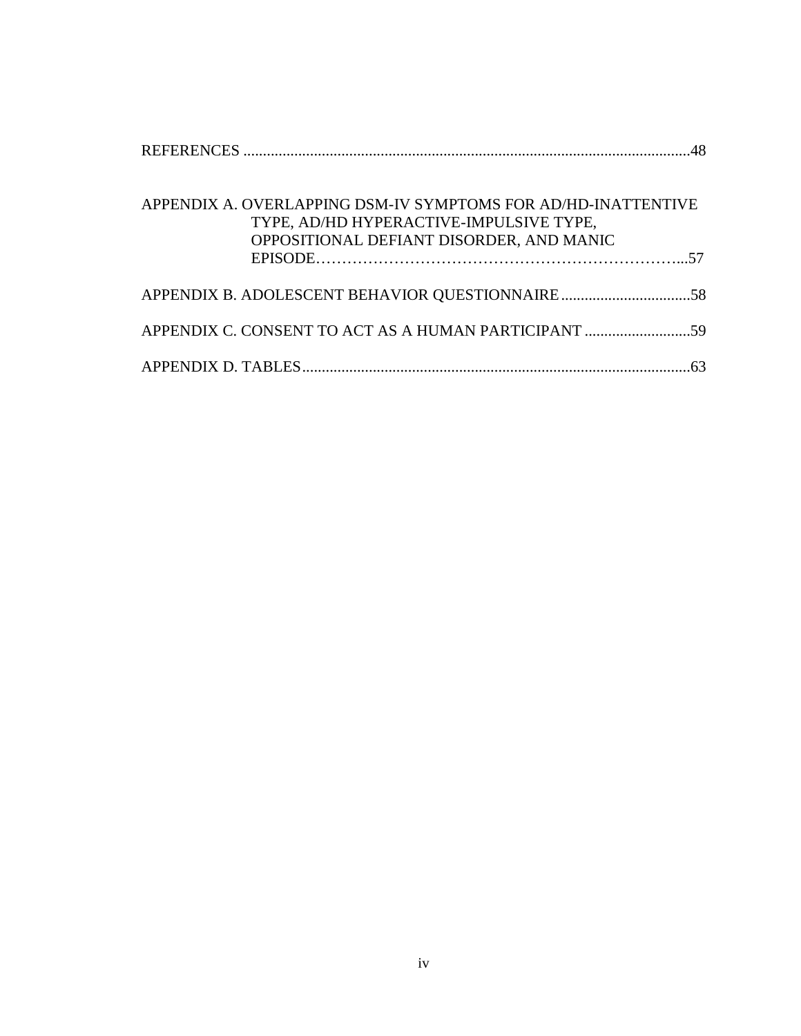REFERENCES ..................................................................................................................48

APPENDIX A. OVERLAPPING DSM-IV SYMPTOMS FOR AD/HD-INATTENTIVE TYPE, AD/HD HYPERACTIVE-IMPULSIVE TYPE, OPPOSITIONAL DEFIANT DISORDER, AND MANIC EPISODE……………………………………………………………...57

APPENDIX B. ADOLESCENT BEHAVIOR QUESTIONNAIRE.................................58

APPENDIX C. CONSENT TO ACT AS A HUMAN PARTICIPANT ...........................59

APPENDIX D. TABLES...................................................................................................63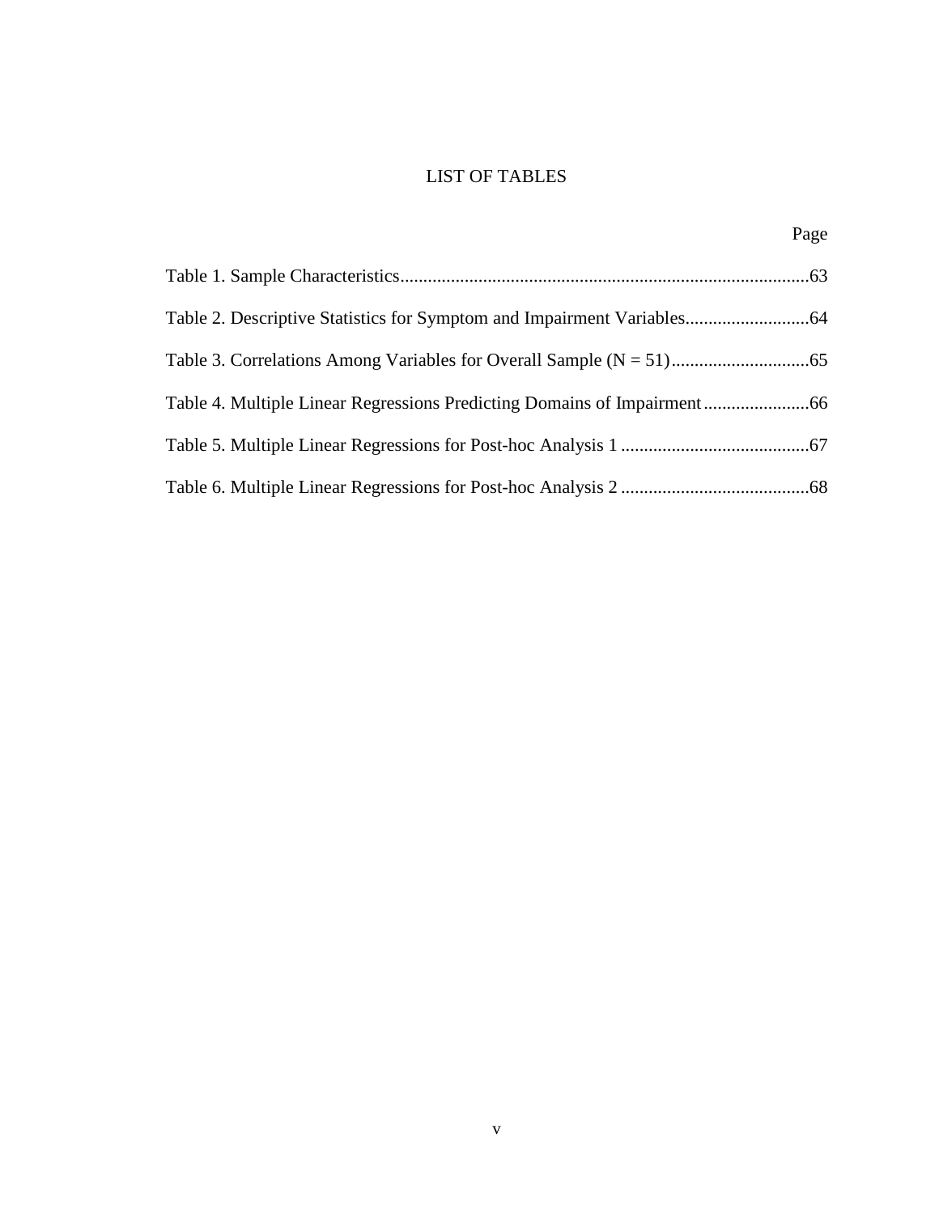# LIST OF TABLES

| | Page |
|---|---|
| Table 1. Sample Characteristics | 63 |
| Table 2. Descriptive Statistics for Symptom and Impairment Variables | 64 |
| Table 3. Correlations Among Variables for Overall Sample (N = 51) | 65 |
| Table 4. Multiple Linear Regressions Predicting Domains of Impairment | 66 |
| Table 5. Multiple Linear Regressions for Post-hoc Analysis 1 | 67 |
| Table 6. Multiple Linear Regressions for Post-hoc Analysis 2 | 68 |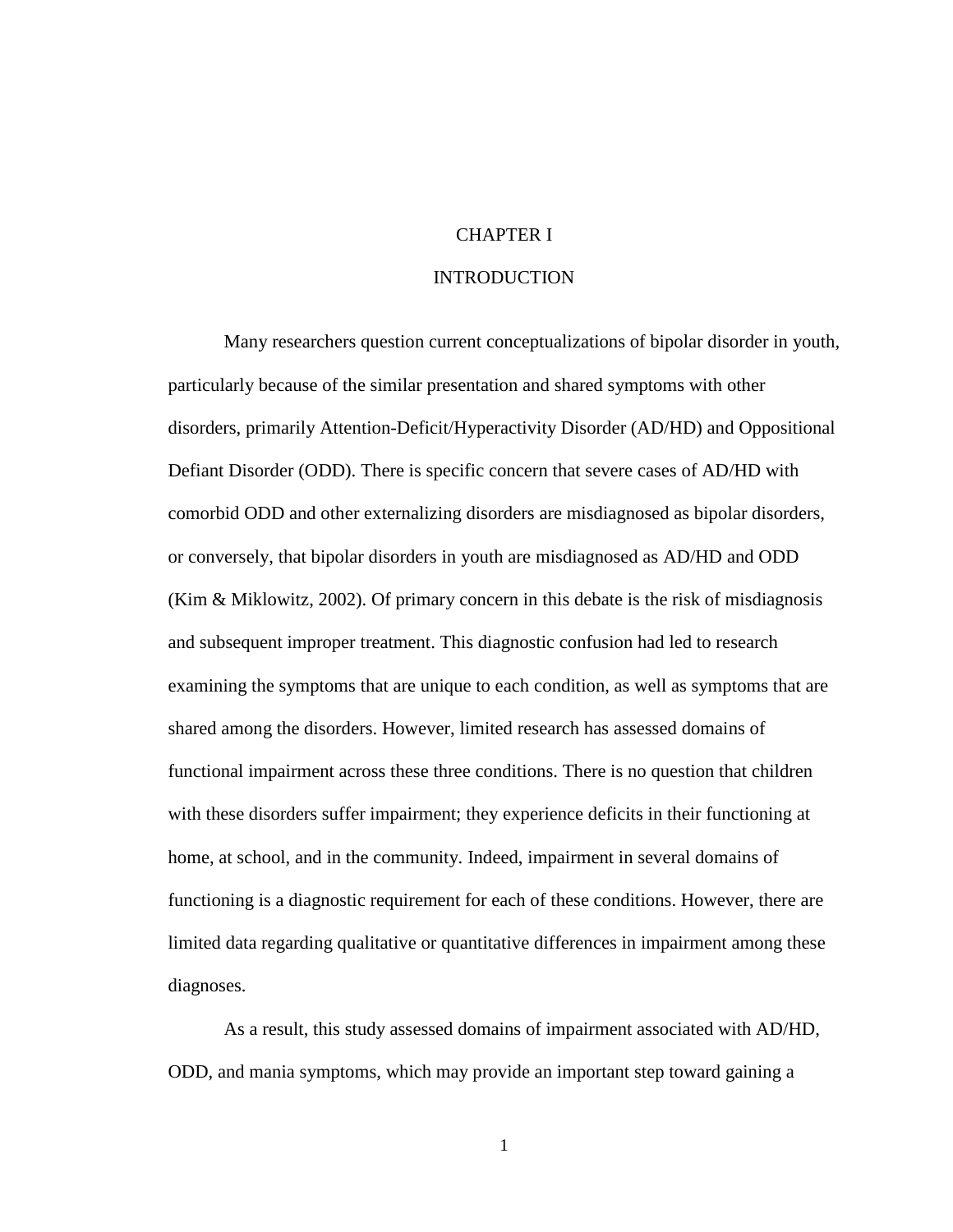# CHAPTER I

# INTRODUCTION

Many researchers question current conceptualizations of bipolar disorder in youth, particularly because of the similar presentation and shared symptoms with other disorders, primarily Attention-Deficit/Hyperactivity Disorder (AD/HD) and Oppositional Defiant Disorder (ODD). There is specific concern that severe cases of AD/HD with comorbid ODD and other externalizing disorders are misdiagnosed as bipolar disorders, or conversely, that bipolar disorders in youth are misdiagnosed as AD/HD and ODD (Kim & Miklowitz, 2002). Of primary concern in this debate is the risk of misdiagnosis and subsequent improper treatment. This diagnostic confusion had led to research examining the symptoms that are unique to each condition, as well as symptoms that are shared among the disorders. However, limited research has assessed domains of functional impairment across these three conditions. There is no question that children with these disorders suffer impairment; they experience deficits in their functioning at home, at school, and in the community. Indeed, impairment in several domains of functioning is a diagnostic requirement for each of these conditions. However, there are limited data regarding qualitative or quantitative differences in impairment among these diagnoses.

As a result, this study assessed domains of impairment associated with AD/HD, ODD, and mania symptoms, which may provide an important step toward gaining a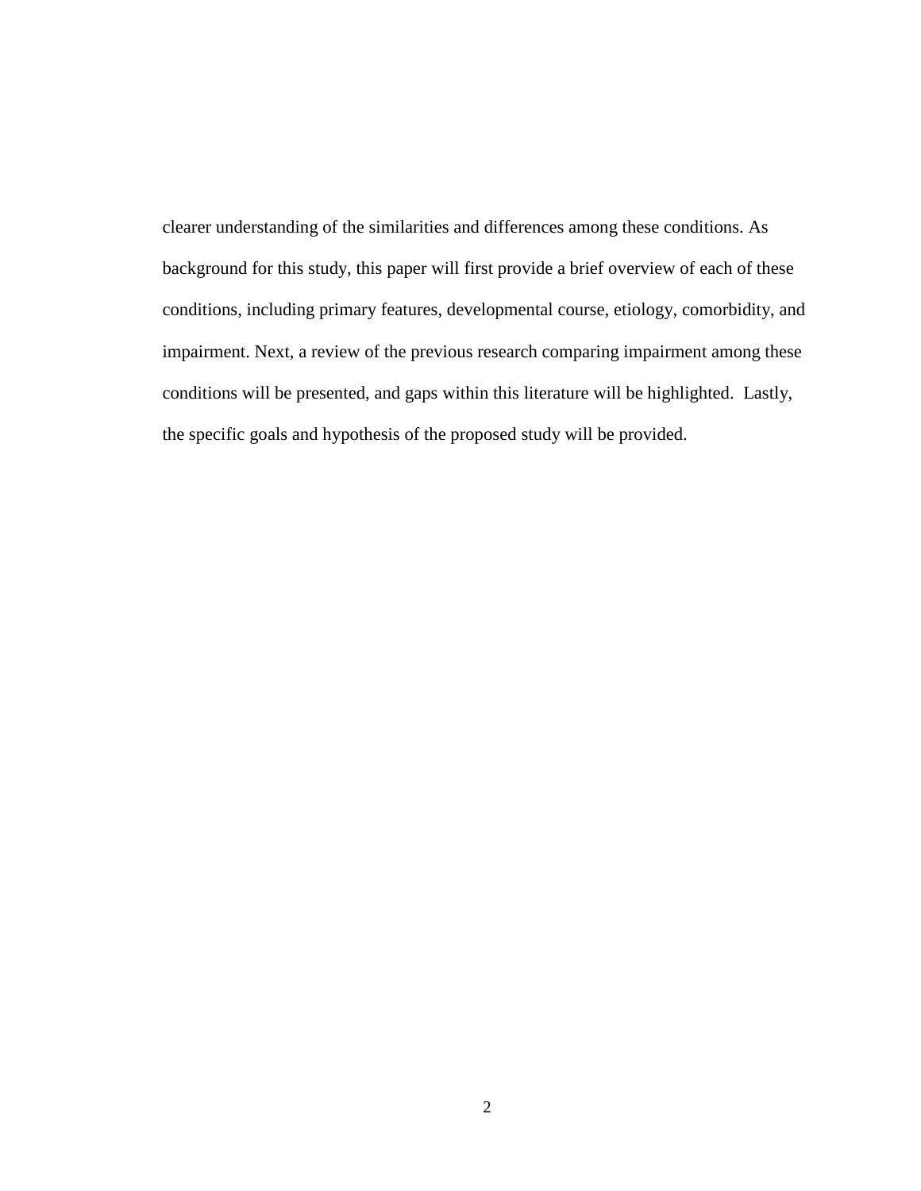clearer understanding of the similarities and differences among these conditions. As background for this study, this paper will first provide a brief overview of each of these conditions, including primary features, developmental course, etiology, comorbidity, and impairment. Next, a review of the previous research comparing impairment among these conditions will be presented, and gaps within this literature will be highlighted. Lastly, the specific goals and hypothesis of the proposed study will be provided.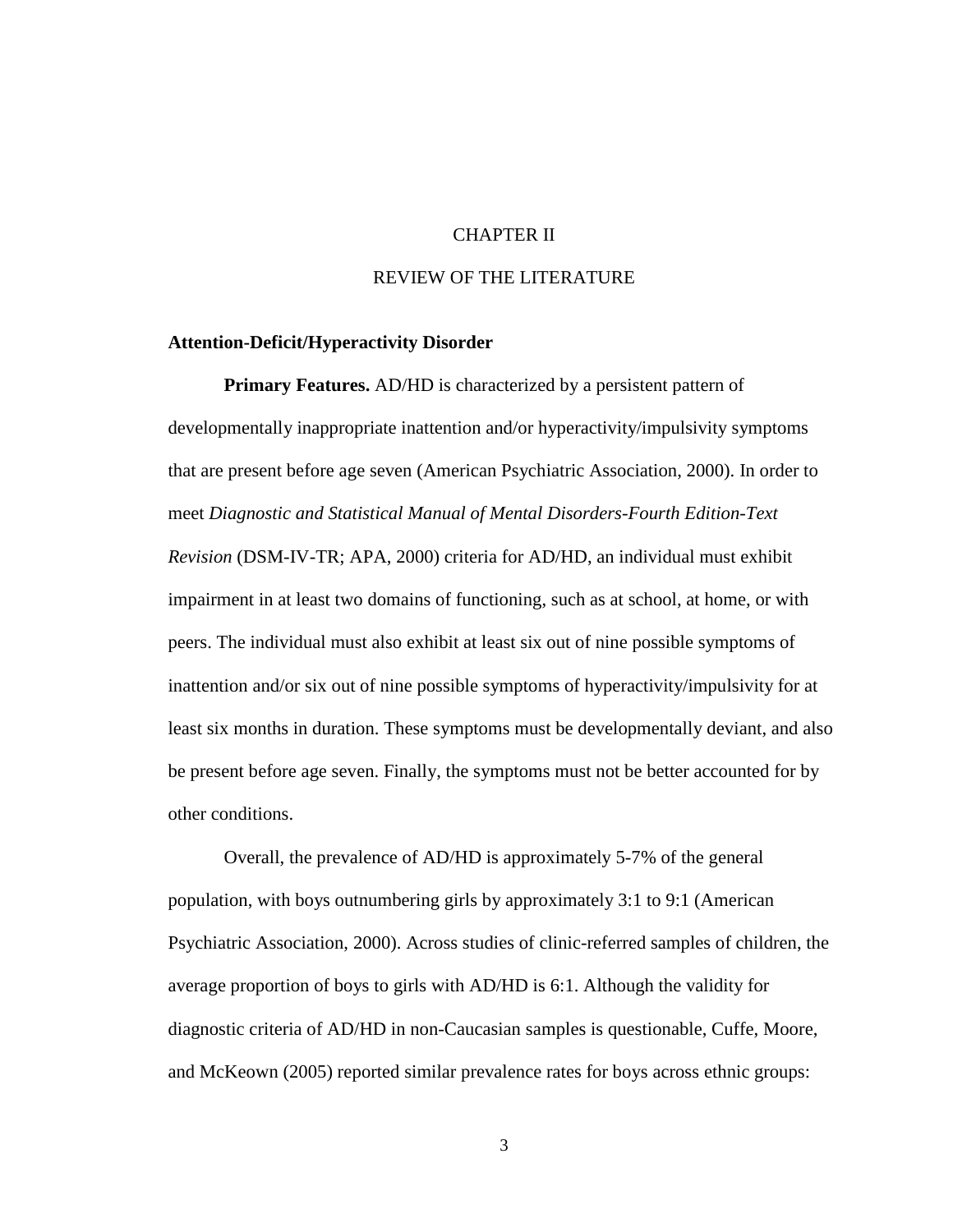# CHAPTER II

# REVIEW OF THE LITERATURE

## Attention-Deficit/Hyperactivity Disorder

**Primary Features.** AD/HD is characterized by a persistent pattern of developmentally inappropriate inattention and/or hyperactivity/impulsivity symptoms that are present before age seven (American Psychiatric Association, 2000). In order to meet *Diagnostic and Statistical Manual of Mental Disorders-Fourth Edition-Text Revision* (DSM-IV-TR; APA, 2000) criteria for AD/HD, an individual must exhibit impairment in at least two domains of functioning, such as at school, at home, or with peers. The individual must also exhibit at least six out of nine possible symptoms of inattention and/or six out of nine possible symptoms of hyperactivity/impulsivity for at least six months in duration. These symptoms must be developmentally deviant, and also be present before age seven. Finally, the symptoms must not be better accounted for by other conditions.

Overall, the prevalence of AD/HD is approximately 5-7% of the general population, with boys outnumbering girls by approximately 3:1 to 9:1 (American Psychiatric Association, 2000). Across studies of clinic-referred samples of children, the average proportion of boys to girls with AD/HD is 6:1. Although the validity for diagnostic criteria of AD/HD in non-Caucasian samples is questionable, Cuffe, Moore, and McKeown (2005) reported similar prevalence rates for boys across ethnic groups: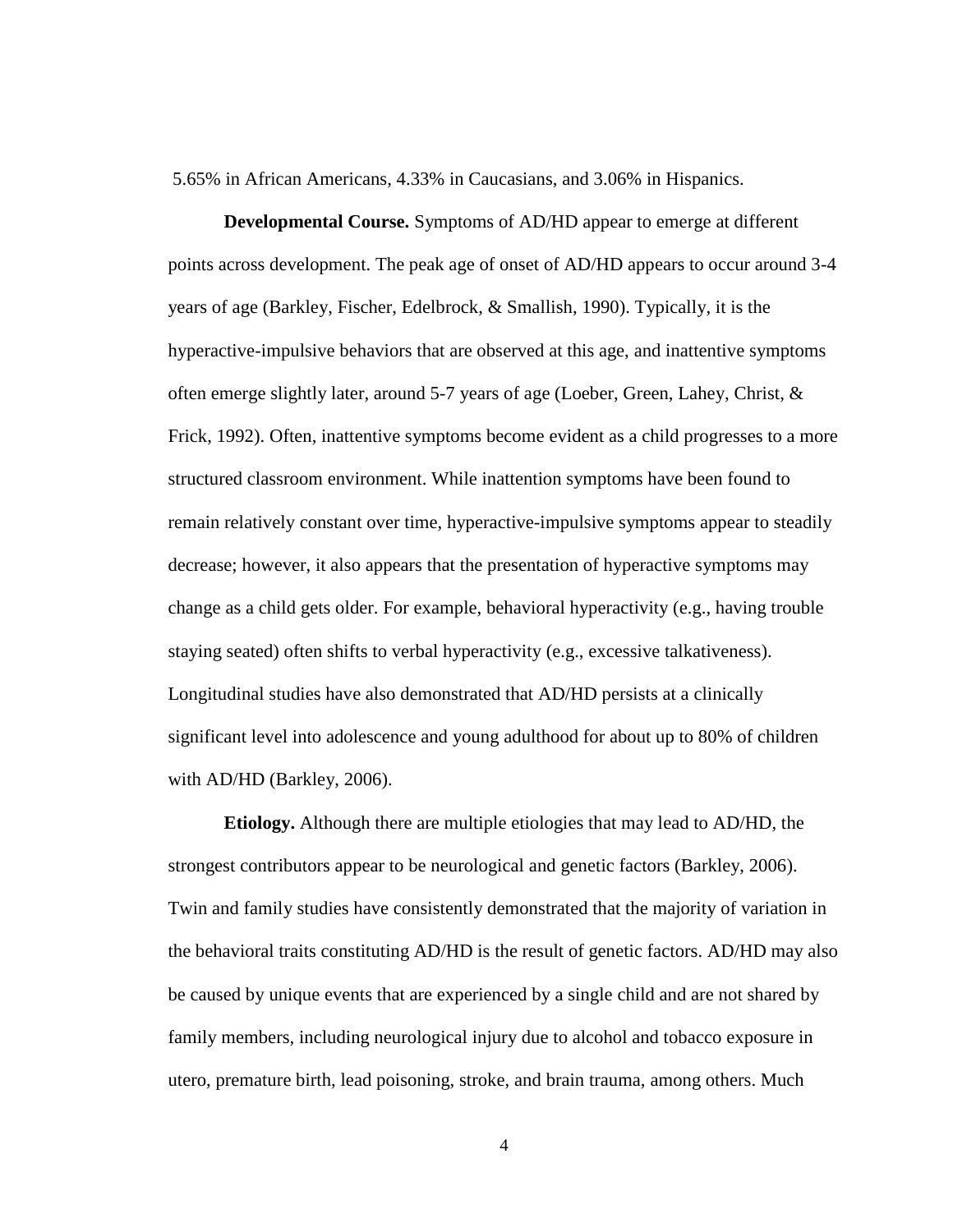5.65% in African Americans, 4.33% in Caucasians, and 3.06% in Hispanics.

**Developmental Course.** Symptoms of AD/HD appear to emerge at different points across development. The peak age of onset of AD/HD appears to occur around 3-4 years of age (Barkley, Fischer, Edelbrock, & Smallish, 1990). Typically, it is the hyperactive-impulsive behaviors that are observed at this age, and inattentive symptoms often emerge slightly later, around 5-7 years of age (Loeber, Green, Lahey, Christ, & Frick, 1992). Often, inattentive symptoms become evident as a child progresses to a more structured classroom environment. While inattention symptoms have been found to remain relatively constant over time, hyperactive-impulsive symptoms appear to steadily decrease; however, it also appears that the presentation of hyperactive symptoms may change as a child gets older. For example, behavioral hyperactivity (e.g., having trouble staying seated) often shifts to verbal hyperactivity (e.g., excessive talkativeness). Longitudinal studies have also demonstrated that AD/HD persists at a clinically significant level into adolescence and young adulthood for about up to 80% of children with AD/HD (Barkley, 2006).

**Etiology.** Although there are multiple etiologies that may lead to AD/HD, the strongest contributors appear to be neurological and genetic factors (Barkley, 2006). Twin and family studies have consistently demonstrated that the majority of variation in the behavioral traits constituting AD/HD is the result of genetic factors. AD/HD may also be caused by unique events that are experienced by a single child and are not shared by family members, including neurological injury due to alcohol and tobacco exposure in utero, premature birth, lead poisoning, stroke, and brain trauma, among others. Much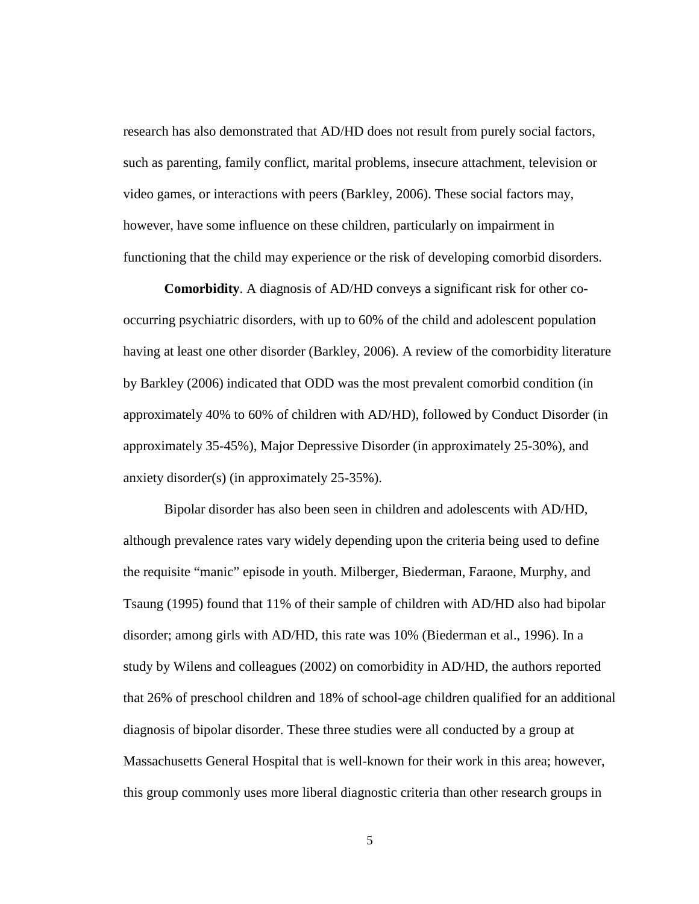research has also demonstrated that AD/HD does not result from purely social factors, such as parenting, family conflict, marital problems, insecure attachment, television or video games, or interactions with peers (Barkley, 2006). These social factors may, however, have some influence on these children, particularly on impairment in functioning that the child may experience or the risk of developing comorbid disorders.

**Comorbidity**. A diagnosis of AD/HD conveys a significant risk for other co-occurring psychiatric disorders, with up to 60% of the child and adolescent population having at least one other disorder (Barkley, 2006). A review of the comorbidity literature by Barkley (2006) indicated that ODD was the most prevalent comorbid condition (in approximately 40% to 60% of children with AD/HD), followed by Conduct Disorder (in approximately 35-45%), Major Depressive Disorder (in approximately 25-30%), and anxiety disorder(s) (in approximately 25-35%).

Bipolar disorder has also been seen in children and adolescents with AD/HD, although prevalence rates vary widely depending upon the criteria being used to define the requisite "manic" episode in youth. Milberger, Biederman, Faraone, Murphy, and Tsaung (1995) found that 11% of their sample of children with AD/HD also had bipolar disorder; among girls with AD/HD, this rate was 10% (Biederman et al., 1996). In a study by Wilens and colleagues (2002) on comorbidity in AD/HD, the authors reported that 26% of preschool children and 18% of school-age children qualified for an additional diagnosis of bipolar disorder. These three studies were all conducted by a group at Massachusetts General Hospital that is well-known for their work in this area; however, this group commonly uses more liberal diagnostic criteria than other research groups in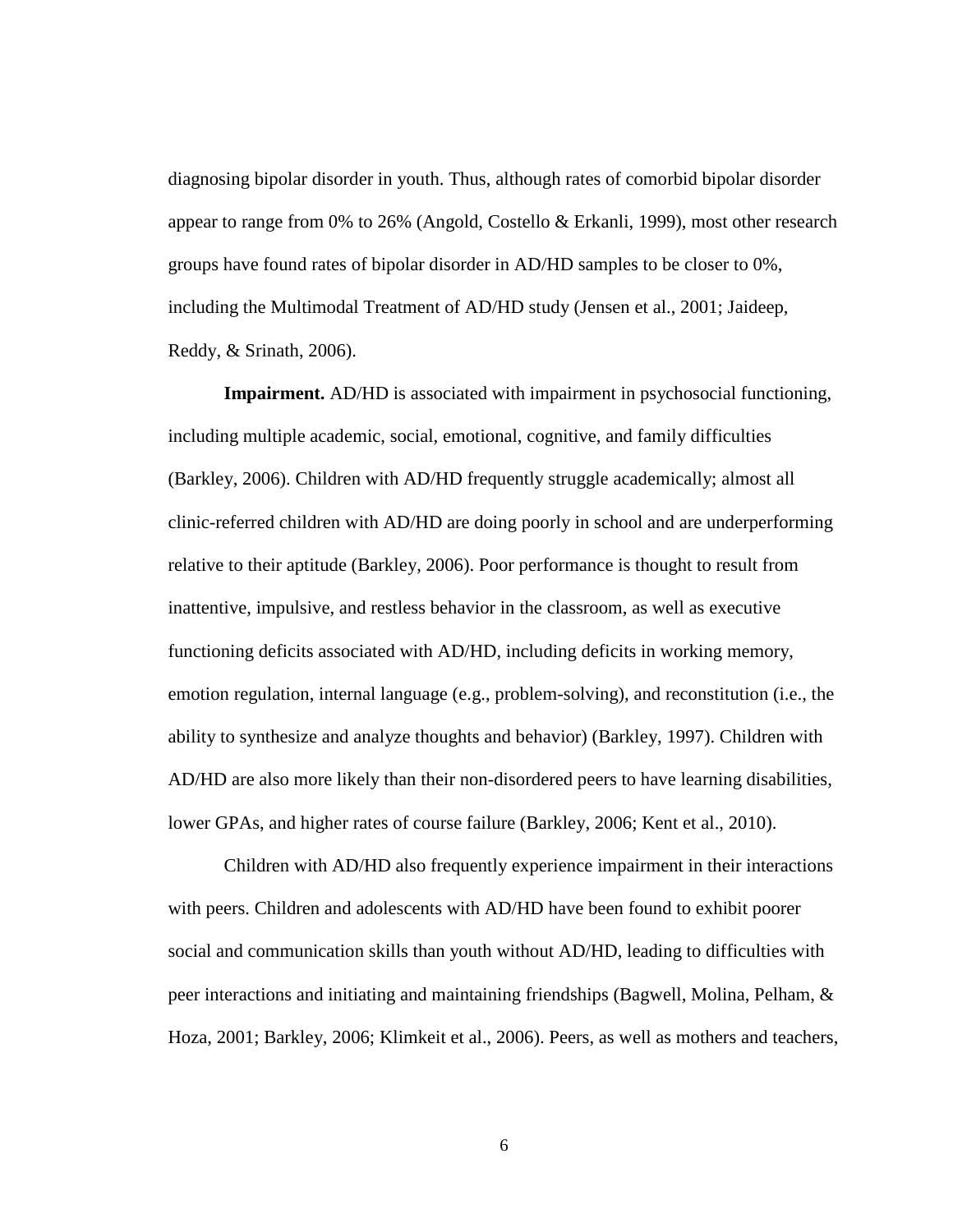diagnosing bipolar disorder in youth. Thus, although rates of comorbid bipolar disorder appear to range from 0% to 26% (Angold, Costello & Erkanli, 1999), most other research groups have found rates of bipolar disorder in AD/HD samples to be closer to 0%, including the Multimodal Treatment of AD/HD study (Jensen et al., 2001; Jaideep, Reddy, & Srinath, 2006).

**Impairment.** AD/HD is associated with impairment in psychosocial functioning, including multiple academic, social, emotional, cognitive, and family difficulties (Barkley, 2006). Children with AD/HD frequently struggle academically; almost all clinic-referred children with AD/HD are doing poorly in school and are underperforming relative to their aptitude (Barkley, 2006). Poor performance is thought to result from inattentive, impulsive, and restless behavior in the classroom, as well as executive functioning deficits associated with AD/HD, including deficits in working memory, emotion regulation, internal language (e.g., problem-solving), and reconstitution (i.e., the ability to synthesize and analyze thoughts and behavior) (Barkley, 1997). Children with AD/HD are also more likely than their non-disordered peers to have learning disabilities, lower GPAs, and higher rates of course failure (Barkley, 2006; Kent et al., 2010).

Children with AD/HD also frequently experience impairment in their interactions with peers. Children and adolescents with AD/HD have been found to exhibit poorer social and communication skills than youth without AD/HD, leading to difficulties with peer interactions and initiating and maintaining friendships (Bagwell, Molina, Pelham, & Hoza, 2001; Barkley, 2006; Klimkeit et al., 2006). Peers, as well as mothers and teachers,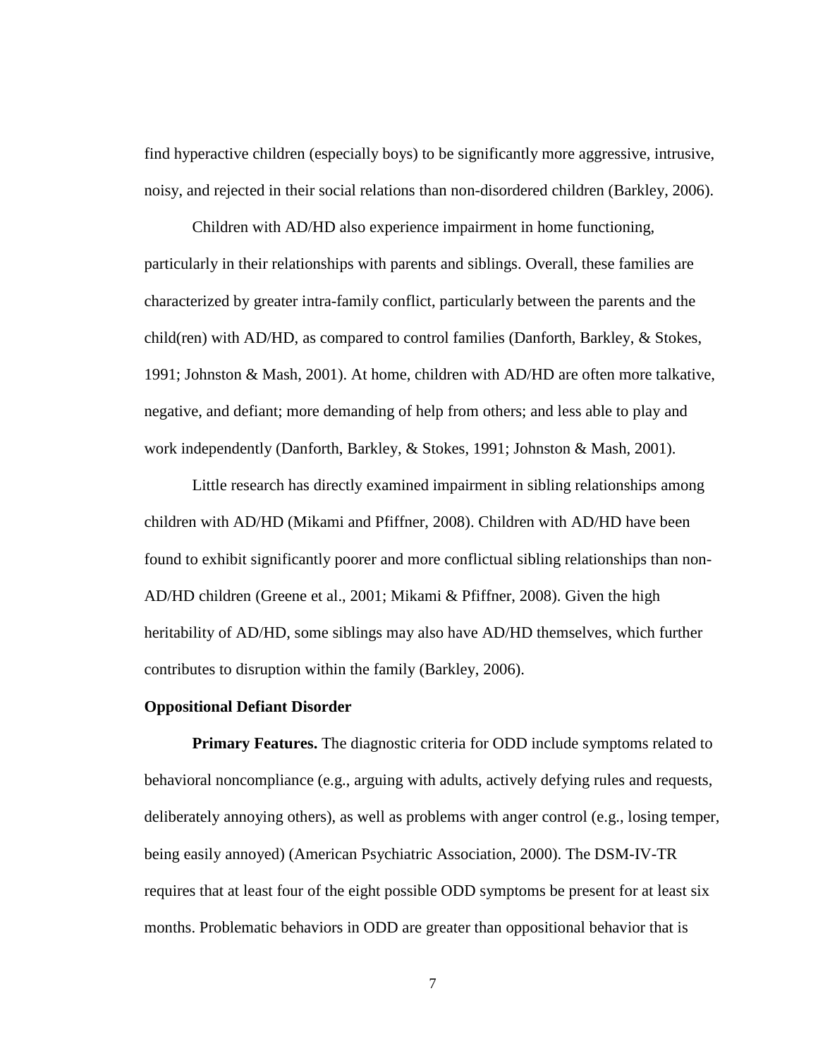find hyperactive children (especially boys) to be significantly more aggressive, intrusive, noisy, and rejected in their social relations than non-disordered children (Barkley, 2006).

Children with AD/HD also experience impairment in home functioning, particularly in their relationships with parents and siblings. Overall, these families are characterized by greater intra-family conflict, particularly between the parents and the child(ren) with AD/HD, as compared to control families (Danforth, Barkley, & Stokes, 1991; Johnston & Mash, 2001). At home, children with AD/HD are often more talkative, negative, and defiant; more demanding of help from others; and less able to play and work independently (Danforth, Barkley, & Stokes, 1991; Johnston & Mash, 2001).

Little research has directly examined impairment in sibling relationships among children with AD/HD (Mikami and Pfiffner, 2008). Children with AD/HD have been found to exhibit significantly poorer and more conflictual sibling relationships than non-AD/HD children (Greene et al., 2001; Mikami & Pfiffner, 2008). Given the high heritability of AD/HD, some siblings may also have AD/HD themselves, which further contributes to disruption within the family (Barkley, 2006).

## Oppositional Defiant Disorder

**Primary Features.** The diagnostic criteria for ODD include symptoms related to behavioral noncompliance (e.g., arguing with adults, actively defying rules and requests, deliberately annoying others), as well as problems with anger control (e.g., losing temper, being easily annoyed) (American Psychiatric Association, 2000). The DSM-IV-TR requires that at least four of the eight possible ODD symptoms be present for at least six months. Problematic behaviors in ODD are greater than oppositional behavior that is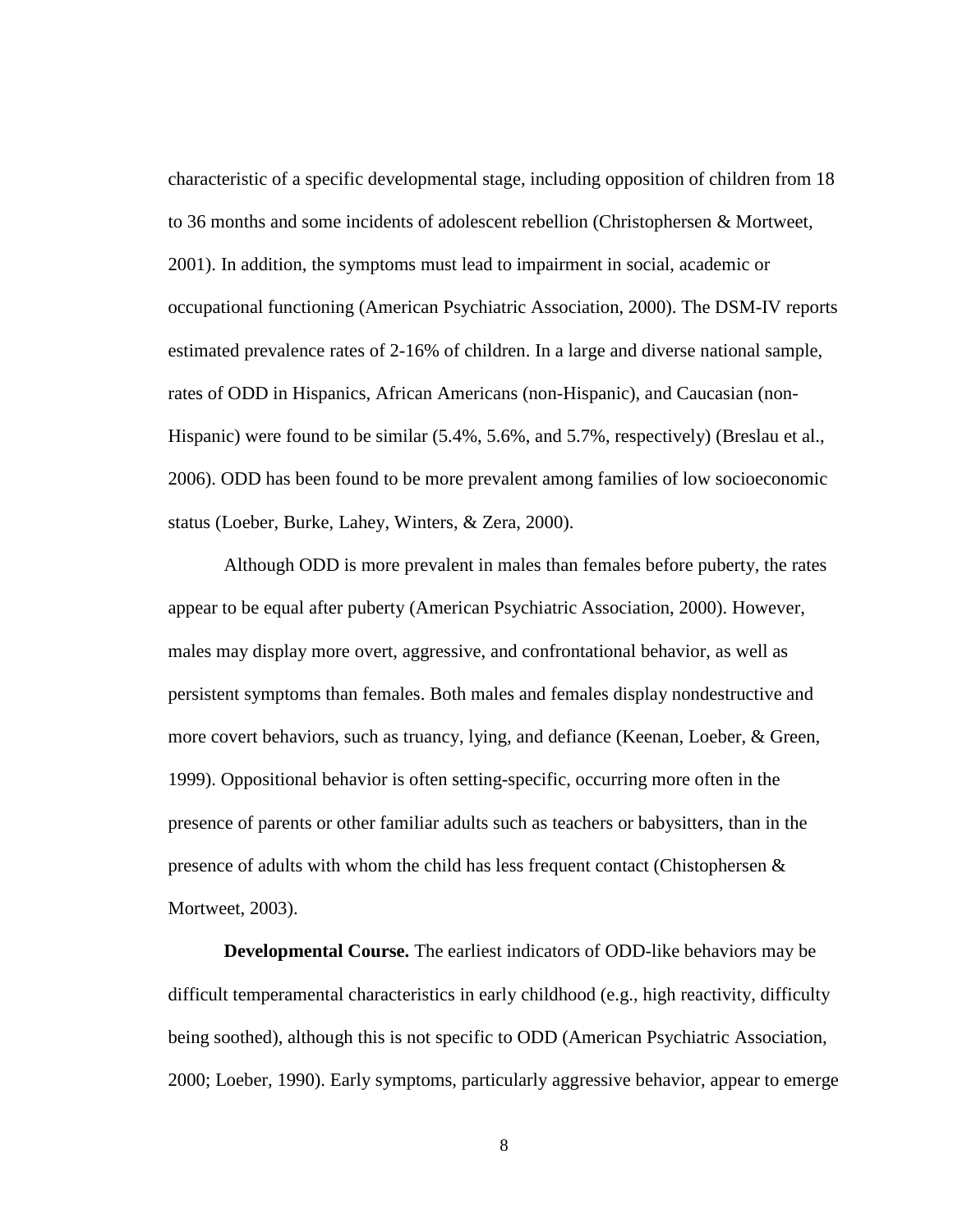characteristic of a specific developmental stage, including opposition of children from 18 to 36 months and some incidents of adolescent rebellion (Christophersen & Mortweet, 2001). In addition, the symptoms must lead to impairment in social, academic or occupational functioning (American Psychiatric Association, 2000). The DSM-IV reports estimated prevalence rates of 2-16% of children. In a large and diverse national sample, rates of ODD in Hispanics, African Americans (non-Hispanic), and Caucasian (non-Hispanic) were found to be similar (5.4%, 5.6%, and 5.7%, respectively) (Breslau et al., 2006). ODD has been found to be more prevalent among families of low socioeconomic status (Loeber, Burke, Lahey, Winters, & Zera, 2000).

Although ODD is more prevalent in males than females before puberty, the rates appear to be equal after puberty (American Psychiatric Association, 2000). However, males may display more overt, aggressive, and confrontational behavior, as well as persistent symptoms than females. Both males and females display nondestructive and more covert behaviors, such as truancy, lying, and defiance (Keenan, Loeber, & Green, 1999). Oppositional behavior is often setting-specific, occurring more often in the presence of parents or other familiar adults such as teachers or babysitters, than in the presence of adults with whom the child has less frequent contact (Chistophersen & Mortweet, 2003).

**Developmental Course.** The earliest indicators of ODD-like behaviors may be difficult temperamental characteristics in early childhood (e.g., high reactivity, difficulty being soothed), although this is not specific to ODD (American Psychiatric Association, 2000; Loeber, 1990). Early symptoms, particularly aggressive behavior, appear to emerge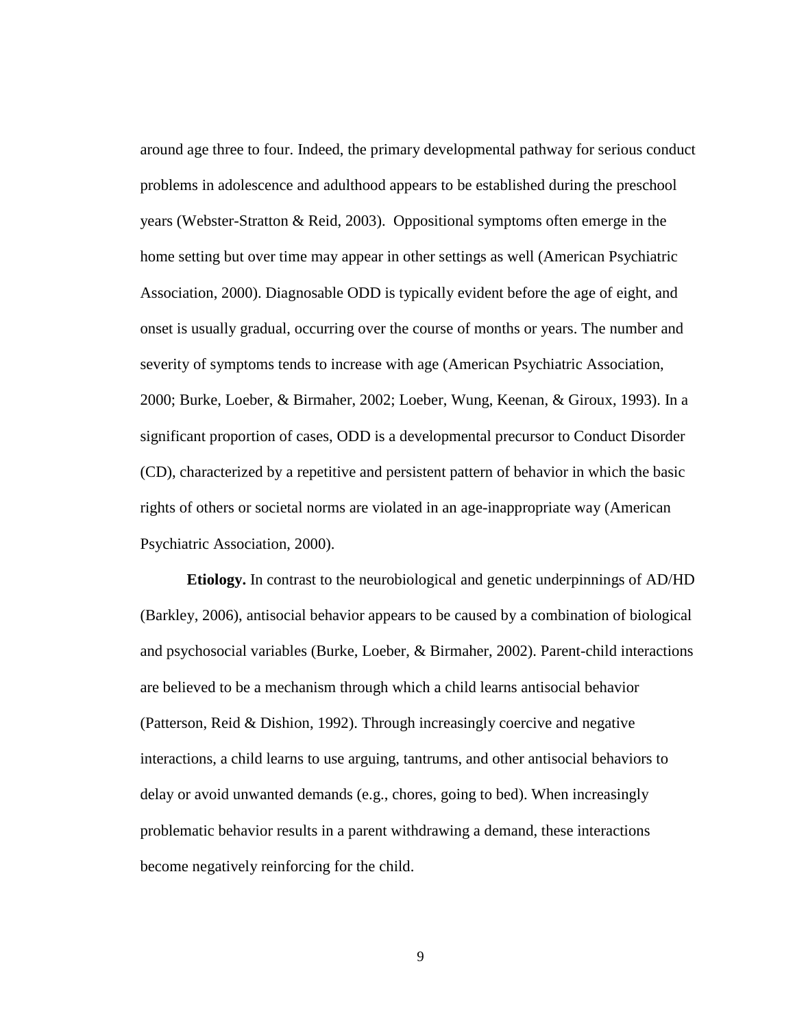around age three to four. Indeed, the primary developmental pathway for serious conduct problems in adolescence and adulthood appears to be established during the preschool years (Webster-Stratton & Reid, 2003). Oppositional symptoms often emerge in the home setting but over time may appear in other settings as well (American Psychiatric Association, 2000). Diagnosable ODD is typically evident before the age of eight, and onset is usually gradual, occurring over the course of months or years. The number and severity of symptoms tends to increase with age (American Psychiatric Association, 2000; Burke, Loeber, & Birmaher, 2002; Loeber, Wung, Keenan, & Giroux, 1993). In a significant proportion of cases, ODD is a developmental precursor to Conduct Disorder (CD), characterized by a repetitive and persistent pattern of behavior in which the basic rights of others or societal norms are violated in an age-inappropriate way (American Psychiatric Association, 2000).

**Etiology.** In contrast to the neurobiological and genetic underpinnings of AD/HD (Barkley, 2006), antisocial behavior appears to be caused by a combination of biological and psychosocial variables (Burke, Loeber, & Birmaher, 2002). Parent-child interactions are believed to be a mechanism through which a child learns antisocial behavior (Patterson, Reid & Dishion, 1992). Through increasingly coercive and negative interactions, a child learns to use arguing, tantrums, and other antisocial behaviors to delay or avoid unwanted demands (e.g., chores, going to bed). When increasingly problematic behavior results in a parent withdrawing a demand, these interactions become negatively reinforcing for the child.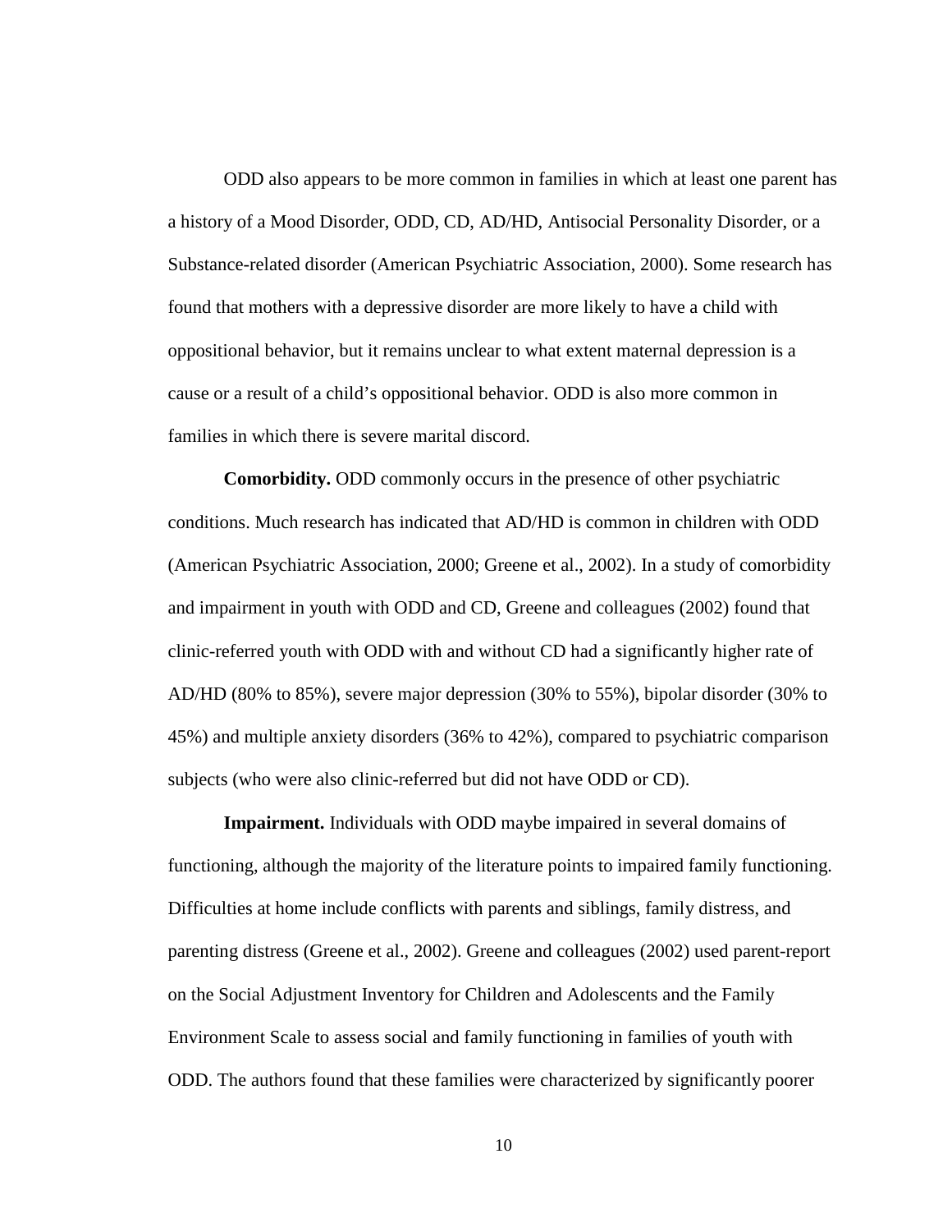ODD also appears to be more common in families in which at least one parent has a history of a Mood Disorder, ODD, CD, AD/HD, Antisocial Personality Disorder, or a Substance-related disorder (American Psychiatric Association, 2000). Some research has found that mothers with a depressive disorder are more likely to have a child with oppositional behavior, but it remains unclear to what extent maternal depression is a cause or a result of a child's oppositional behavior. ODD is also more common in families in which there is severe marital discord.

**Comorbidity.** ODD commonly occurs in the presence of other psychiatric conditions. Much research has indicated that AD/HD is common in children with ODD (American Psychiatric Association, 2000; Greene et al., 2002). In a study of comorbidity and impairment in youth with ODD and CD, Greene and colleagues (2002) found that clinic-referred youth with ODD with and without CD had a significantly higher rate of AD/HD (80% to 85%), severe major depression (30% to 55%), bipolar disorder (30% to 45%) and multiple anxiety disorders (36% to 42%), compared to psychiatric comparison subjects (who were also clinic-referred but did not have ODD or CD).

**Impairment.** Individuals with ODD maybe impaired in several domains of functioning, although the majority of the literature points to impaired family functioning. Difficulties at home include conflicts with parents and siblings, family distress, and parenting distress (Greene et al., 2002). Greene and colleagues (2002) used parent-report on the Social Adjustment Inventory for Children and Adolescents and the Family Environment Scale to assess social and family functioning in families of youth with ODD. The authors found that these families were characterized by significantly poorer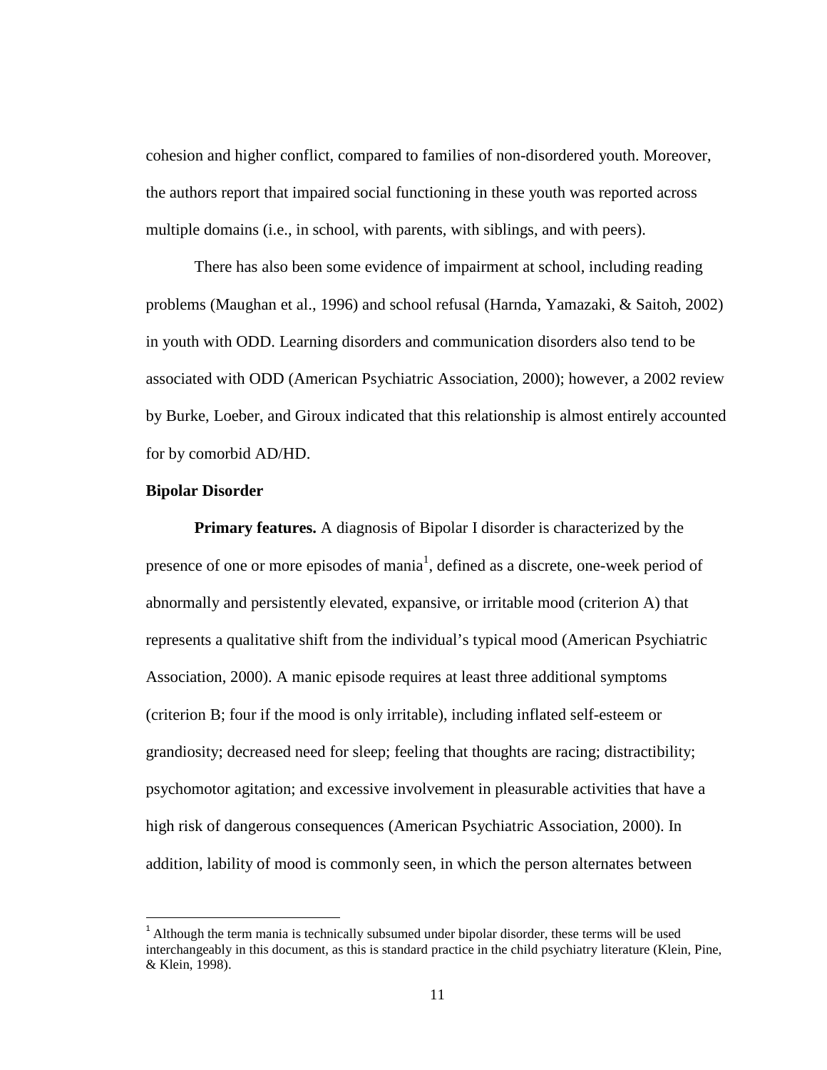cohesion and higher conflict, compared to families of non-disordered youth. Moreover, the authors report that impaired social functioning in these youth was reported across multiple domains (i.e., in school, with parents, with siblings, and with peers).

There has also been some evidence of impairment at school, including reading problems (Maughan et al., 1996) and school refusal (Harnda, Yamazaki, & Saitoh, 2002) in youth with ODD. Learning disorders and communication disorders also tend to be associated with ODD (American Psychiatric Association, 2000); however, a 2002 review by Burke, Loeber, and Giroux indicated that this relationship is almost entirely accounted for by comorbid AD/HD.

## Bipolar Disorder

**Primary features.** A diagnosis of Bipolar I disorder is characterized by the presence of one or more episodes of mania[1], defined as a discrete, one-week period of abnormally and persistently elevated, expansive, or irritable mood (criterion A) that represents a qualitative shift from the individual's typical mood (American Psychiatric Association, 2000). A manic episode requires at least three additional symptoms (criterion B; four if the mood is only irritable), including inflated self-esteem or grandiosity; decreased need for sleep; feeling that thoughts are racing; distractibility; psychomotor agitation; and excessive involvement in pleasurable activities that have a high risk of dangerous consequences (American Psychiatric Association, 2000). In addition, lability of mood is commonly seen, in which the person alternates between

[1] Although the term mania is technically subsumed under bipolar disorder, these terms will be used interchangeably in this document, as this is standard practice in the child psychiatry literature (Klein, Pine, & Klein, 1998).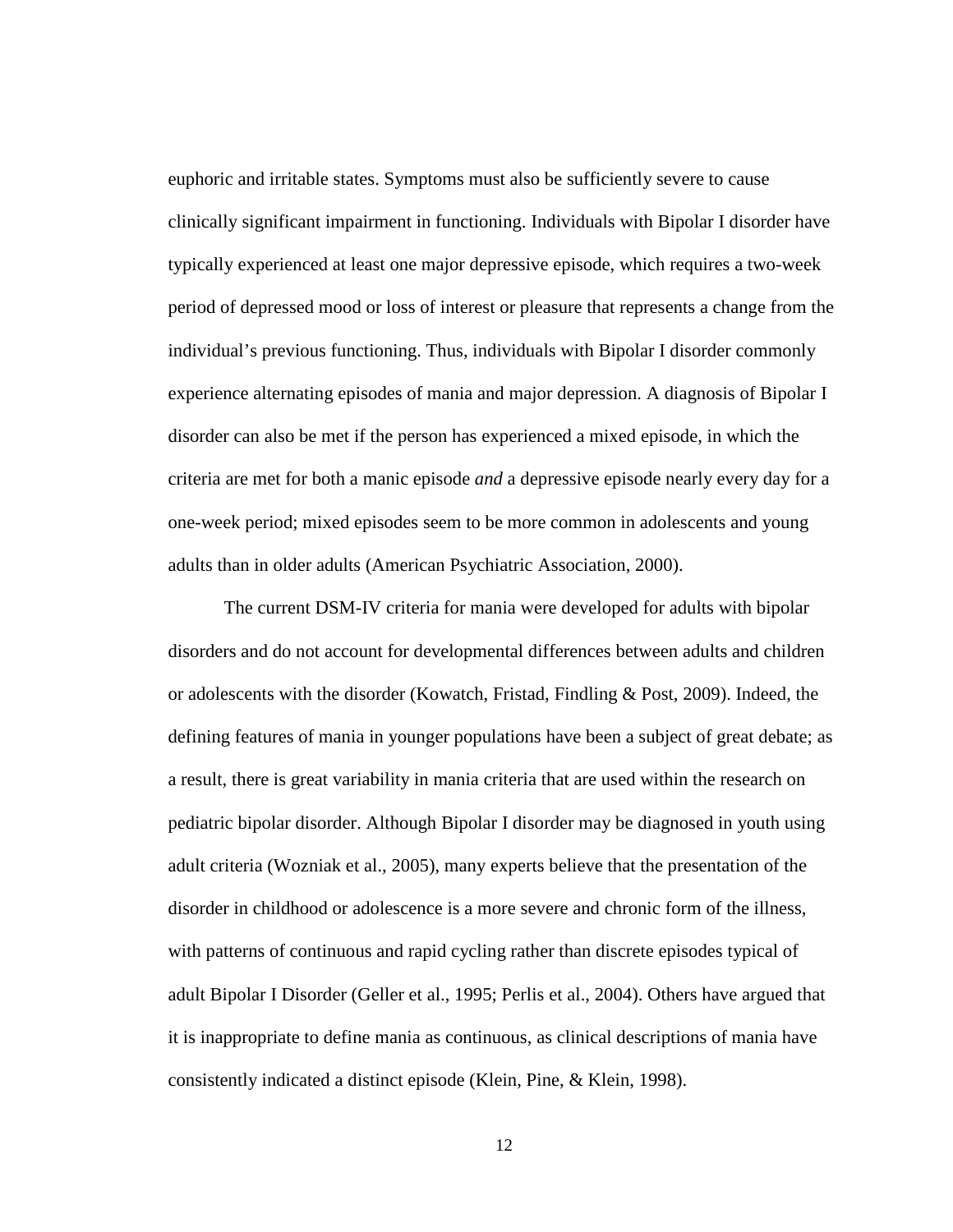euphoric and irritable states. Symptoms must also be sufficiently severe to cause clinically significant impairment in functioning. Individuals with Bipolar I disorder have typically experienced at least one major depressive episode, which requires a two-week period of depressed mood or loss of interest or pleasure that represents a change from the individual's previous functioning. Thus, individuals with Bipolar I disorder commonly experience alternating episodes of mania and major depression. A diagnosis of Bipolar I disorder can also be met if the person has experienced a mixed episode, in which the criteria are met for both a manic episode *and* a depressive episode nearly every day for a one-week period; mixed episodes seem to be more common in adolescents and young adults than in older adults (American Psychiatric Association, 2000).

The current DSM-IV criteria for mania were developed for adults with bipolar disorders and do not account for developmental differences between adults and children or adolescents with the disorder (Kowatch, Fristad, Findling & Post, 2009). Indeed, the defining features of mania in younger populations have been a subject of great debate; as a result, there is great variability in mania criteria that are used within the research on pediatric bipolar disorder. Although Bipolar I disorder may be diagnosed in youth using adult criteria (Wozniak et al., 2005), many experts believe that the presentation of the disorder in childhood or adolescence is a more severe and chronic form of the illness, with patterns of continuous and rapid cycling rather than discrete episodes typical of adult Bipolar I Disorder (Geller et al., 1995; Perlis et al., 2004). Others have argued that it is inappropriate to define mania as continuous, as clinical descriptions of mania have consistently indicated a distinct episode (Klein, Pine, & Klein, 1998).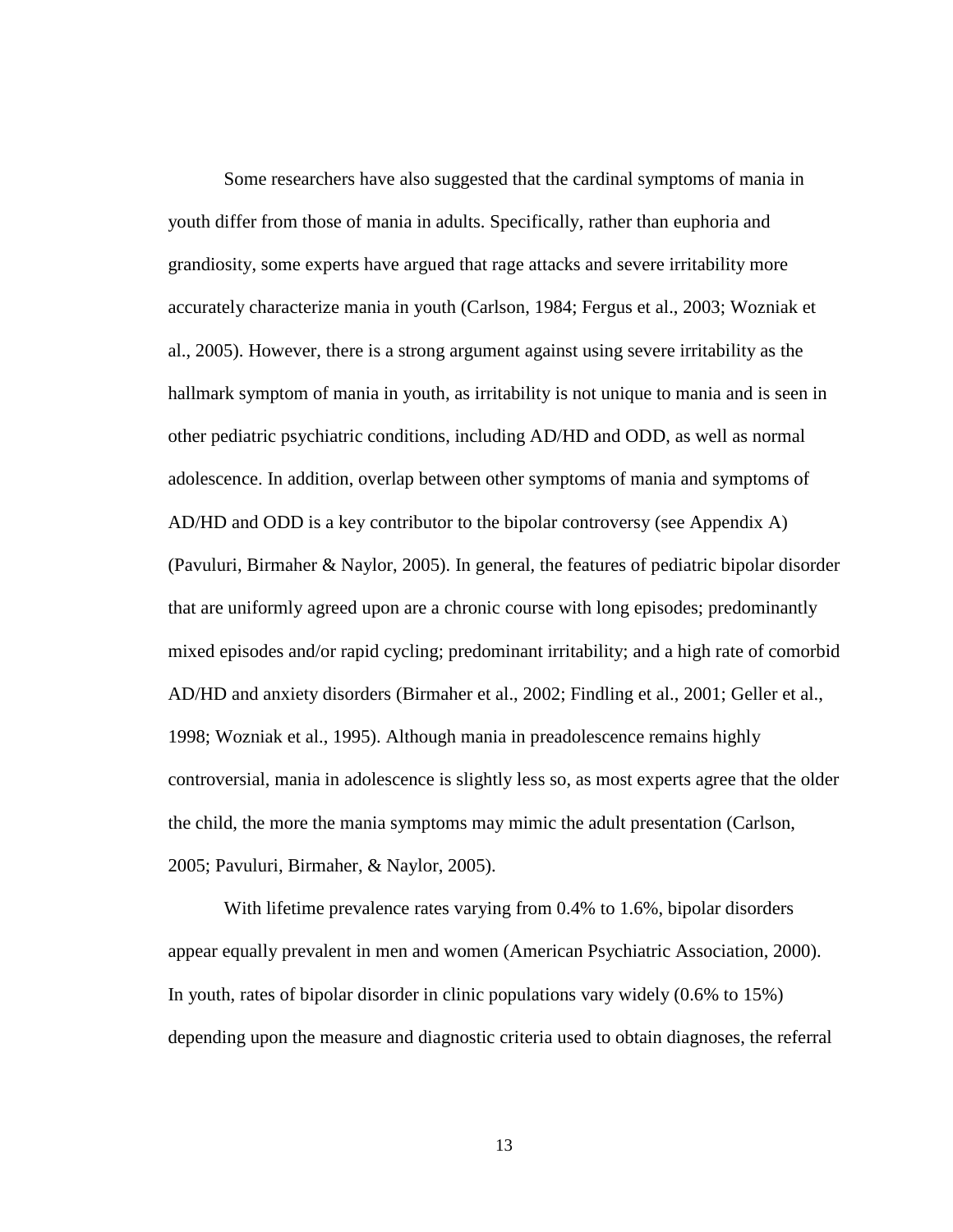Some researchers have also suggested that the cardinal symptoms of mania in youth differ from those of mania in adults. Specifically, rather than euphoria and grandiosity, some experts have argued that rage attacks and severe irritability more accurately characterize mania in youth (Carlson, 1984; Fergus et al., 2003; Wozniak et al., 2005). However, there is a strong argument against using severe irritability as the hallmark symptom of mania in youth, as irritability is not unique to mania and is seen in other pediatric psychiatric conditions, including AD/HD and ODD, as well as normal adolescence. In addition, overlap between other symptoms of mania and symptoms of AD/HD and ODD is a key contributor to the bipolar controversy (see Appendix A) (Pavuluri, Birmaher & Naylor, 2005). In general, the features of pediatric bipolar disorder that are uniformly agreed upon are a chronic course with long episodes; predominantly mixed episodes and/or rapid cycling; predominant irritability; and a high rate of comorbid AD/HD and anxiety disorders (Birmaher et al., 2002; Findling et al., 2001; Geller et al., 1998; Wozniak et al., 1995). Although mania in preadolescence remains highly controversial, mania in adolescence is slightly less so, as most experts agree that the older the child, the more the mania symptoms may mimic the adult presentation (Carlson, 2005; Pavuluri, Birmaher, & Naylor, 2005).

With lifetime prevalence rates varying from 0.4% to 1.6%, bipolar disorders appear equally prevalent in men and women (American Psychiatric Association, 2000). In youth, rates of bipolar disorder in clinic populations vary widely (0.6% to 15%) depending upon the measure and diagnostic criteria used to obtain diagnoses, the referral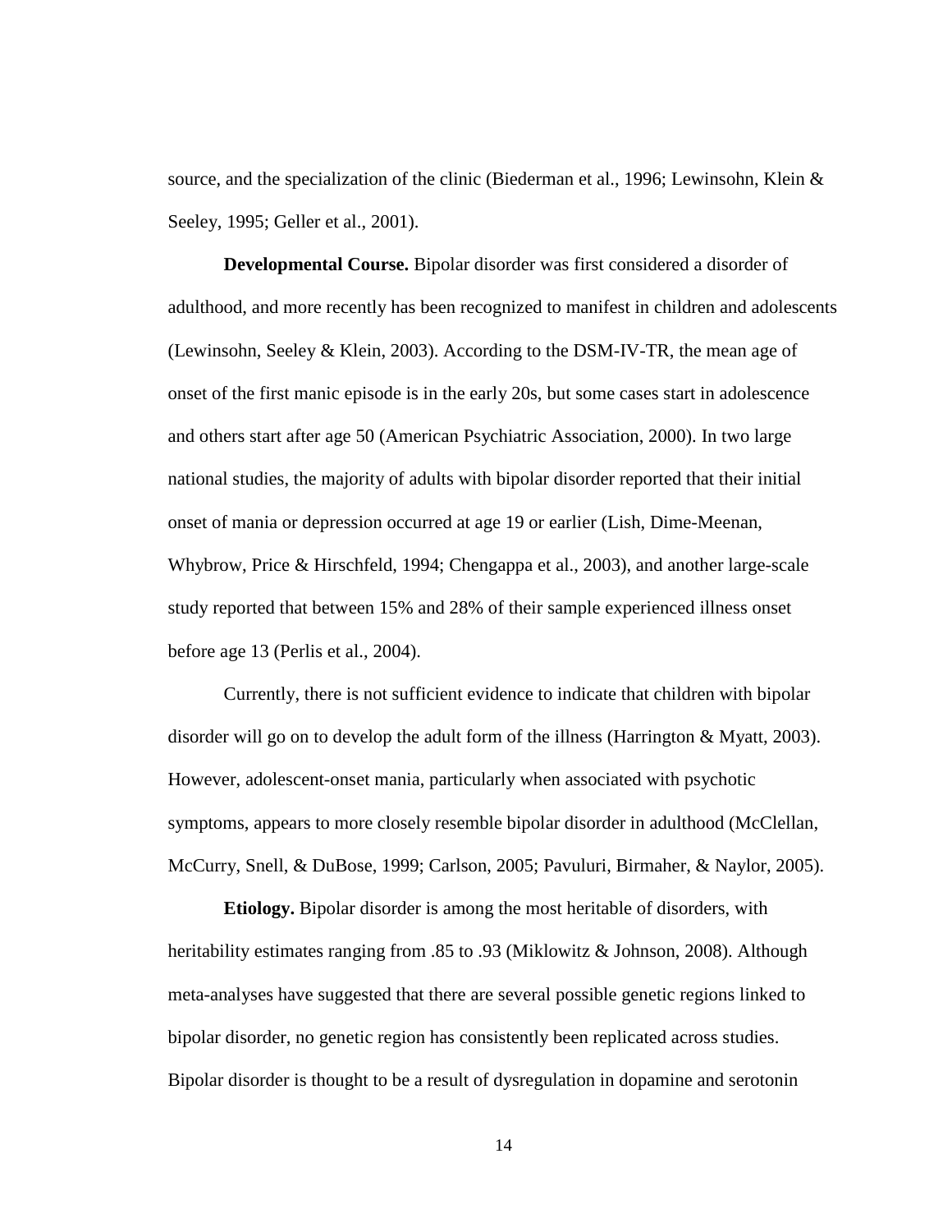source, and the specialization of the clinic (Biederman et al., 1996; Lewinsohn, Klein & Seeley, 1995; Geller et al., 2001).

**Developmental Course.** Bipolar disorder was first considered a disorder of adulthood, and more recently has been recognized to manifest in children and adolescents (Lewinsohn, Seeley & Klein, 2003). According to the DSM-IV-TR, the mean age of onset of the first manic episode is in the early 20s, but some cases start in adolescence and others start after age 50 (American Psychiatric Association, 2000). In two large national studies, the majority of adults with bipolar disorder reported that their initial onset of mania or depression occurred at age 19 or earlier (Lish, Dime-Meenan, Whybrow, Price & Hirschfeld, 1994; Chengappa et al., 2003), and another large-scale study reported that between 15% and 28% of their sample experienced illness onset before age 13 (Perlis et al., 2004).

Currently, there is not sufficient evidence to indicate that children with bipolar disorder will go on to develop the adult form of the illness (Harrington & Myatt, 2003). However, adolescent-onset mania, particularly when associated with psychotic symptoms, appears to more closely resemble bipolar disorder in adulthood (McClellan, McCurry, Snell, & DuBose, 1999; Carlson, 2005; Pavuluri, Birmaher, & Naylor, 2005).

**Etiology.** Bipolar disorder is among the most heritable of disorders, with heritability estimates ranging from .85 to .93 (Miklowitz & Johnson, 2008). Although meta-analyses have suggested that there are several possible genetic regions linked to bipolar disorder, no genetic region has consistently been replicated across studies. Bipolar disorder is thought to be a result of dysregulation in dopamine and serotonin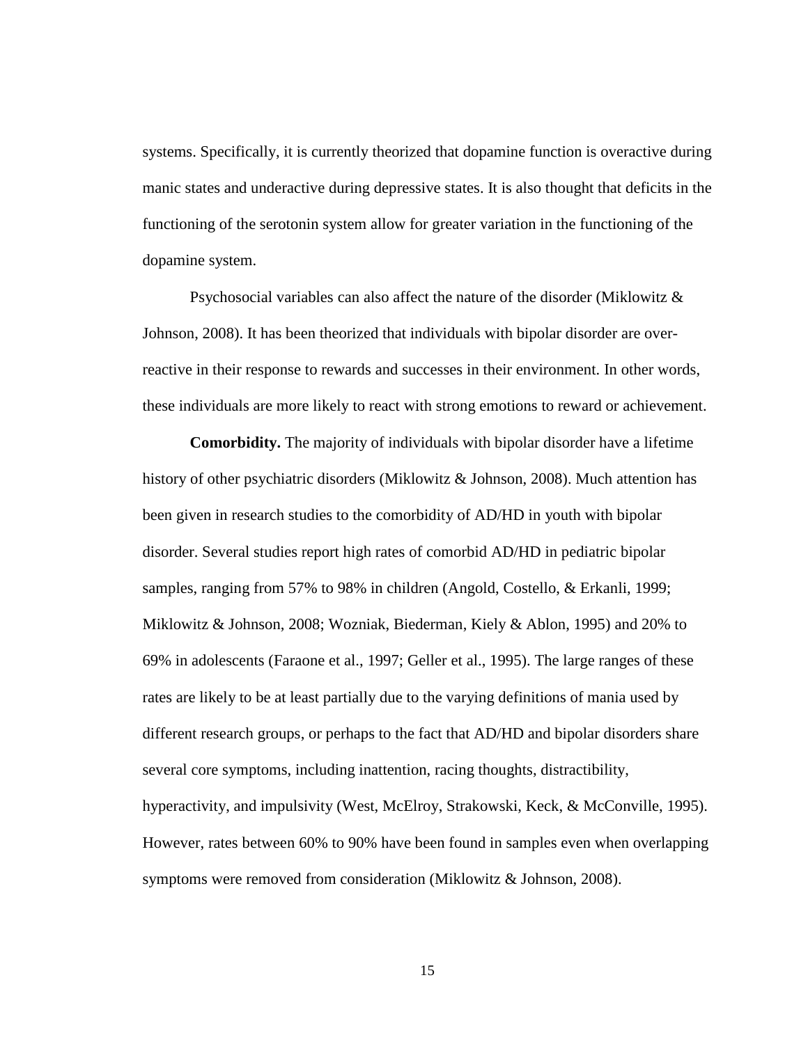systems. Specifically, it is currently theorized that dopamine function is overactive during manic states and underactive during depressive states. It is also thought that deficits in the functioning of the serotonin system allow for greater variation in the functioning of the dopamine system.

Psychosocial variables can also affect the nature of the disorder (Miklowitz & Johnson, 2008). It has been theorized that individuals with bipolar disorder are over-reactive in their response to rewards and successes in their environment. In other words, these individuals are more likely to react with strong emotions to reward or achievement.

**Comorbidity.** The majority of individuals with bipolar disorder have a lifetime history of other psychiatric disorders (Miklowitz & Johnson, 2008). Much attention has been given in research studies to the comorbidity of AD/HD in youth with bipolar disorder. Several studies report high rates of comorbid AD/HD in pediatric bipolar samples, ranging from 57% to 98% in children (Angold, Costello, & Erkanli, 1999; Miklowitz & Johnson, 2008; Wozniak, Biederman, Kiely & Ablon, 1995) and 20% to 69% in adolescents (Faraone et al., 1997; Geller et al., 1995). The large ranges of these rates are likely to be at least partially due to the varying definitions of mania used by different research groups, or perhaps to the fact that AD/HD and bipolar disorders share several core symptoms, including inattention, racing thoughts, distractibility, hyperactivity, and impulsivity (West, McElroy, Strakowski, Keck, & McConville, 1995). However, rates between 60% to 90% have been found in samples even when overlapping symptoms were removed from consideration (Miklowitz & Johnson, 2008).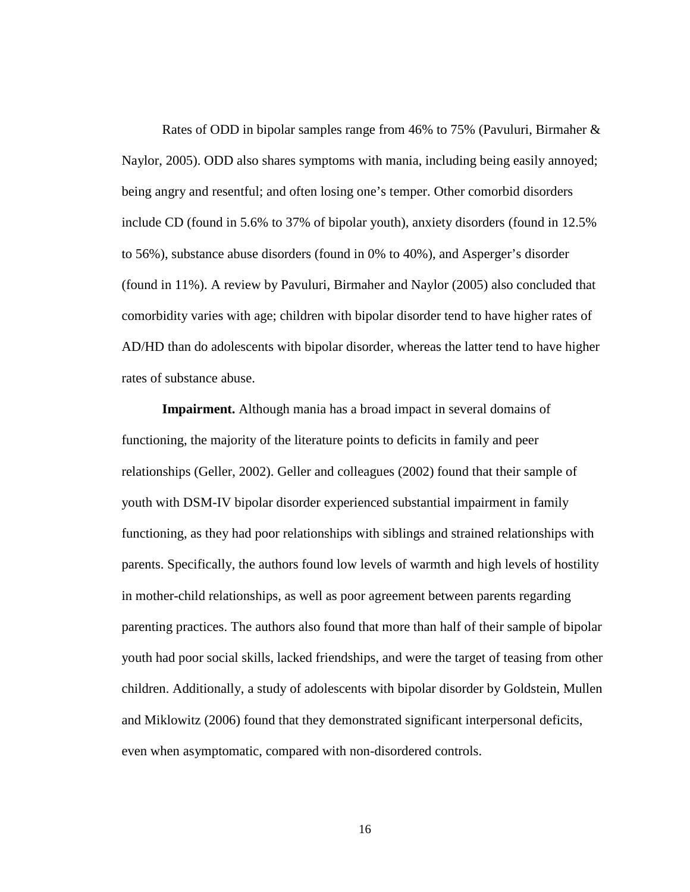Rates of ODD in bipolar samples range from 46% to 75% (Pavuluri, Birmaher & Naylor, 2005). ODD also shares symptoms with mania, including being easily annoyed; being angry and resentful; and often losing one's temper. Other comorbid disorders include CD (found in 5.6% to 37% of bipolar youth), anxiety disorders (found in 12.5% to 56%), substance abuse disorders (found in 0% to 40%), and Asperger's disorder (found in 11%). A review by Pavuluri, Birmaher and Naylor (2005) also concluded that comorbidity varies with age; children with bipolar disorder tend to have higher rates of AD/HD than do adolescents with bipolar disorder, whereas the latter tend to have higher rates of substance abuse.

**Impairment.** Although mania has a broad impact in several domains of functioning, the majority of the literature points to deficits in family and peer relationships (Geller, 2002). Geller and colleagues (2002) found that their sample of youth with DSM-IV bipolar disorder experienced substantial impairment in family functioning, as they had poor relationships with siblings and strained relationships with parents. Specifically, the authors found low levels of warmth and high levels of hostility in mother-child relationships, as well as poor agreement between parents regarding parenting practices. The authors also found that more than half of their sample of bipolar youth had poor social skills, lacked friendships, and were the target of teasing from other children. Additionally, a study of adolescents with bipolar disorder by Goldstein, Mullen and Miklowitz (2006) found that they demonstrated significant interpersonal deficits, even when asymptomatic, compared with non-disordered controls.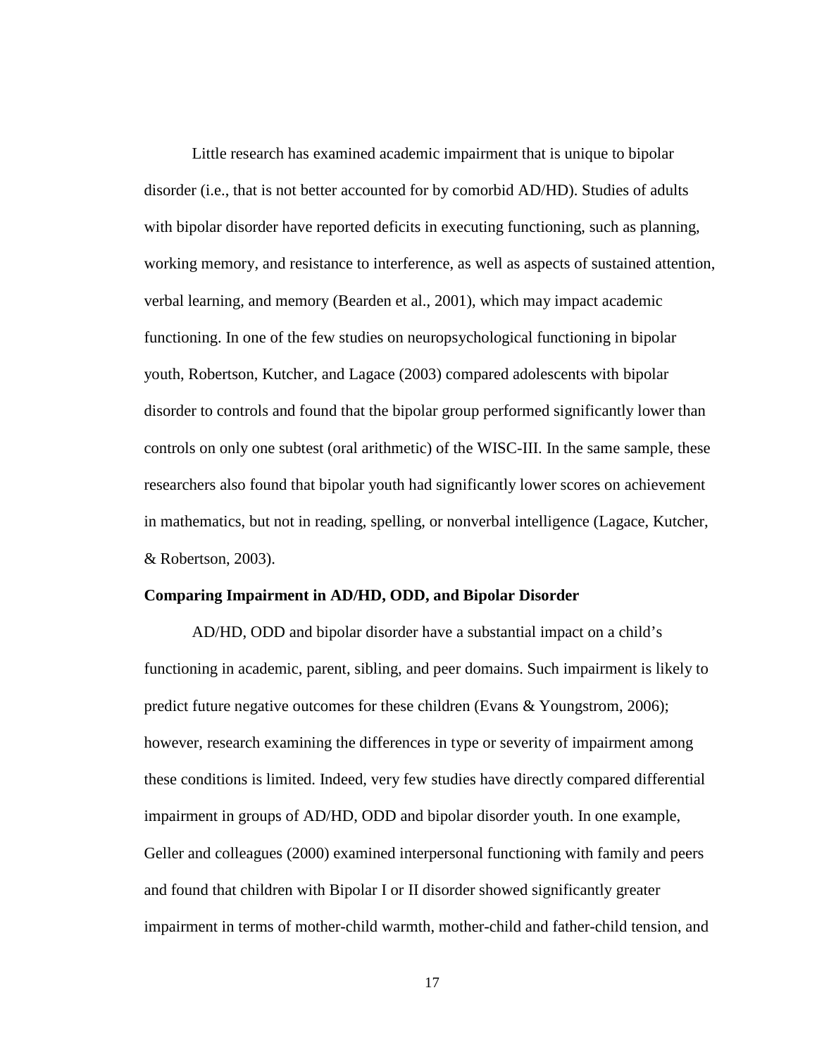Little research has examined academic impairment that is unique to bipolar disorder (i.e., that is not better accounted for by comorbid AD/HD). Studies of adults with bipolar disorder have reported deficits in executing functioning, such as planning, working memory, and resistance to interference, as well as aspects of sustained attention, verbal learning, and memory (Bearden et al., 2001), which may impact academic functioning. In one of the few studies on neuropsychological functioning in bipolar youth, Robertson, Kutcher, and Lagace (2003) compared adolescents with bipolar disorder to controls and found that the bipolar group performed significantly lower than controls on only one subtest (oral arithmetic) of the WISC-III. In the same sample, these researchers also found that bipolar youth had significantly lower scores on achievement in mathematics, but not in reading, spelling, or nonverbal intelligence (Lagace, Kutcher, & Robertson, 2003).

**Comparing Impairment in AD/HD, ODD, and Bipolar Disorder**

AD/HD, ODD and bipolar disorder have a substantial impact on a child's functioning in academic, parent, sibling, and peer domains. Such impairment is likely to predict future negative outcomes for these children (Evans & Youngstrom, 2006); however, research examining the differences in type or severity of impairment among these conditions is limited. Indeed, very few studies have directly compared differential impairment in groups of AD/HD, ODD and bipolar disorder youth. In one example, Geller and colleagues (2000) examined interpersonal functioning with family and peers and found that children with Bipolar I or II disorder showed significantly greater impairment in terms of mother-child warmth, mother-child and father-child tension, and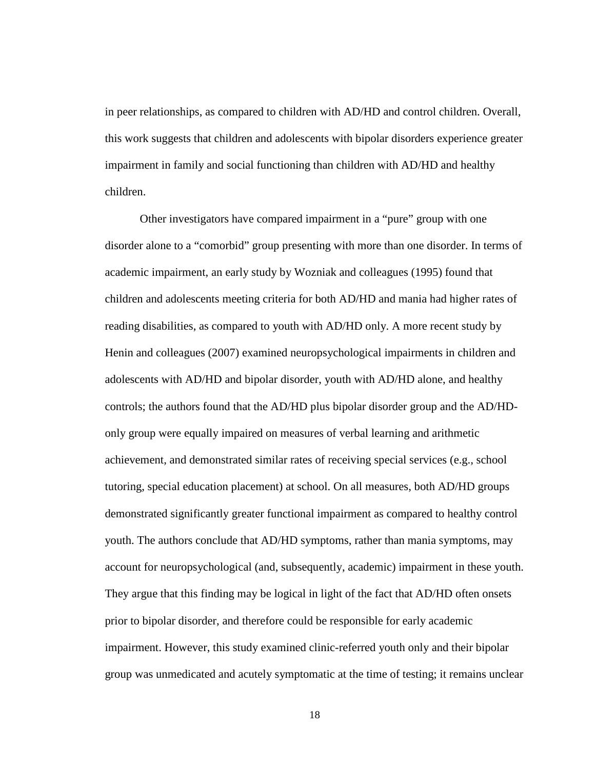in peer relationships, as compared to children with AD/HD and control children. Overall, this work suggests that children and adolescents with bipolar disorders experience greater impairment in family and social functioning than children with AD/HD and healthy children.

Other investigators have compared impairment in a "pure" group with one disorder alone to a "comorbid" group presenting with more than one disorder. In terms of academic impairment, an early study by Wozniak and colleagues (1995) found that children and adolescents meeting criteria for both AD/HD and mania had higher rates of reading disabilities, as compared to youth with AD/HD only. A more recent study by Henin and colleagues (2007) examined neuropsychological impairments in children and adolescents with AD/HD and bipolar disorder, youth with AD/HD alone, and healthy controls; the authors found that the AD/HD plus bipolar disorder group and the AD/HD-only group were equally impaired on measures of verbal learning and arithmetic achievement, and demonstrated similar rates of receiving special services (e.g., school tutoring, special education placement) at school. On all measures, both AD/HD groups demonstrated significantly greater functional impairment as compared to healthy control youth. The authors conclude that AD/HD symptoms, rather than mania symptoms, may account for neuropsychological (and, subsequently, academic) impairment in these youth. They argue that this finding may be logical in light of the fact that AD/HD often onsets prior to bipolar disorder, and therefore could be responsible for early academic impairment. However, this study examined clinic-referred youth only and their bipolar group was unmedicated and acutely symptomatic at the time of testing; it remains unclear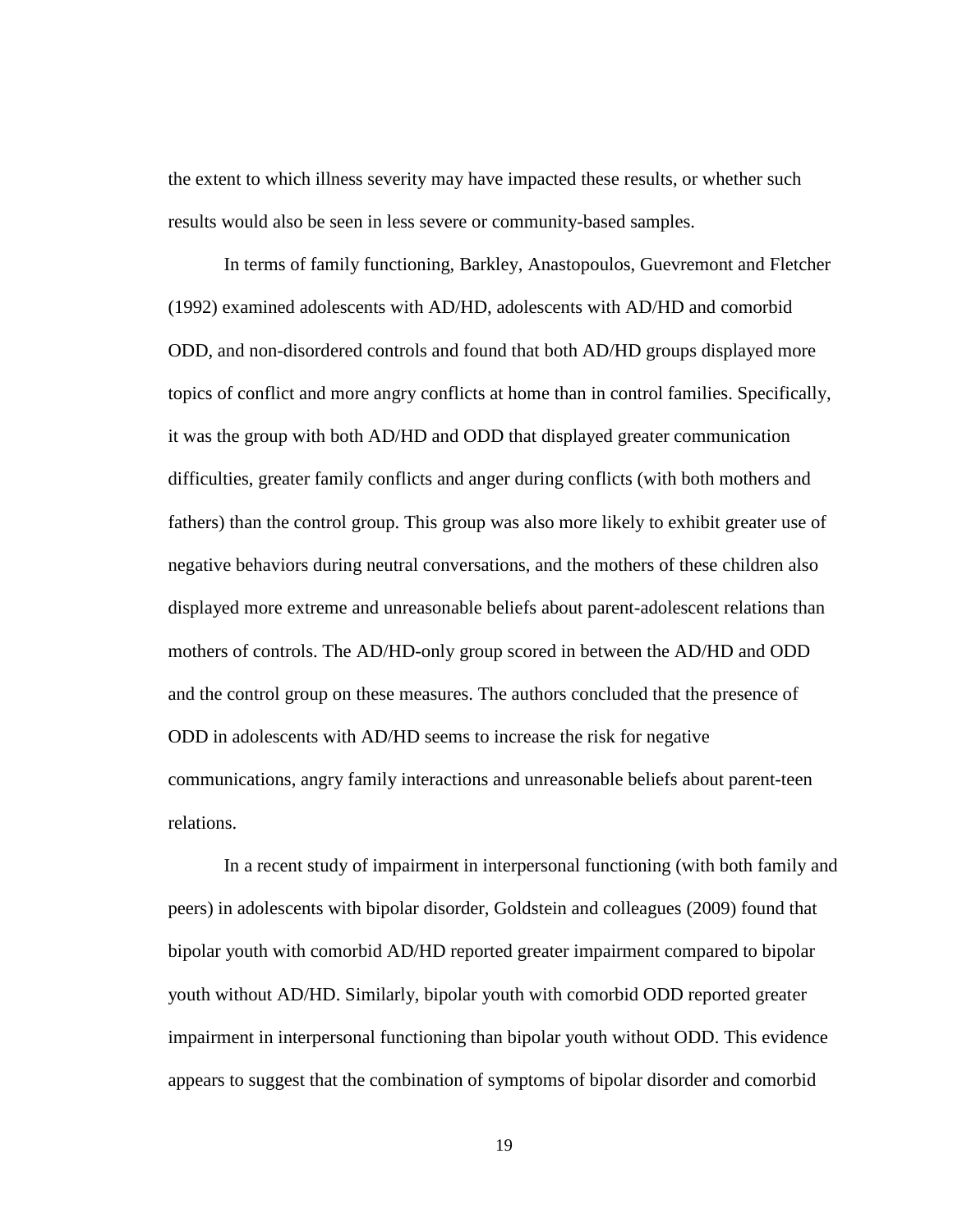the extent to which illness severity may have impacted these results, or whether such results would also be seen in less severe or community-based samples.

In terms of family functioning, Barkley, Anastopoulos, Guevremont and Fletcher (1992) examined adolescents with AD/HD, adolescents with AD/HD and comorbid ODD, and non-disordered controls and found that both AD/HD groups displayed more topics of conflict and more angry conflicts at home than in control families. Specifically, it was the group with both AD/HD and ODD that displayed greater communication difficulties, greater family conflicts and anger during conflicts (with both mothers and fathers) than the control group. This group was also more likely to exhibit greater use of negative behaviors during neutral conversations, and the mothers of these children also displayed more extreme and unreasonable beliefs about parent-adolescent relations than mothers of controls. The AD/HD-only group scored in between the AD/HD and ODD and the control group on these measures. The authors concluded that the presence of ODD in adolescents with AD/HD seems to increase the risk for negative communications, angry family interactions and unreasonable beliefs about parent-teen relations.

In a recent study of impairment in interpersonal functioning (with both family and peers) in adolescents with bipolar disorder, Goldstein and colleagues (2009) found that bipolar youth with comorbid AD/HD reported greater impairment compared to bipolar youth without AD/HD. Similarly, bipolar youth with comorbid ODD reported greater impairment in interpersonal functioning than bipolar youth without ODD. This evidence appears to suggest that the combination of symptoms of bipolar disorder and comorbid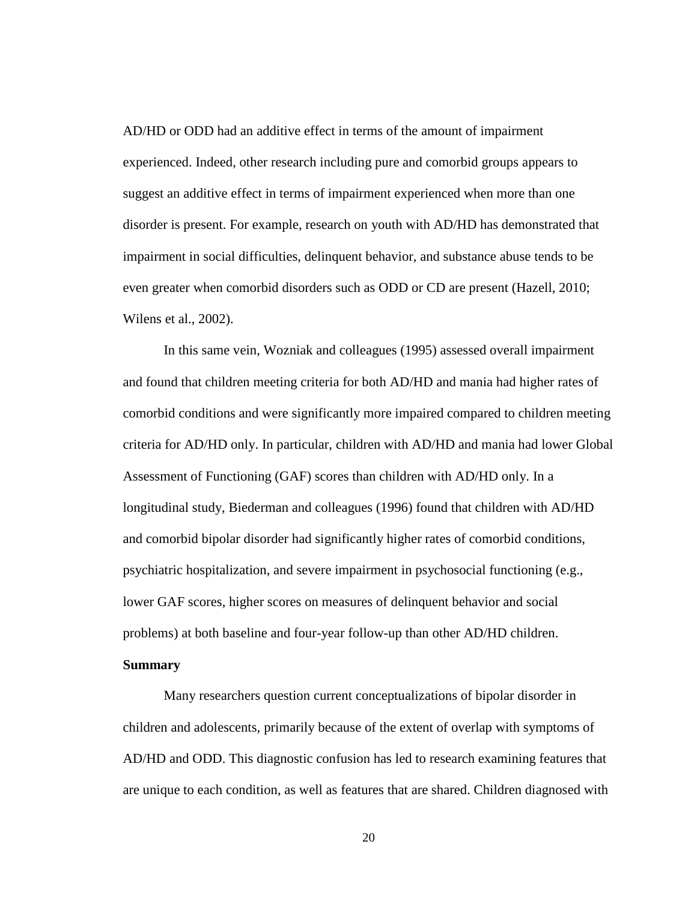AD/HD or ODD had an additive effect in terms of the amount of impairment experienced. Indeed, other research including pure and comorbid groups appears to suggest an additive effect in terms of impairment experienced when more than one disorder is present. For example, research on youth with AD/HD has demonstrated that impairment in social difficulties, delinquent behavior, and substance abuse tends to be even greater when comorbid disorders such as ODD or CD are present (Hazell, 2010; Wilens et al., 2002).

In this same vein, Wozniak and colleagues (1995) assessed overall impairment and found that children meeting criteria for both AD/HD and mania had higher rates of comorbid conditions and were significantly more impaired compared to children meeting criteria for AD/HD only. In particular, children with AD/HD and mania had lower Global Assessment of Functioning (GAF) scores than children with AD/HD only. In a longitudinal study, Biederman and colleagues (1996) found that children with AD/HD and comorbid bipolar disorder had significantly higher rates of comorbid conditions, psychiatric hospitalization, and severe impairment in psychosocial functioning (e.g., lower GAF scores, higher scores on measures of delinquent behavior and social problems) at both baseline and four-year follow-up than other AD/HD children.

**Summary**

Many researchers question current conceptualizations of bipolar disorder in children and adolescents, primarily because of the extent of overlap with symptoms of AD/HD and ODD. This diagnostic confusion has led to research examining features that are unique to each condition, as well as features that are shared. Children diagnosed with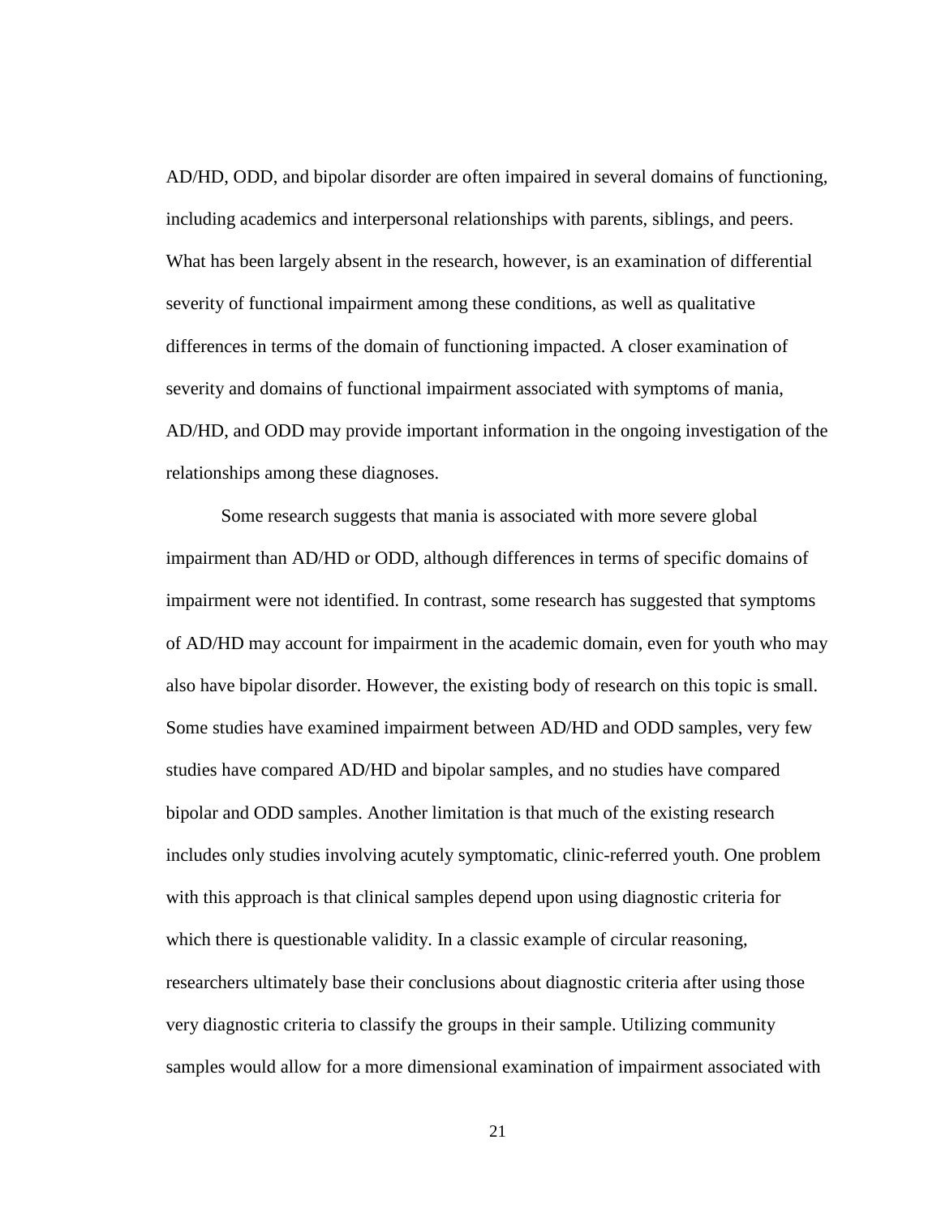AD/HD, ODD, and bipolar disorder are often impaired in several domains of functioning, including academics and interpersonal relationships with parents, siblings, and peers. What has been largely absent in the research, however, is an examination of differential severity of functional impairment among these conditions, as well as qualitative differences in terms of the domain of functioning impacted. A closer examination of severity and domains of functional impairment associated with symptoms of mania, AD/HD, and ODD may provide important information in the ongoing investigation of the relationships among these diagnoses.

Some research suggests that mania is associated with more severe global impairment than AD/HD or ODD, although differences in terms of specific domains of impairment were not identified. In contrast, some research has suggested that symptoms of AD/HD may account for impairment in the academic domain, even for youth who may also have bipolar disorder. However, the existing body of research on this topic is small. Some studies have examined impairment between AD/HD and ODD samples, very few studies have compared AD/HD and bipolar samples, and no studies have compared bipolar and ODD samples. Another limitation is that much of the existing research includes only studies involving acutely symptomatic, clinic-referred youth. One problem with this approach is that clinical samples depend upon using diagnostic criteria for which there is questionable validity. In a classic example of circular reasoning, researchers ultimately base their conclusions about diagnostic criteria after using those very diagnostic criteria to classify the groups in their sample. Utilizing community samples would allow for a more dimensional examination of impairment associated with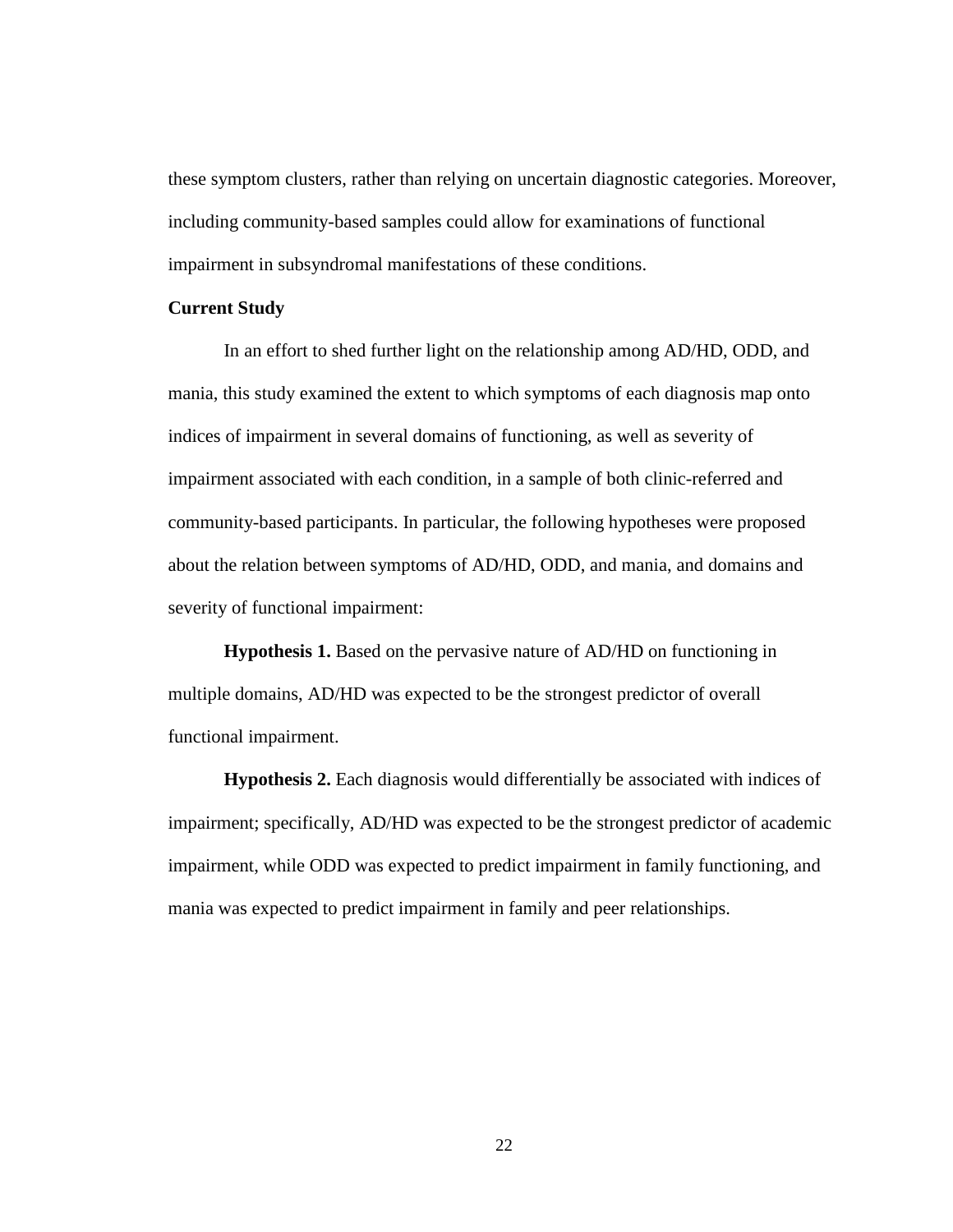these symptom clusters, rather than relying on uncertain diagnostic categories. Moreover, including community-based samples could allow for examinations of functional impairment in subsyndromal manifestations of these conditions.

## Current Study

In an effort to shed further light on the relationship among AD/HD, ODD, and mania, this study examined the extent to which symptoms of each diagnosis map onto indices of impairment in several domains of functioning, as well as severity of impairment associated with each condition, in a sample of both clinic-referred and community-based participants. In particular, the following hypotheses were proposed about the relation between symptoms of AD/HD, ODD, and mania, and domains and severity of functional impairment:

**Hypothesis 1.** Based on the pervasive nature of AD/HD on functioning in multiple domains, AD/HD was expected to be the strongest predictor of overall functional impairment.

**Hypothesis 2.** Each diagnosis would differentially be associated with indices of impairment; specifically, AD/HD was expected to be the strongest predictor of academic impairment, while ODD was expected to predict impairment in family functioning, and mania was expected to predict impairment in family and peer relationships.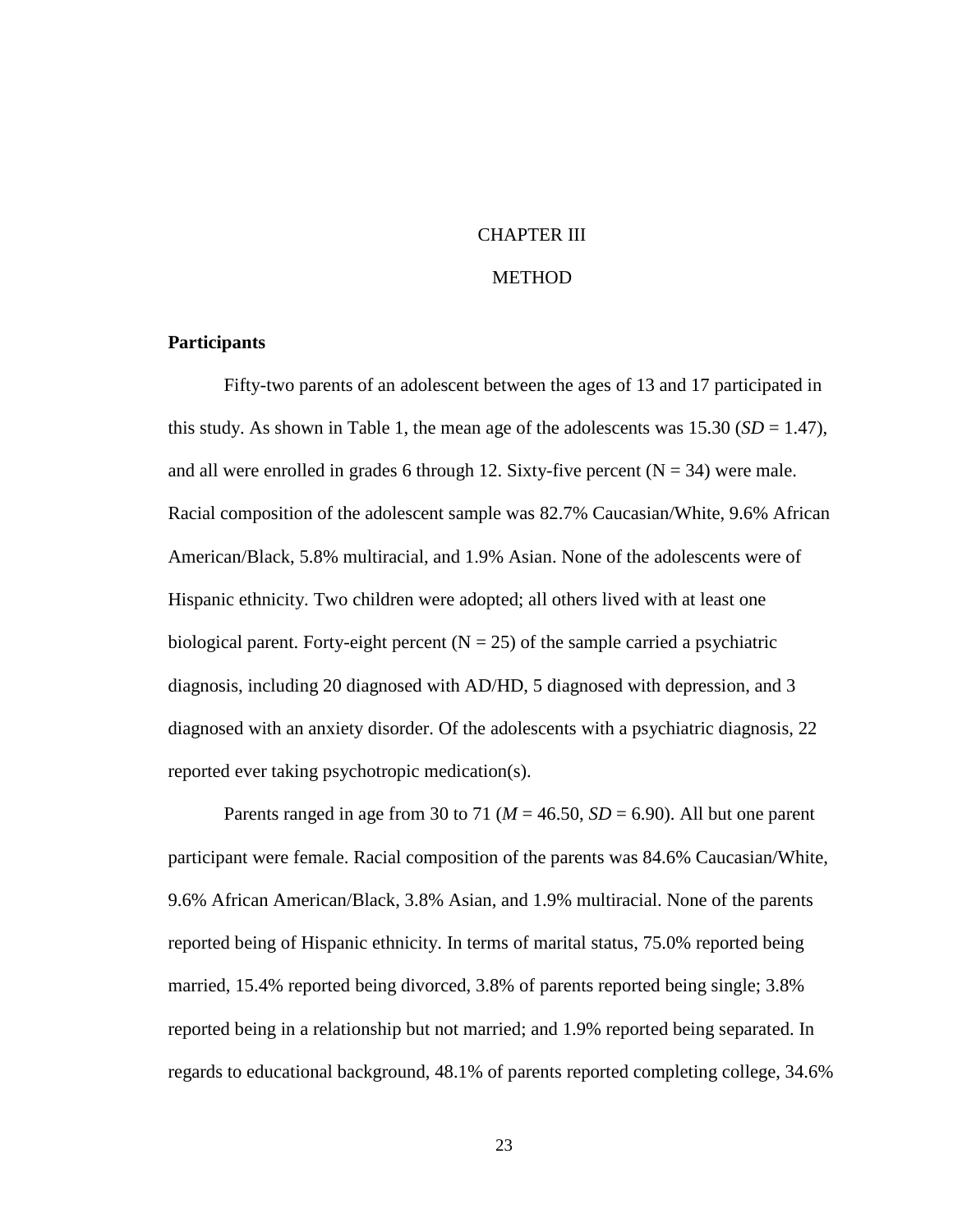# CHAPTER III

# METHOD

## Participants

Fifty-two parents of an adolescent between the ages of 13 and 17 participated in this study. As shown in Table 1, the mean age of the adolescents was 15.30 (*SD* = 1.47), and all were enrolled in grades 6 through 12. Sixty-five percent (N = 34) were male. Racial composition of the adolescent sample was 82.7% Caucasian/White, 9.6% African American/Black, 5.8% multiracial, and 1.9% Asian. None of the adolescents were of Hispanic ethnicity. Two children were adopted; all others lived with at least one biological parent. Forty-eight percent (N = 25) of the sample carried a psychiatric diagnosis, including 20 diagnosed with AD/HD, 5 diagnosed with depression, and 3 diagnosed with an anxiety disorder. Of the adolescents with a psychiatric diagnosis, 22 reported ever taking psychotropic medication(s).

Parents ranged in age from 30 to 71 (*M* = 46.50, *SD* = 6.90). All but one parent participant were female. Racial composition of the parents was 84.6% Caucasian/White, 9.6% African American/Black, 3.8% Asian, and 1.9% multiracial. None of the parents reported being of Hispanic ethnicity. In terms of marital status, 75.0% reported being married, 15.4% reported being divorced, 3.8% of parents reported being single; 3.8% reported being in a relationship but not married; and 1.9% reported being separated. In regards to educational background, 48.1% of parents reported completing college, 34.6%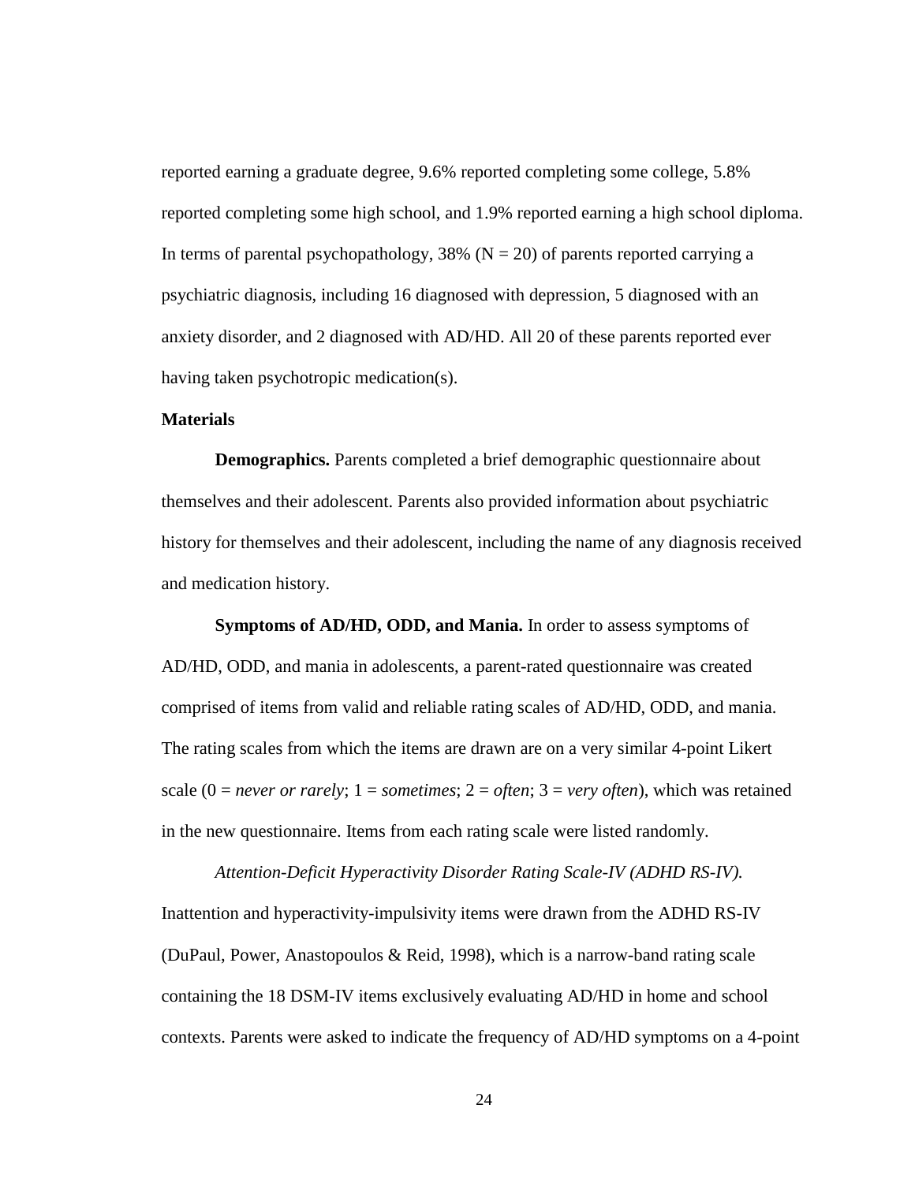reported earning a graduate degree, 9.6% reported completing some college, 5.8% reported completing some high school, and 1.9% reported earning a high school diploma. In terms of parental psychopathology, 38% (N = 20) of parents reported carrying a psychiatric diagnosis, including 16 diagnosed with depression, 5 diagnosed with an anxiety disorder, and 2 diagnosed with AD/HD. All 20 of these parents reported ever having taken psychotropic medication(s).

### Materials

**Demographics.** Parents completed a brief demographic questionnaire about themselves and their adolescent. Parents also provided information about psychiatric history for themselves and their adolescent, including the name of any diagnosis received and medication history.

**Symptoms of AD/HD, ODD, and Mania.** In order to assess symptoms of AD/HD, ODD, and mania in adolescents, a parent-rated questionnaire was created comprised of items from valid and reliable rating scales of AD/HD, ODD, and mania. The rating scales from which the items are drawn are on a very similar 4-point Likert scale (0 = *never or rarely*; 1 = *sometimes*; 2 = *often*; 3 = *very often*), which was retained in the new questionnaire. Items from each rating scale were listed randomly.

*Attention-Deficit Hyperactivity Disorder Rating Scale-IV (ADHD RS-IV).* Inattention and hyperactivity-impulsivity items were drawn from the ADHD RS-IV (DuPaul, Power, Anastopoulos & Reid, 1998), which is a narrow-band rating scale containing the 18 DSM-IV items exclusively evaluating AD/HD in home and school contexts. Parents were asked to indicate the frequency of AD/HD symptoms on a 4-point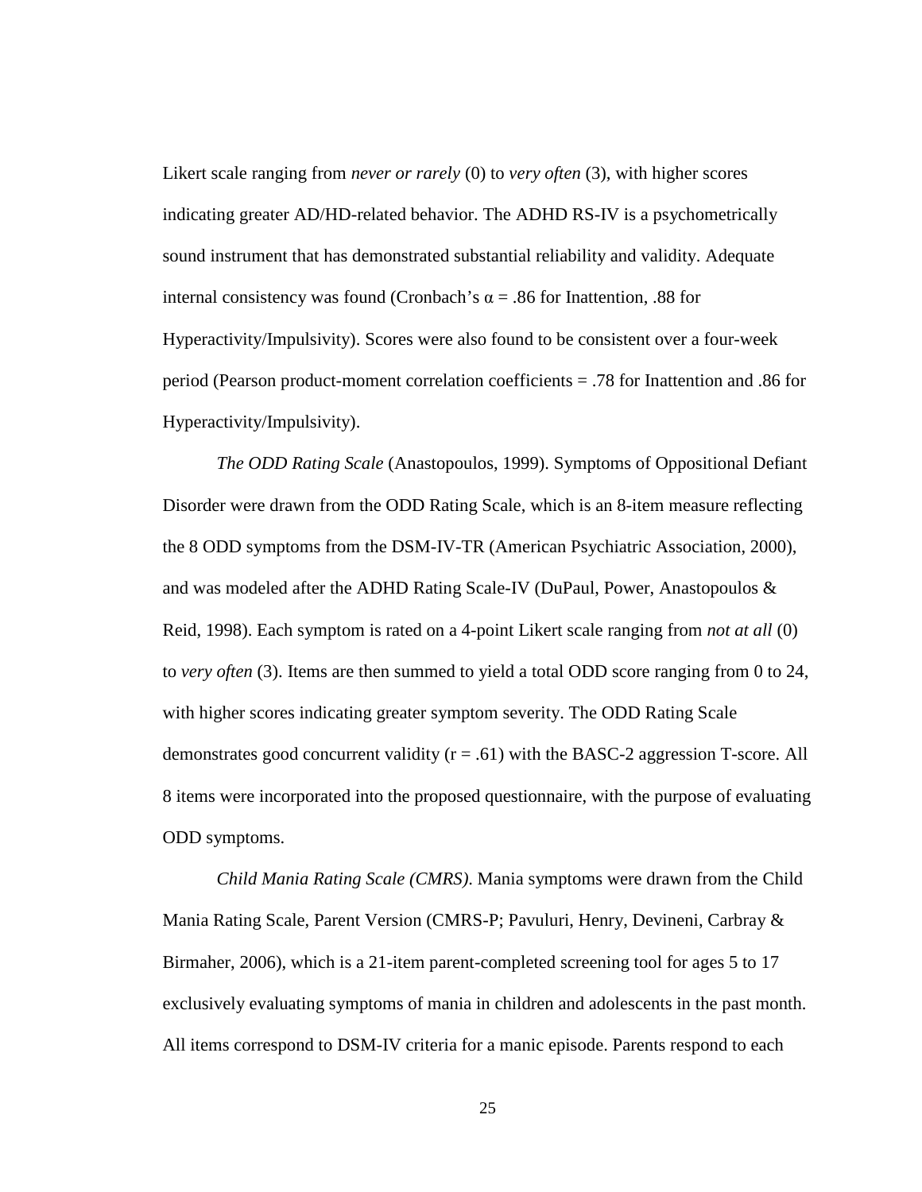Likert scale ranging from *never or rarely* (0) to *very often* (3), with higher scores indicating greater AD/HD-related behavior. The ADHD RS-IV is a psychometrically sound instrument that has demonstrated substantial reliability and validity. Adequate internal consistency was found (Cronbach's $\alpha = .86$ for Inattention, .88 for Hyperactivity/Impulsivity). Scores were also found to be consistent over a four-week period (Pearson product-moment correlation coefficients = .78 for Inattention and .86 for Hyperactivity/Impulsivity).

*The ODD Rating Scale* (Anastopoulos, 1999). Symptoms of Oppositional Defiant Disorder were drawn from the ODD Rating Scale, which is an 8-item measure reflecting the 8 ODD symptoms from the DSM-IV-TR (American Psychiatric Association, 2000), and was modeled after the ADHD Rating Scale-IV (DuPaul, Power, Anastopoulos & Reid, 1998). Each symptom is rated on a 4-point Likert scale ranging from *not at all* (0) to *very often* (3). Items are then summed to yield a total ODD score ranging from 0 to 24, with higher scores indicating greater symptom severity. The ODD Rating Scale demonstrates good concurrent validity ($r = .61$) with the BASC-2 aggression T-score. All 8 items were incorporated into the proposed questionnaire, with the purpose of evaluating ODD symptoms.

*Child Mania Rating Scale (CMRS)*. Mania symptoms were drawn from the Child Mania Rating Scale, Parent Version (CMRS-P; Pavuluri, Henry, Devineni, Carbray & Birmaher, 2006), which is a 21-item parent-completed screening tool for ages 5 to 17 exclusively evaluating symptoms of mania in children and adolescents in the past month. All items correspond to DSM-IV criteria for a manic episode. Parents respond to each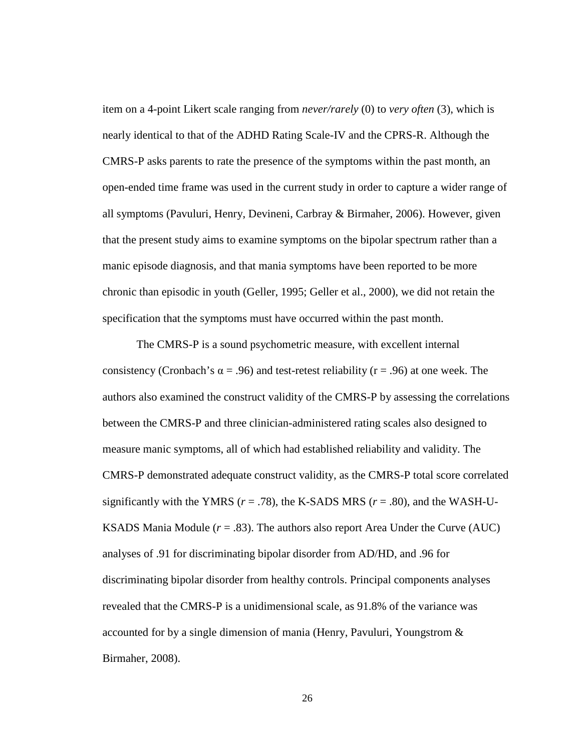item on a 4-point Likert scale ranging from *never/rarely* (0) to *very often* (3), which is nearly identical to that of the ADHD Rating Scale-IV and the CPRS-R. Although the CMRS-P asks parents to rate the presence of the symptoms within the past month, an open-ended time frame was used in the current study in order to capture a wider range of all symptoms (Pavuluri, Henry, Devineni, Carbray & Birmaher, 2006). However, given that the present study aims to examine symptoms on the bipolar spectrum rather than a manic episode diagnosis, and that mania symptoms have been reported to be more chronic than episodic in youth (Geller, 1995; Geller et al., 2000), we did not retain the specification that the symptoms must have occurred within the past month.

The CMRS-P is a sound psychometric measure, with excellent internal consistency (Cronbach's $\alpha = .96$) and test-retest reliability ($r = .96$) at one week. The authors also examined the construct validity of the CMRS-P by assessing the correlations between the CMRS-P and three clinician-administered rating scales also designed to measure manic symptoms, all of which had established reliability and validity. The CMRS-P demonstrated adequate construct validity, as the CMRS-P total score correlated significantly with the YMRS ($r = .78$), the K-SADS MRS ($r = .80$), and the WASH-U-KSADS Mania Module ($r = .83$). The authors also report Area Under the Curve (AUC) analyses of .91 for discriminating bipolar disorder from AD/HD, and .96 for discriminating bipolar disorder from healthy controls. Principal components analyses revealed that the CMRS-P is a unidimensional scale, as 91.8% of the variance was accounted for by a single dimension of mania (Henry, Pavuluri, Youngstrom & Birmaher, 2008).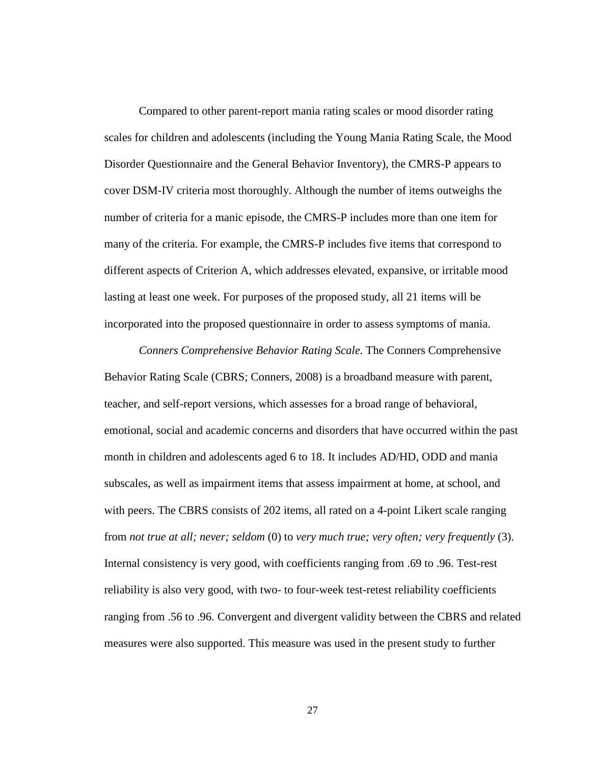Compared to other parent-report mania rating scales or mood disorder rating scales for children and adolescents (including the Young Mania Rating Scale, the Mood Disorder Questionnaire and the General Behavior Inventory), the CMRS-P appears to cover DSM-IV criteria most thoroughly. Although the number of items outweighs the number of criteria for a manic episode, the CMRS-P includes more than one item for many of the criteria. For example, the CMRS-P includes five items that correspond to different aspects of Criterion A, which addresses elevated, expansive, or irritable mood lasting at least one week. For purposes of the proposed study, all 21 items will be incorporated into the proposed questionnaire in order to assess symptoms of mania.

*Conners Comprehensive Behavior Rating Scale.* The Conners Comprehensive Behavior Rating Scale (CBRS; Conners, 2008) is a broadband measure with parent, teacher, and self-report versions, which assesses for a broad range of behavioral, emotional, social and academic concerns and disorders that have occurred within the past month in children and adolescents aged 6 to 18. It includes AD/HD, ODD and mania subscales, as well as impairment items that assess impairment at home, at school, and with peers. The CBRS consists of 202 items, all rated on a 4-point Likert scale ranging from *not true at all; never; seldom* (0) to *very much true; very often; very frequently* (3). Internal consistency is very good, with coefficients ranging from .69 to .96. Test-rest reliability is also very good, with two- to four-week test-retest reliability coefficients ranging from .56 to .96. Convergent and divergent validity between the CBRS and related measures were also supported. This measure was used in the present study to further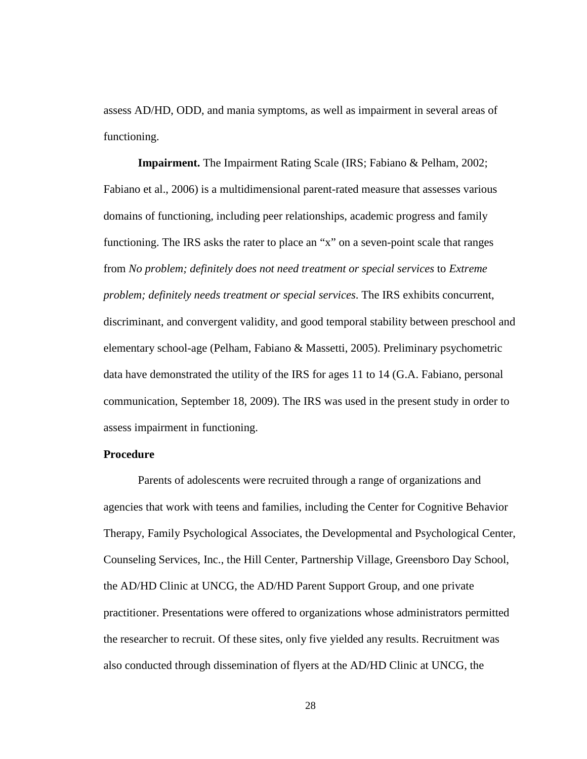assess AD/HD, ODD, and mania symptoms, as well as impairment in several areas of functioning.

**Impairment.** The Impairment Rating Scale (IRS; Fabiano & Pelham, 2002; Fabiano et al., 2006) is a multidimensional parent-rated measure that assesses various domains of functioning, including peer relationships, academic progress and family functioning. The IRS asks the rater to place an "x" on a seven-point scale that ranges from *No problem; definitely does not need treatment or special services* to *Extreme problem; definitely needs treatment or special services*. The IRS exhibits concurrent, discriminant, and convergent validity, and good temporal stability between preschool and elementary school-age (Pelham, Fabiano & Massetti, 2005). Preliminary psychometric data have demonstrated the utility of the IRS for ages 11 to 14 (G.A. Fabiano, personal communication, September 18, 2009). The IRS was used in the present study in order to assess impairment in functioning.

**Procedure**

Parents of adolescents were recruited through a range of organizations and agencies that work with teens and families, including the Center for Cognitive Behavior Therapy, Family Psychological Associates, the Developmental and Psychological Center, Counseling Services, Inc., the Hill Center, Partnership Village, Greensboro Day School, the AD/HD Clinic at UNCG, the AD/HD Parent Support Group, and one private practitioner. Presentations were offered to organizations whose administrators permitted the researcher to recruit. Of these sites, only five yielded any results. Recruitment was also conducted through dissemination of flyers at the AD/HD Clinic at UNCG, the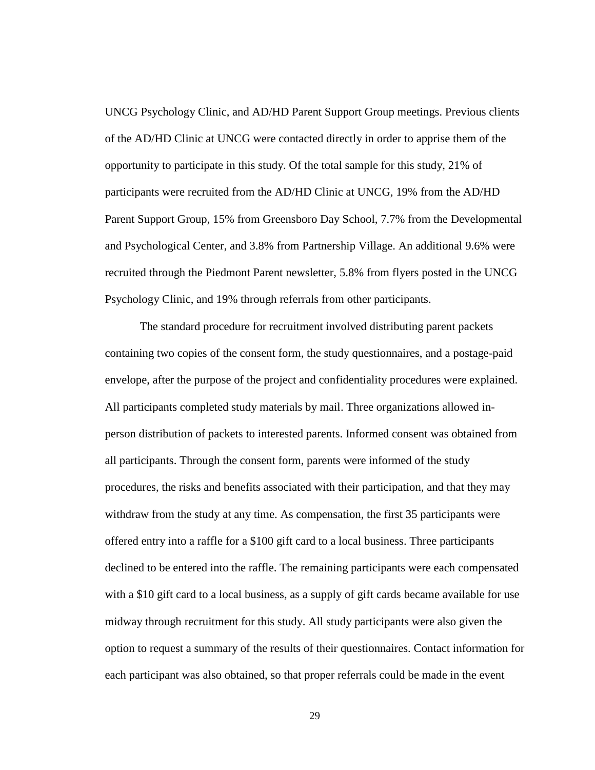UNCG Psychology Clinic, and AD/HD Parent Support Group meetings. Previous clients of the AD/HD Clinic at UNCG were contacted directly in order to apprise them of the opportunity to participate in this study. Of the total sample for this study, 21% of participants were recruited from the AD/HD Clinic at UNCG, 19% from the AD/HD Parent Support Group, 15% from Greensboro Day School, 7.7% from the Developmental and Psychological Center, and 3.8% from Partnership Village. An additional 9.6% were recruited through the Piedmont Parent newsletter, 5.8% from flyers posted in the UNCG Psychology Clinic, and 19% through referrals from other participants.

The standard procedure for recruitment involved distributing parent packets containing two copies of the consent form, the study questionnaires, and a postage-paid envelope, after the purpose of the project and confidentiality procedures were explained. All participants completed study materials by mail. Three organizations allowed in-person distribution of packets to interested parents. Informed consent was obtained from all participants. Through the consent form, parents were informed of the study procedures, the risks and benefits associated with their participation, and that they may withdraw from the study at any time. As compensation, the first 35 participants were offered entry into a raffle for a $100 gift card to a local business. Three participants declined to be entered into the raffle. The remaining participants were each compensated with a $10 gift card to a local business, as a supply of gift cards became available for use midway through recruitment for this study. All study participants were also given the option to request a summary of the results of their questionnaires. Contact information for each participant was also obtained, so that proper referrals could be made in the event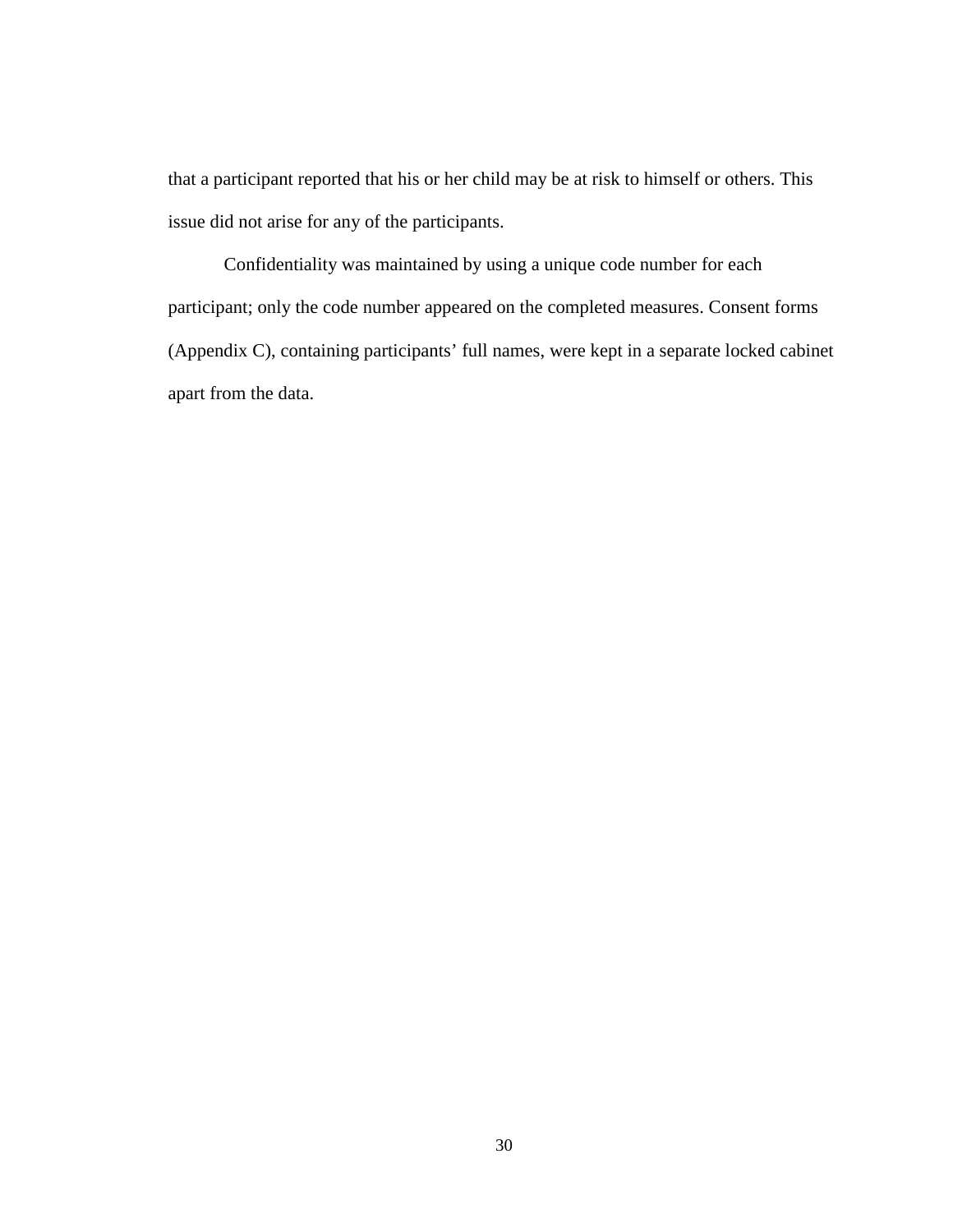that a participant reported that his or her child may be at risk to himself or others. This issue did not arise for any of the participants.

Confidentiality was maintained by using a unique code number for each participant; only the code number appeared on the completed measures. Consent forms (Appendix C), containing participants' full names, were kept in a separate locked cabinet apart from the data.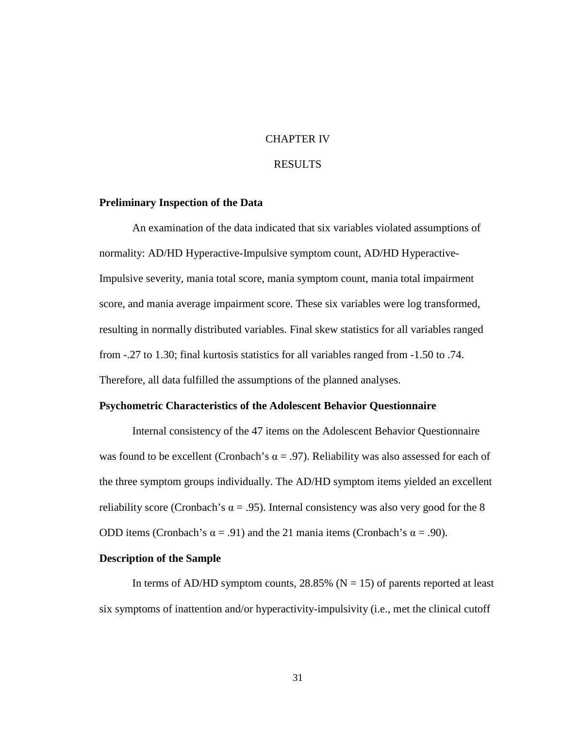# CHAPTER IV

# RESULTS

## Preliminary Inspection of the Data

An examination of the data indicated that six variables violated assumptions of normality: AD/HD Hyperactive-Impulsive symptom count, AD/HD Hyperactive-Impulsive severity, mania total score, mania symptom count, mania total impairment score, and mania average impairment score. These six variables were log transformed, resulting in normally distributed variables. Final skew statistics for all variables ranged from -.27 to 1.30; final kurtosis statistics for all variables ranged from -1.50 to .74. Therefore, all data fulfilled the assumptions of the planned analyses.

## Psychometric Characteristics of the Adolescent Behavior Questionnaire

Internal consistency of the 47 items on the Adolescent Behavior Questionnaire was found to be excellent (Cronbach's $\alpha = .97$). Reliability was also assessed for each of the three symptom groups individually. The AD/HD symptom items yielded an excellent reliability score (Cronbach's $\alpha = .95$). Internal consistency was also very good for the 8 ODD items (Cronbach's $\alpha = .91$) and the 21 mania items (Cronbach's $\alpha = .90$).

## Description of the Sample

In terms of AD/HD symptom counts, 28.85% ($N = 15$) of parents reported at least six symptoms of inattention and/or hyperactivity-impulsivity (i.e., met the clinical cutoff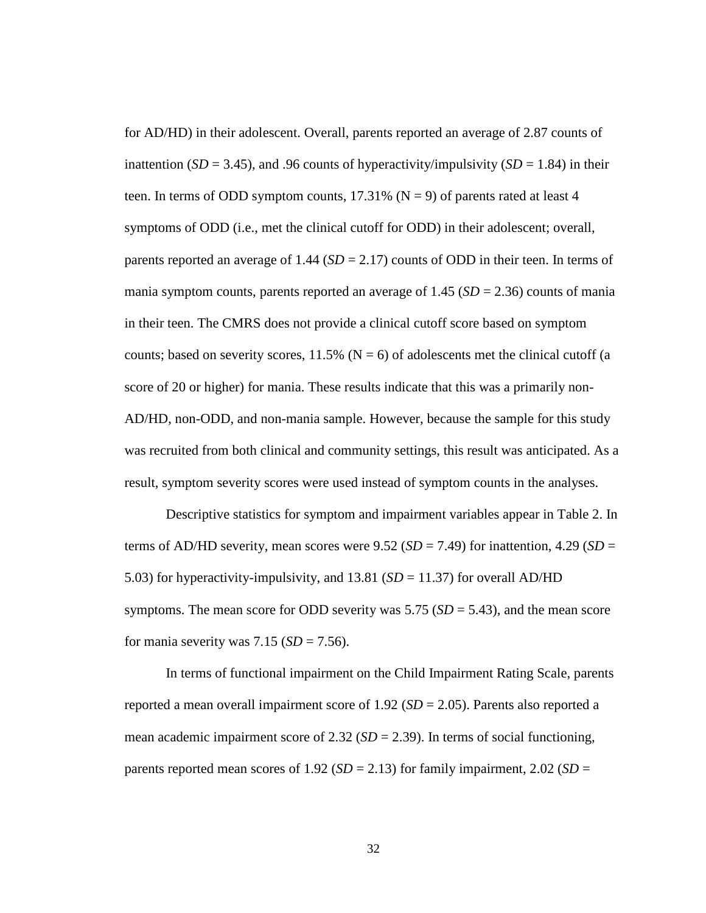for AD/HD) in their adolescent. Overall, parents reported an average of 2.87 counts of inattention (*SD* = 3.45), and .96 counts of hyperactivity/impulsivity (*SD* = 1.84) in their teen. In terms of ODD symptom counts, 17.31% (N = 9) of parents rated at least 4 symptoms of ODD (i.e., met the clinical cutoff for ODD) in their adolescent; overall, parents reported an average of 1.44 (*SD* = 2.17) counts of ODD in their teen. In terms of mania symptom counts, parents reported an average of 1.45 (*SD* = 2.36) counts of mania in their teen. The CMRS does not provide a clinical cutoff score based on symptom counts; based on severity scores, 11.5% (N = 6) of adolescents met the clinical cutoff (a score of 20 or higher) for mania. These results indicate that this was a primarily non-AD/HD, non-ODD, and non-mania sample. However, because the sample for this study was recruited from both clinical and community settings, this result was anticipated. As a result, symptom severity scores were used instead of symptom counts in the analyses.

Descriptive statistics for symptom and impairment variables appear in Table 2. In terms of AD/HD severity, mean scores were 9.52 (*SD* = 7.49) for inattention, 4.29 (*SD* = 5.03) for hyperactivity-impulsivity, and 13.81 (*SD* = 11.37) for overall AD/HD symptoms. The mean score for ODD severity was 5.75 (*SD* = 5.43), and the mean score for mania severity was 7.15 (*SD* = 7.56).

In terms of functional impairment on the Child Impairment Rating Scale, parents reported a mean overall impairment score of 1.92 (*SD* = 2.05). Parents also reported a mean academic impairment score of 2.32 (*SD* = 2.39). In terms of social functioning, parents reported mean scores of 1.92 (*SD* = 2.13) for family impairment, 2.02 (*SD* =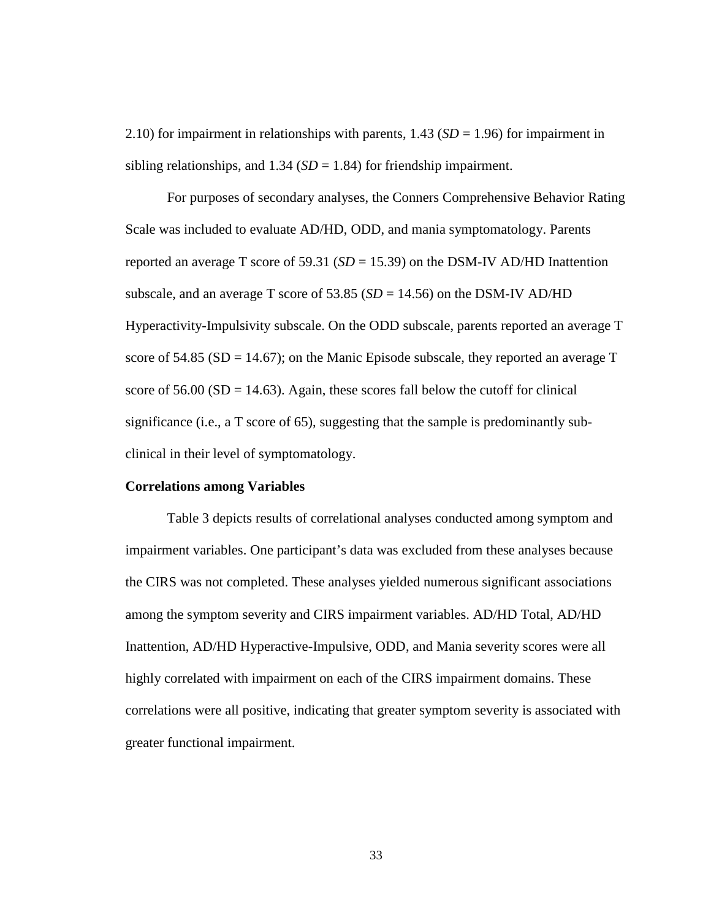2.10) for impairment in relationships with parents, 1.43 (*SD* = 1.96) for impairment in sibling relationships, and 1.34 (*SD* = 1.84) for friendship impairment.

For purposes of secondary analyses, the Conners Comprehensive Behavior Rating Scale was included to evaluate AD/HD, ODD, and mania symptomatology. Parents reported an average T score of 59.31 (*SD* = 15.39) on the DSM-IV AD/HD Inattention subscale, and an average T score of 53.85 (*SD* = 14.56) on the DSM-IV AD/HD Hyperactivity-Impulsivity subscale. On the ODD subscale, parents reported an average T score of 54.85 (SD = 14.67); on the Manic Episode subscale, they reported an average T score of 56.00 (SD = 14.63). Again, these scores fall below the cutoff for clinical significance (i.e., a T score of 65), suggesting that the sample is predominantly sub-clinical in their level of symptomatology.

**Correlations among Variables**

Table 3 depicts results of correlational analyses conducted among symptom and impairment variables. One participant's data was excluded from these analyses because the CIRS was not completed. These analyses yielded numerous significant associations among the symptom severity and CIRS impairment variables. AD/HD Total, AD/HD Inattention, AD/HD Hyperactive-Impulsive, ODD, and Mania severity scores were all highly correlated with impairment on each of the CIRS impairment domains. These correlations were all positive, indicating that greater symptom severity is associated with greater functional impairment.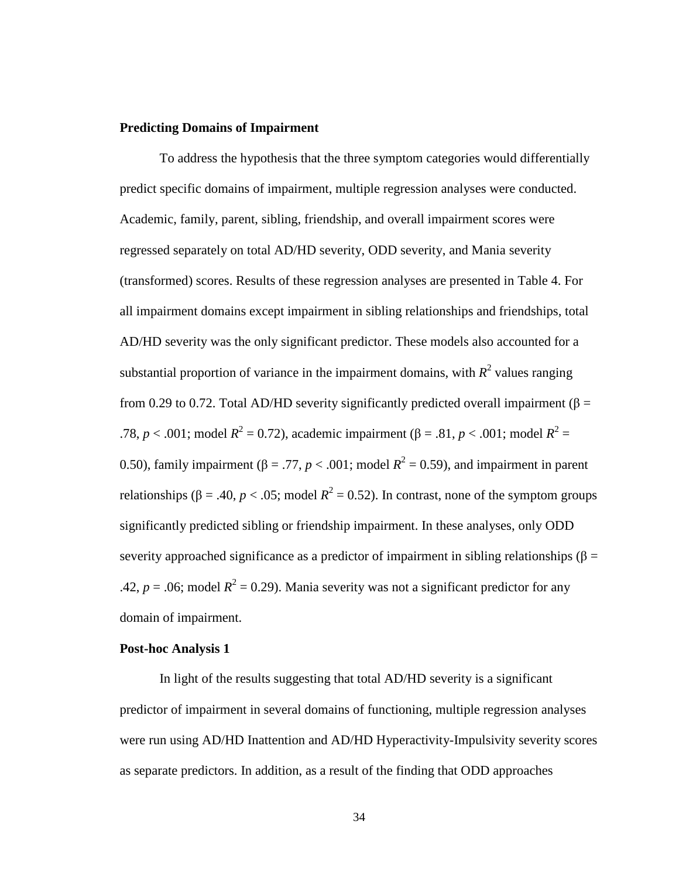**Predicting Domains of Impairment**

To address the hypothesis that the three symptom categories would differentially predict specific domains of impairment, multiple regression analyses were conducted. Academic, family, parent, sibling, friendship, and overall impairment scores were regressed separately on total AD/HD severity, ODD severity, and Mania severity (transformed) scores. Results of these regression analyses are presented in Table 4. For all impairment domains except impairment in sibling relationships and friendships, total AD/HD severity was the only significant predictor. These models also accounted for a substantial proportion of variance in the impairment domains, with $R^2$ values ranging from 0.29 to 0.72. Total AD/HD severity significantly predicted overall impairment ($\beta$ = .78, $p < .001$; model $R^2 = 0.72$), academic impairment ($\beta$ = .81, $p < .001$; model $R^2 = 0.50$), family impairment ($\beta$ = .77, $p < .001$; model $R^2 = 0.59$), and impairment in parent relationships ($\beta$ = .40, $p < .05$; model $R^2 = 0.52$). In contrast, none of the symptom groups significantly predicted sibling or friendship impairment. In these analyses, only ODD severity approached significance as a predictor of impairment in sibling relationships ($\beta$ = .42, $p = .06$; model $R^2 = 0.29$). Mania severity was not a significant predictor for any domain of impairment.

**Post-hoc Analysis 1**

In light of the results suggesting that total AD/HD severity is a significant predictor of impairment in several domains of functioning, multiple regression analyses were run using AD/HD Inattention and AD/HD Hyperactivity-Impulsivity severity scores as separate predictors. In addition, as a result of the finding that ODD approaches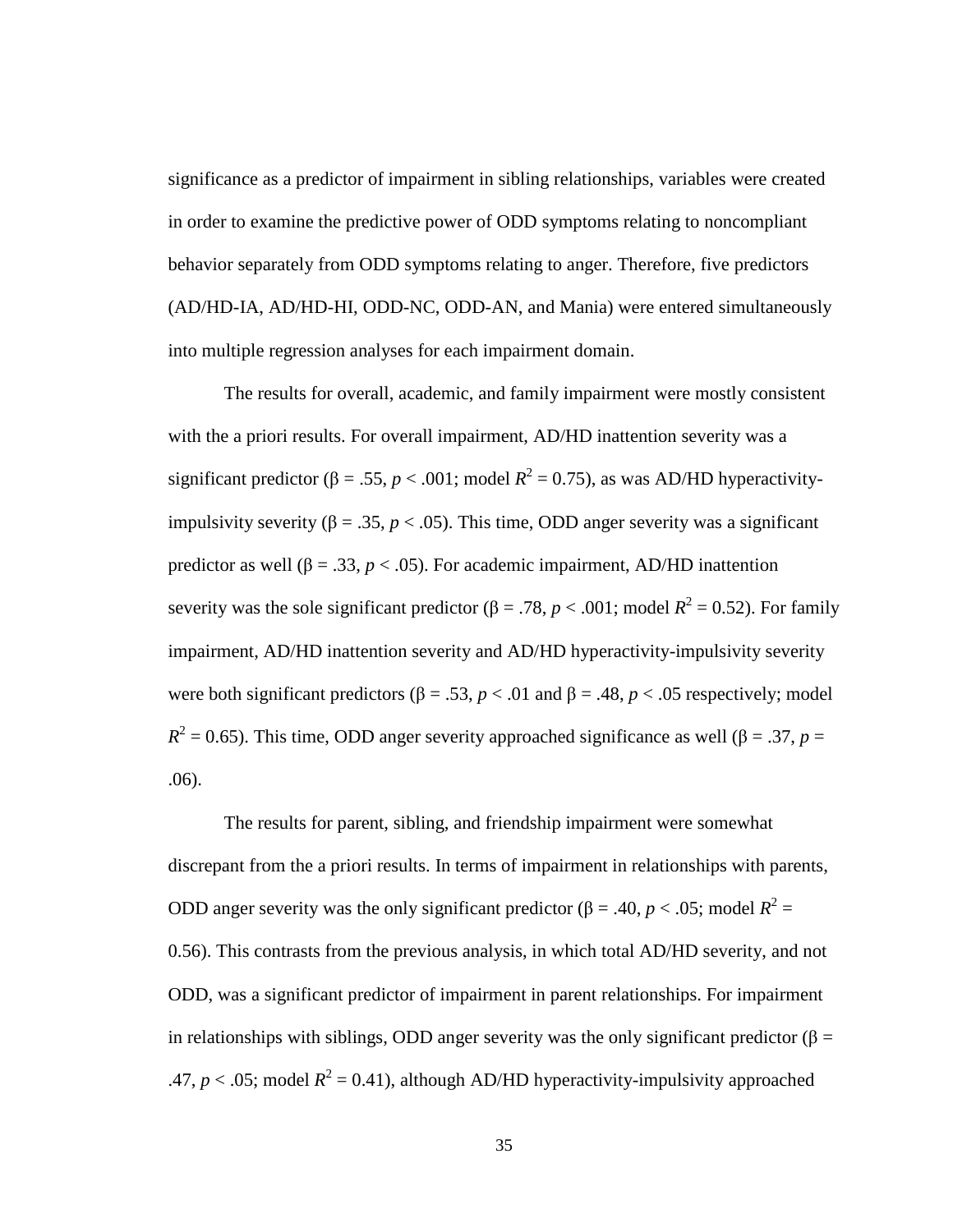significance as a predictor of impairment in sibling relationships, variables were created in order to examine the predictive power of ODD symptoms relating to noncompliant behavior separately from ODD symptoms relating to anger. Therefore, five predictors (AD/HD-IA, AD/HD-HI, ODD-NC, ODD-AN, and Mania) were entered simultaneously into multiple regression analyses for each impairment domain.

The results for overall, academic, and family impairment were mostly consistent with the a priori results. For overall impairment, AD/HD inattention severity was a significant predictor ($\beta = .55$, $p < .001$; model $R^2 = 0.75$), as was AD/HD hyperactivity-impulsivity severity ($\beta = .35$, $p < .05$). This time, ODD anger severity was a significant predictor as well ($\beta = .33$, $p < .05$). For academic impairment, AD/HD inattention severity was the sole significant predictor ($\beta = .78$, $p < .001$; model $R^2 = 0.52$). For family impairment, AD/HD inattention severity and AD/HD hyperactivity-impulsivity severity were both significant predictors ($\beta = .53$, $p < .01$ and $\beta = .48$, $p < .05$ respectively; model $R^2 = 0.65$). This time, ODD anger severity approached significance as well ($\beta = .37$, $p = .06$).

The results for parent, sibling, and friendship impairment were somewhat discrepant from the a priori results. In terms of impairment in relationships with parents, ODD anger severity was the only significant predictor ($\beta = .40$, $p < .05$; model $R^2 = 0.56$). This contrasts from the previous analysis, in which total AD/HD severity, and not ODD, was a significant predictor of impairment in parent relationships. For impairment in relationships with siblings, ODD anger severity was the only significant predictor ($\beta = .47$, $p < .05$; model $R^2 = 0.41$), although AD/HD hyperactivity-impulsivity approached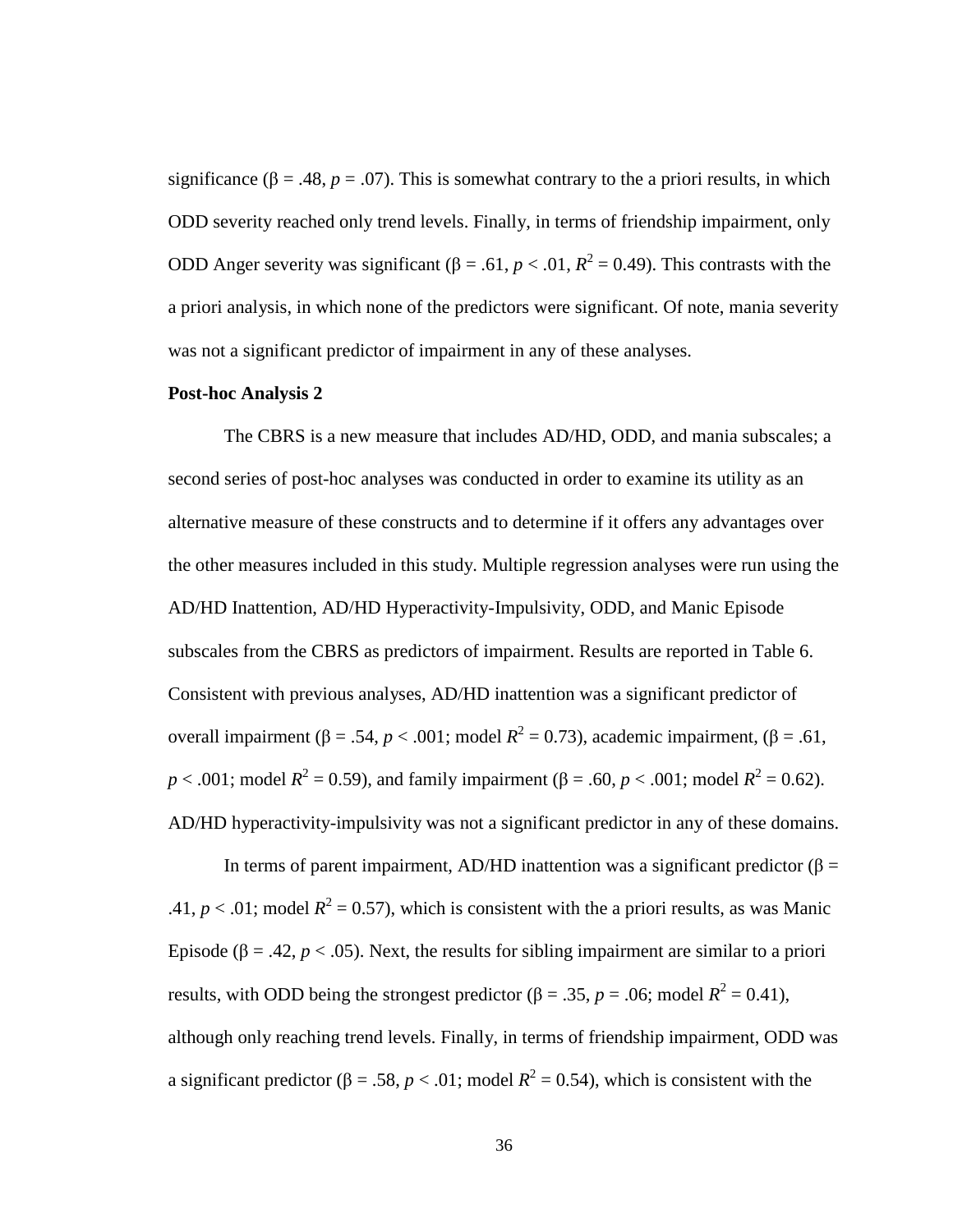significance (β = .48, $p$ = .07). This is somewhat contrary to the a priori results, in which ODD severity reached only trend levels. Finally, in terms of friendship impairment, only ODD Anger severity was significant (β = .61, $p$ < .01, $R^2$ = 0.49). This contrasts with the a priori analysis, in which none of the predictors were significant. Of note, mania severity was not a significant predictor of impairment in any of these analyses.

**Post-hoc Analysis 2**

The CBRS is a new measure that includes AD/HD, ODD, and mania subscales; a second series of post-hoc analyses was conducted in order to examine its utility as an alternative measure of these constructs and to determine if it offers any advantages over the other measures included in this study. Multiple regression analyses were run using the AD/HD Inattention, AD/HD Hyperactivity-Impulsivity, ODD, and Manic Episode subscales from the CBRS as predictors of impairment. Results are reported in Table 6. Consistent with previous analyses, AD/HD inattention was a significant predictor of overall impairment (β = .54, $p$ < .001; model $R^2$ = 0.73), academic impairment, (β = .61, $p$ < .001; model $R^2$ = 0.59), and family impairment (β = .60, $p$ < .001; model $R^2$ = 0.62). AD/HD hyperactivity-impulsivity was not a significant predictor in any of these domains.

In terms of parent impairment, AD/HD inattention was a significant predictor (β = .41, $p$ < .01; model $R^2$ = 0.57), which is consistent with the a priori results, as was Manic Episode (β = .42, $p$ < .05). Next, the results for sibling impairment are similar to a priori results, with ODD being the strongest predictor (β = .35, $p$ = .06; model $R^2$ = 0.41), although only reaching trend levels. Finally, in terms of friendship impairment, ODD was a significant predictor (β = .58, $p$ < .01; model $R^2$ = 0.54), which is consistent with the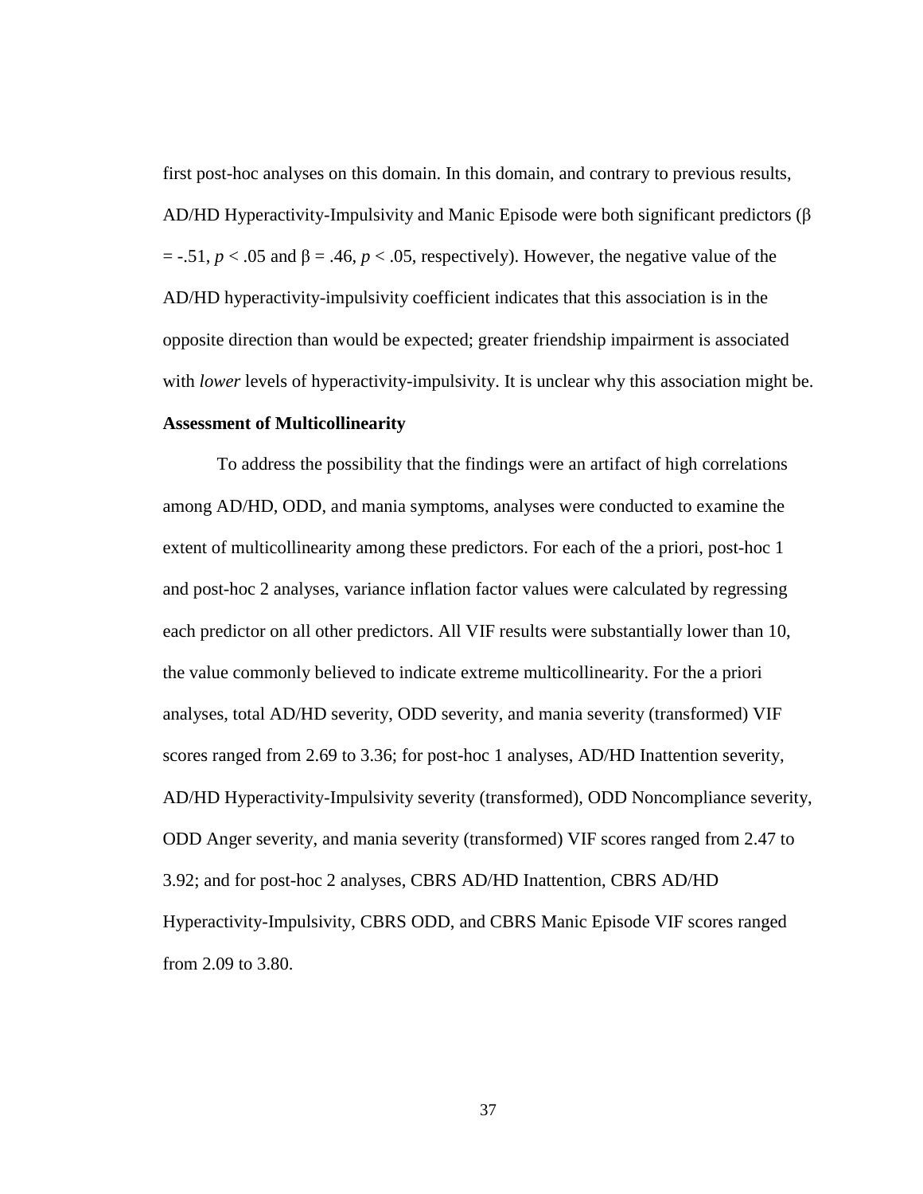first post-hoc analyses on this domain. In this domain, and contrary to previous results, AD/HD Hyperactivity-Impulsivity and Manic Episode were both significant predictors ($\beta = -.51$, $p < .05$ and $\beta = .46$, $p < .05$, respectively). However, the negative value of the AD/HD hyperactivity-impulsivity coefficient indicates that this association is in the opposite direction than would be expected; greater friendship impairment is associated with *lower* levels of hyperactivity-impulsivity. It is unclear why this association might be.

**Assessment of Multicollinearity**

To address the possibility that the findings were an artifact of high correlations among AD/HD, ODD, and mania symptoms, analyses were conducted to examine the extent of multicollinearity among these predictors. For each of the a priori, post-hoc 1 and post-hoc 2 analyses, variance inflation factor values were calculated by regressing each predictor on all other predictors. All VIF results were substantially lower than 10, the value commonly believed to indicate extreme multicollinearity. For the a priori analyses, total AD/HD severity, ODD severity, and mania severity (transformed) VIF scores ranged from 2.69 to 3.36; for post-hoc 1 analyses, AD/HD Inattention severity, AD/HD Hyperactivity-Impulsivity severity (transformed), ODD Noncompliance severity, ODD Anger severity, and mania severity (transformed) VIF scores ranged from 2.47 to 3.92; and for post-hoc 2 analyses, CBRS AD/HD Inattention, CBRS AD/HD Hyperactivity-Impulsivity, CBRS ODD, and CBRS Manic Episode VIF scores ranged from 2.09 to 3.80.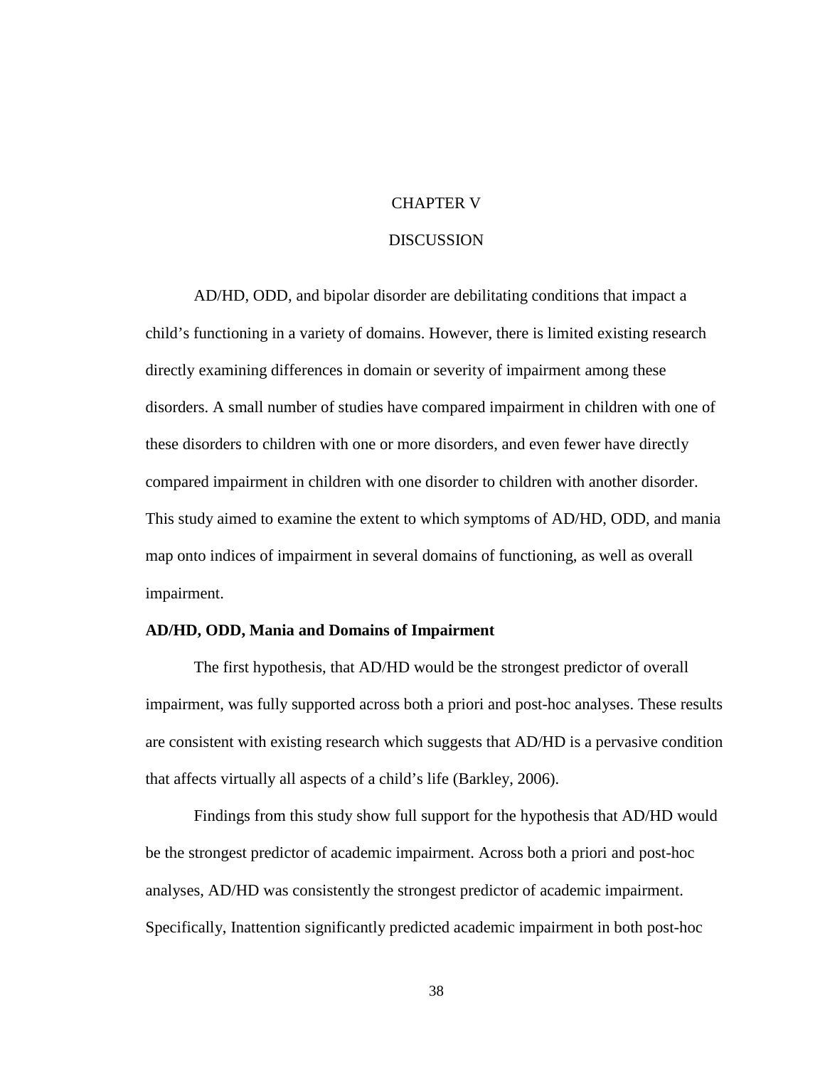# CHAPTER V

# DISCUSSION

AD/HD, ODD, and bipolar disorder are debilitating conditions that impact a child's functioning in a variety of domains. However, there is limited existing research directly examining differences in domain or severity of impairment among these disorders. A small number of studies have compared impairment in children with one of these disorders to children with one or more disorders, and even fewer have directly compared impairment in children with one disorder to children with another disorder. This study aimed to examine the extent to which symptoms of AD/HD, ODD, and mania map onto indices of impairment in several domains of functioning, as well as overall impairment.

**AD/HD, ODD, Mania and Domains of Impairment**

The first hypothesis, that AD/HD would be the strongest predictor of overall impairment, was fully supported across both a priori and post-hoc analyses. These results are consistent with existing research which suggests that AD/HD is a pervasive condition that affects virtually all aspects of a child's life (Barkley, 2006).

Findings from this study show full support for the hypothesis that AD/HD would be the strongest predictor of academic impairment. Across both a priori and post-hoc analyses, AD/HD was consistently the strongest predictor of academic impairment. Specifically, Inattention significantly predicted academic impairment in both post-hoc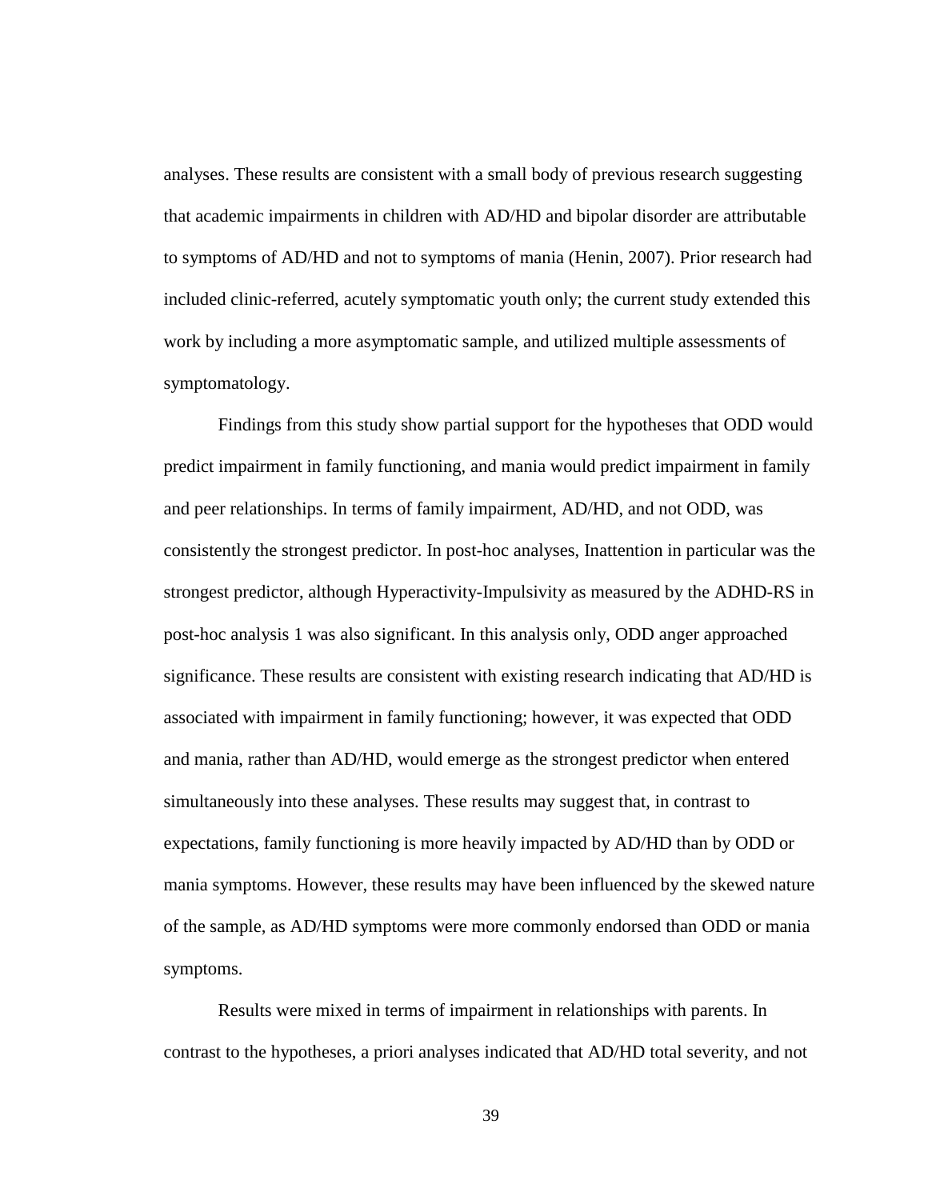analyses. These results are consistent with a small body of previous research suggesting that academic impairments in children with AD/HD and bipolar disorder are attributable to symptoms of AD/HD and not to symptoms of mania (Henin, 2007). Prior research had included clinic-referred, acutely symptomatic youth only; the current study extended this work by including a more asymptomatic sample, and utilized multiple assessments of symptomatology.

Findings from this study show partial support for the hypotheses that ODD would predict impairment in family functioning, and mania would predict impairment in family and peer relationships. In terms of family impairment, AD/HD, and not ODD, was consistently the strongest predictor. In post-hoc analyses, Inattention in particular was the strongest predictor, although Hyperactivity-Impulsivity as measured by the ADHD-RS in post-hoc analysis 1 was also significant. In this analysis only, ODD anger approached significance. These results are consistent with existing research indicating that AD/HD is associated with impairment in family functioning; however, it was expected that ODD and mania, rather than AD/HD, would emerge as the strongest predictor when entered simultaneously into these analyses. These results may suggest that, in contrast to expectations, family functioning is more heavily impacted by AD/HD than by ODD or mania symptoms. However, these results may have been influenced by the skewed nature of the sample, as AD/HD symptoms were more commonly endorsed than ODD or mania symptoms.

Results were mixed in terms of impairment in relationships with parents. In contrast to the hypotheses, a priori analyses indicated that AD/HD total severity, and not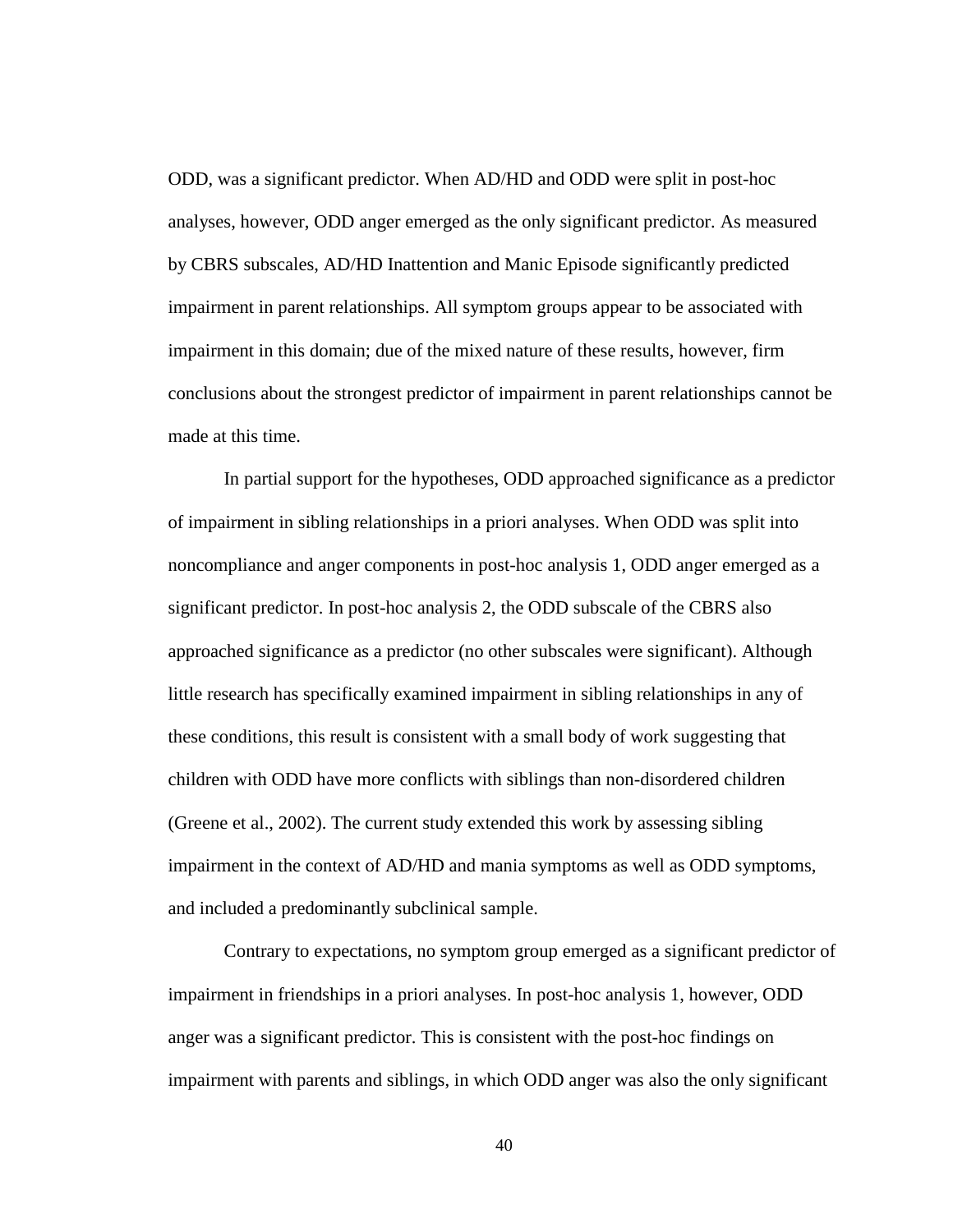ODD, was a significant predictor. When AD/HD and ODD were split in post-hoc analyses, however, ODD anger emerged as the only significant predictor. As measured by CBRS subscales, AD/HD Inattention and Manic Episode significantly predicted impairment in parent relationships. All symptom groups appear to be associated with impairment in this domain; due of the mixed nature of these results, however, firm conclusions about the strongest predictor of impairment in parent relationships cannot be made at this time.

In partial support for the hypotheses, ODD approached significance as a predictor of impairment in sibling relationships in a priori analyses. When ODD was split into noncompliance and anger components in post-hoc analysis 1, ODD anger emerged as a significant predictor. In post-hoc analysis 2, the ODD subscale of the CBRS also approached significance as a predictor (no other subscales were significant). Although little research has specifically examined impairment in sibling relationships in any of these conditions, this result is consistent with a small body of work suggesting that children with ODD have more conflicts with siblings than non-disordered children (Greene et al., 2002). The current study extended this work by assessing sibling impairment in the context of AD/HD and mania symptoms as well as ODD symptoms, and included a predominantly subclinical sample.

Contrary to expectations, no symptom group emerged as a significant predictor of impairment in friendships in a priori analyses. In post-hoc analysis 1, however, ODD anger was a significant predictor. This is consistent with the post-hoc findings on impairment with parents and siblings, in which ODD anger was also the only significant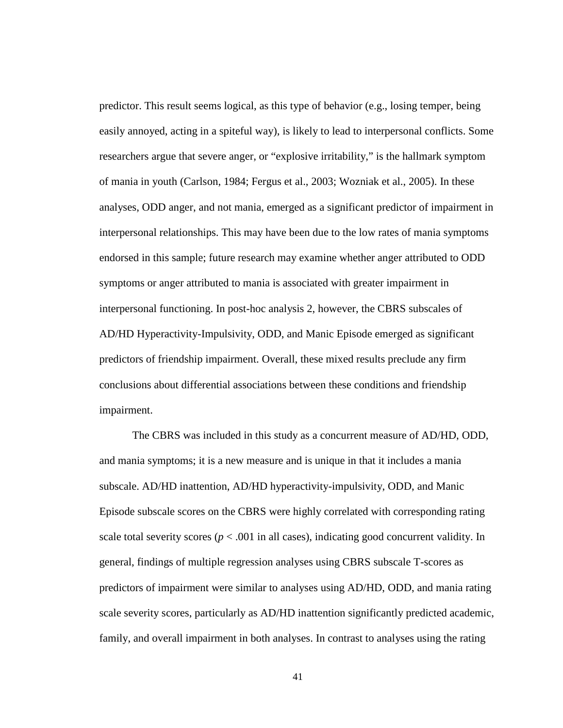predictor. This result seems logical, as this type of behavior (e.g., losing temper, being easily annoyed, acting in a spiteful way), is likely to lead to interpersonal conflicts. Some researchers argue that severe anger, or "explosive irritability," is the hallmark symptom of mania in youth (Carlson, 1984; Fergus et al., 2003; Wozniak et al., 2005). In these analyses, ODD anger, and not mania, emerged as a significant predictor of impairment in interpersonal relationships. This may have been due to the low rates of mania symptoms endorsed in this sample; future research may examine whether anger attributed to ODD symptoms or anger attributed to mania is associated with greater impairment in interpersonal functioning. In post-hoc analysis 2, however, the CBRS subscales of AD/HD Hyperactivity-Impulsivity, ODD, and Manic Episode emerged as significant predictors of friendship impairment. Overall, these mixed results preclude any firm conclusions about differential associations between these conditions and friendship impairment.

The CBRS was included in this study as a concurrent measure of AD/HD, ODD, and mania symptoms; it is a new measure and is unique in that it includes a mania subscale. AD/HD inattention, AD/HD hyperactivity-impulsivity, ODD, and Manic Episode subscale scores on the CBRS were highly correlated with corresponding rating scale total severity scores ($p < .001$ in all cases), indicating good concurrent validity. In general, findings of multiple regression analyses using CBRS subscale T-scores as predictors of impairment were similar to analyses using AD/HD, ODD, and mania rating scale severity scores, particularly as AD/HD inattention significantly predicted academic, family, and overall impairment in both analyses. In contrast to analyses using the rating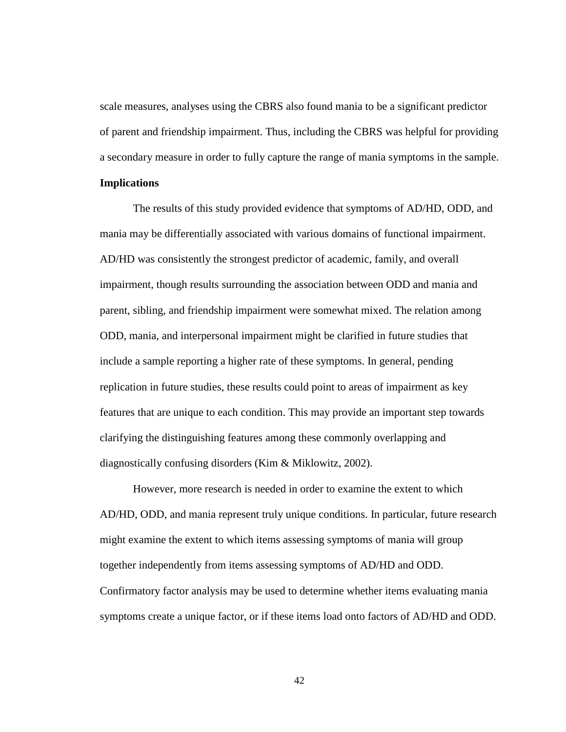scale measures, analyses using the CBRS also found mania to be a significant predictor of parent and friendship impairment. Thus, including the CBRS was helpful for providing a secondary measure in order to fully capture the range of mania symptoms in the sample.

**Implications**

The results of this study provided evidence that symptoms of AD/HD, ODD, and mania may be differentially associated with various domains of functional impairment. AD/HD was consistently the strongest predictor of academic, family, and overall impairment, though results surrounding the association between ODD and mania and parent, sibling, and friendship impairment were somewhat mixed. The relation among ODD, mania, and interpersonal impairment might be clarified in future studies that include a sample reporting a higher rate of these symptoms. In general, pending replication in future studies, these results could point to areas of impairment as key features that are unique to each condition. This may provide an important step towards clarifying the distinguishing features among these commonly overlapping and diagnostically confusing disorders (Kim & Miklowitz, 2002).

However, more research is needed in order to examine the extent to which AD/HD, ODD, and mania represent truly unique conditions. In particular, future research might examine the extent to which items assessing symptoms of mania will group together independently from items assessing symptoms of AD/HD and ODD. Confirmatory factor analysis may be used to determine whether items evaluating mania symptoms create a unique factor, or if these items load onto factors of AD/HD and ODD.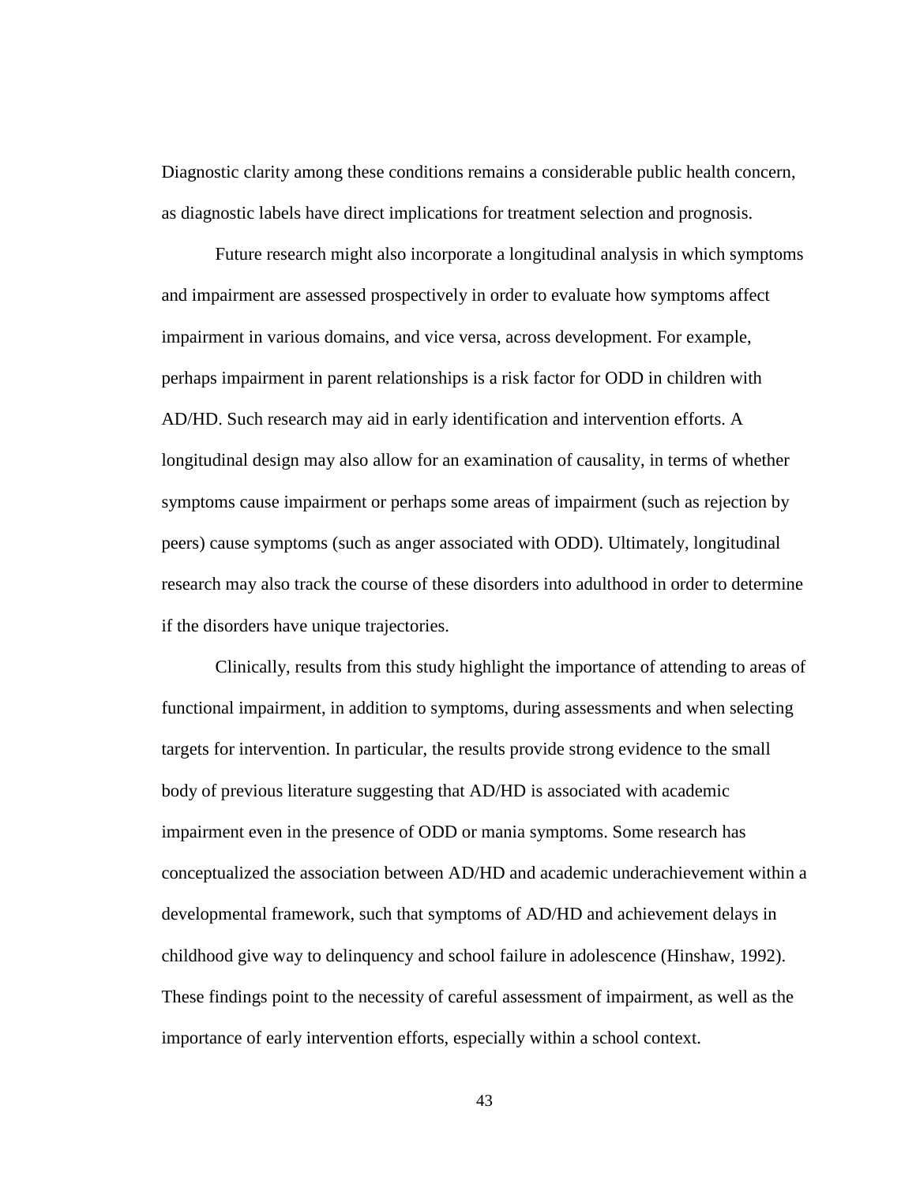Diagnostic clarity among these conditions remains a considerable public health concern, as diagnostic labels have direct implications for treatment selection and prognosis.

Future research might also incorporate a longitudinal analysis in which symptoms and impairment are assessed prospectively in order to evaluate how symptoms affect impairment in various domains, and vice versa, across development. For example, perhaps impairment in parent relationships is a risk factor for ODD in children with AD/HD. Such research may aid in early identification and intervention efforts. A longitudinal design may also allow for an examination of causality, in terms of whether symptoms cause impairment or perhaps some areas of impairment (such as rejection by peers) cause symptoms (such as anger associated with ODD). Ultimately, longitudinal research may also track the course of these disorders into adulthood in order to determine if the disorders have unique trajectories.

Clinically, results from this study highlight the importance of attending to areas of functional impairment, in addition to symptoms, during assessments and when selecting targets for intervention. In particular, the results provide strong evidence to the small body of previous literature suggesting that AD/HD is associated with academic impairment even in the presence of ODD or mania symptoms. Some research has conceptualized the association between AD/HD and academic underachievement within a developmental framework, such that symptoms of AD/HD and achievement delays in childhood give way to delinquency and school failure in adolescence (Hinshaw, 1992). These findings point to the necessity of careful assessment of impairment, as well as the importance of early intervention efforts, especially within a school context.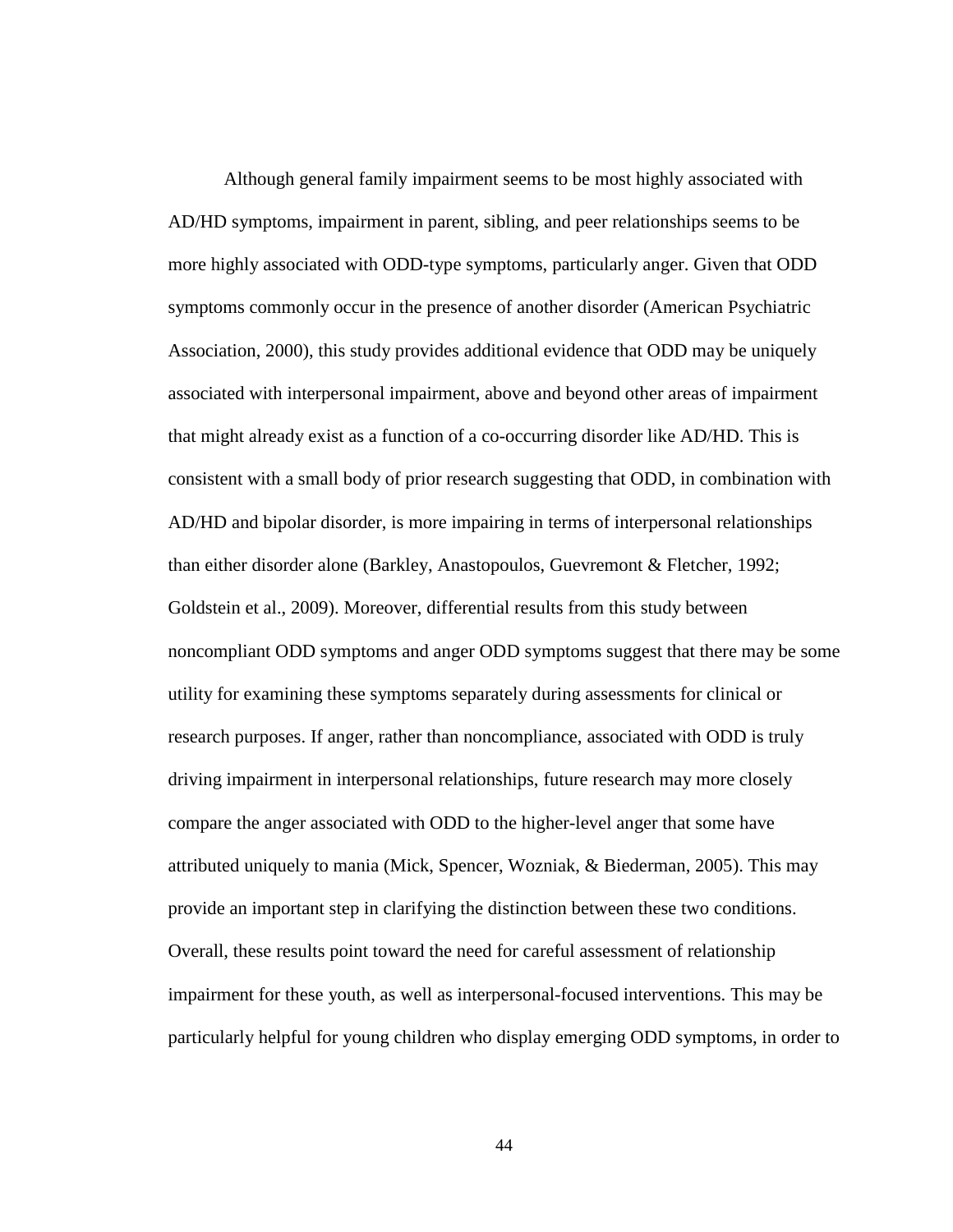Although general family impairment seems to be most highly associated with AD/HD symptoms, impairment in parent, sibling, and peer relationships seems to be more highly associated with ODD-type symptoms, particularly anger. Given that ODD symptoms commonly occur in the presence of another disorder (American Psychiatric Association, 2000), this study provides additional evidence that ODD may be uniquely associated with interpersonal impairment, above and beyond other areas of impairment that might already exist as a function of a co-occurring disorder like AD/HD. This is consistent with a small body of prior research suggesting that ODD, in combination with AD/HD and bipolar disorder, is more impairing in terms of interpersonal relationships than either disorder alone (Barkley, Anastopoulos, Guevremont & Fletcher, 1992; Goldstein et al., 2009). Moreover, differential results from this study between noncompliant ODD symptoms and anger ODD symptoms suggest that there may be some utility for examining these symptoms separately during assessments for clinical or research purposes. If anger, rather than noncompliance, associated with ODD is truly driving impairment in interpersonal relationships, future research may more closely compare the anger associated with ODD to the higher-level anger that some have attributed uniquely to mania (Mick, Spencer, Wozniak, & Biederman, 2005). This may provide an important step in clarifying the distinction between these two conditions. Overall, these results point toward the need for careful assessment of relationship impairment for these youth, as well as interpersonal-focused interventions. This may be particularly helpful for young children who display emerging ODD symptoms, in order to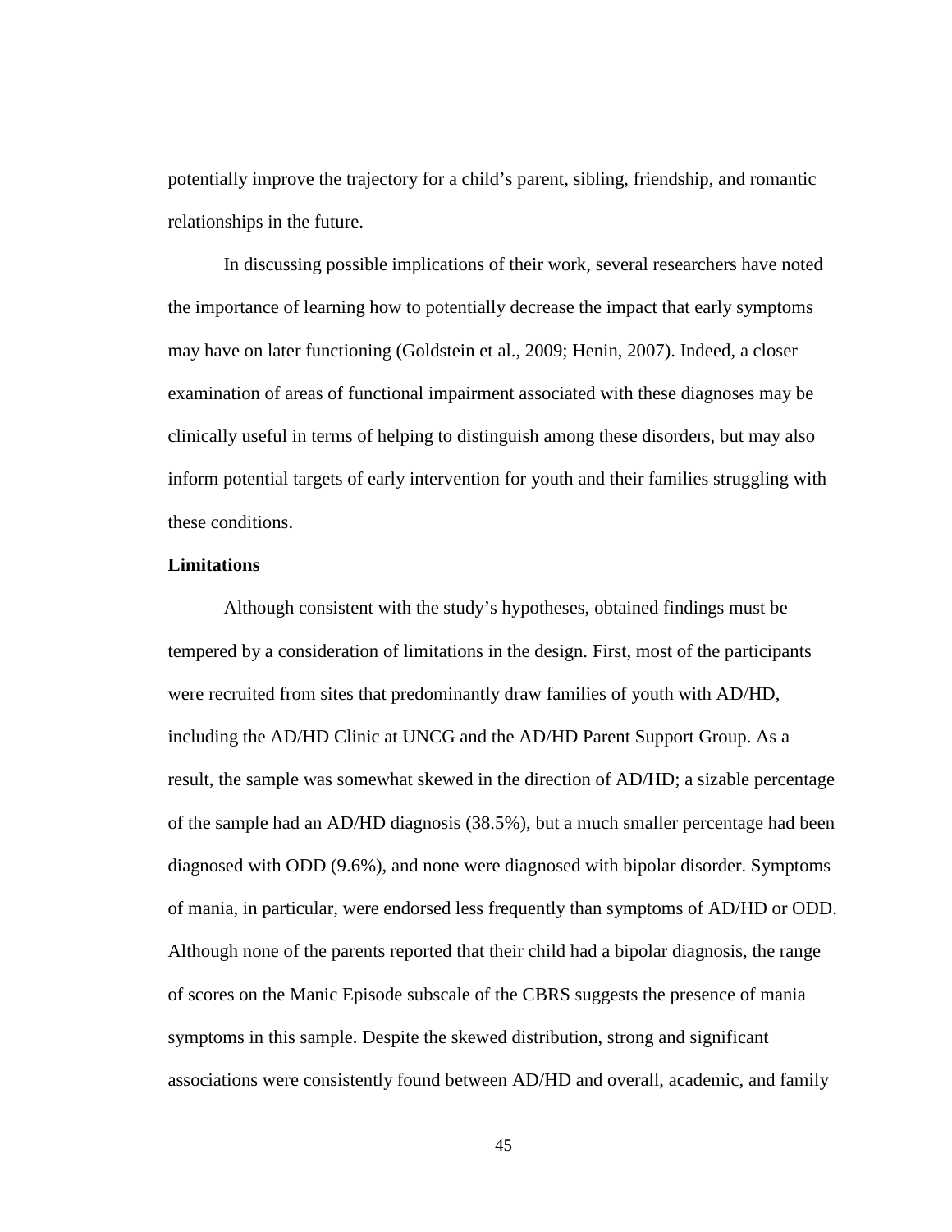potentially improve the trajectory for a child's parent, sibling, friendship, and romantic relationships in the future.

In discussing possible implications of their work, several researchers have noted the importance of learning how to potentially decrease the impact that early symptoms may have on later functioning (Goldstein et al., 2009; Henin, 2007). Indeed, a closer examination of areas of functional impairment associated with these diagnoses may be clinically useful in terms of helping to distinguish among these disorders, but may also inform potential targets of early intervention for youth and their families struggling with these conditions.

**Limitations**

Although consistent with the study's hypotheses, obtained findings must be tempered by a consideration of limitations in the design. First, most of the participants were recruited from sites that predominantly draw families of youth with AD/HD, including the AD/HD Clinic at UNCG and the AD/HD Parent Support Group. As a result, the sample was somewhat skewed in the direction of AD/HD; a sizable percentage of the sample had an AD/HD diagnosis (38.5%), but a much smaller percentage had been diagnosed with ODD (9.6%), and none were diagnosed with bipolar disorder. Symptoms of mania, in particular, were endorsed less frequently than symptoms of AD/HD or ODD. Although none of the parents reported that their child had a bipolar diagnosis, the range of scores on the Manic Episode subscale of the CBRS suggests the presence of mania symptoms in this sample. Despite the skewed distribution, strong and significant associations were consistently found between AD/HD and overall, academic, and family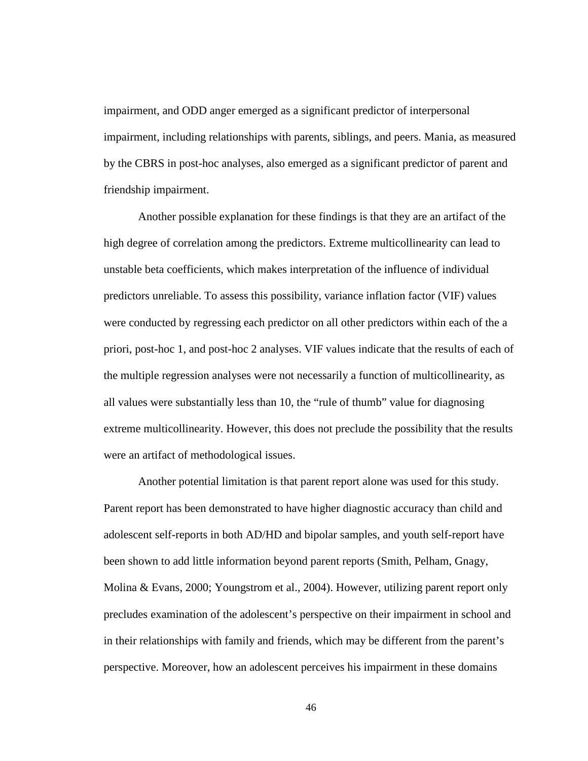impairment, and ODD anger emerged as a significant predictor of interpersonal impairment, including relationships with parents, siblings, and peers. Mania, as measured by the CBRS in post-hoc analyses, also emerged as a significant predictor of parent and friendship impairment.

Another possible explanation for these findings is that they are an artifact of the high degree of correlation among the predictors. Extreme multicollinearity can lead to unstable beta coefficients, which makes interpretation of the influence of individual predictors unreliable. To assess this possibility, variance inflation factor (VIF) values were conducted by regressing each predictor on all other predictors within each of the a priori, post-hoc 1, and post-hoc 2 analyses. VIF values indicate that the results of each of the multiple regression analyses were not necessarily a function of multicollinearity, as all values were substantially less than 10, the "rule of thumb" value for diagnosing extreme multicollinearity. However, this does not preclude the possibility that the results were an artifact of methodological issues.

Another potential limitation is that parent report alone was used for this study. Parent report has been demonstrated to have higher diagnostic accuracy than child and adolescent self-reports in both AD/HD and bipolar samples, and youth self-report have been shown to add little information beyond parent reports (Smith, Pelham, Gnagy, Molina & Evans, 2000; Youngstrom et al., 2004). However, utilizing parent report only precludes examination of the adolescent's perspective on their impairment in school and in their relationships with family and friends, which may be different from the parent's perspective. Moreover, how an adolescent perceives his impairment in these domains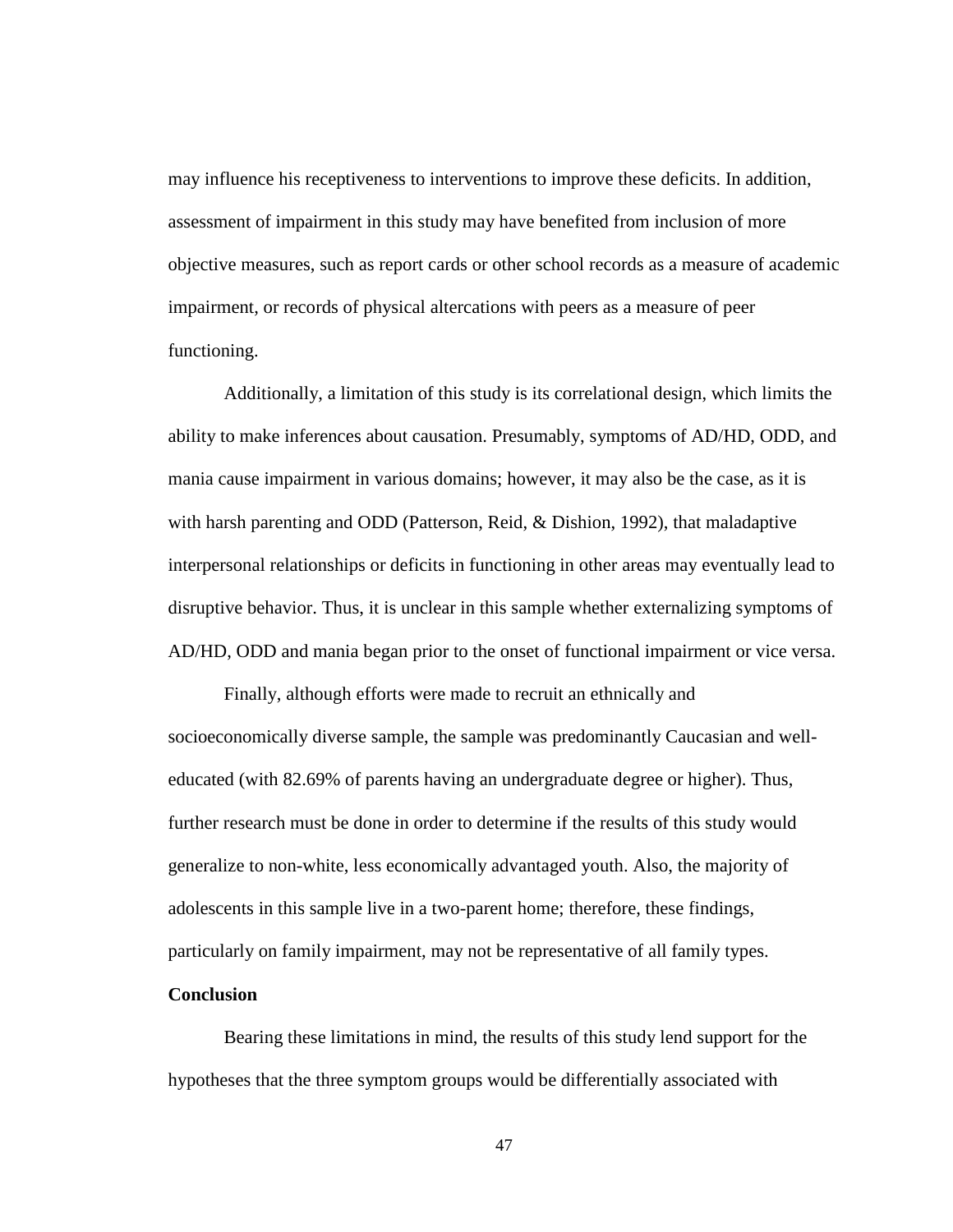may influence his receptiveness to interventions to improve these deficits. In addition, assessment of impairment in this study may have benefited from inclusion of more objective measures, such as report cards or other school records as a measure of academic impairment, or records of physical altercations with peers as a measure of peer functioning.

Additionally, a limitation of this study is its correlational design, which limits the ability to make inferences about causation. Presumably, symptoms of AD/HD, ODD, and mania cause impairment in various domains; however, it may also be the case, as it is with harsh parenting and ODD (Patterson, Reid, & Dishion, 1992), that maladaptive interpersonal relationships or deficits in functioning in other areas may eventually lead to disruptive behavior. Thus, it is unclear in this sample whether externalizing symptoms of AD/HD, ODD and mania began prior to the onset of functional impairment or vice versa.

Finally, although efforts were made to recruit an ethnically and socioeconomically diverse sample, the sample was predominantly Caucasian and well-educated (with 82.69% of parents having an undergraduate degree or higher). Thus, further research must be done in order to determine if the results of this study would generalize to non-white, less economically advantaged youth. Also, the majority of adolescents in this sample live in a two-parent home; therefore, these findings, particularly on family impairment, may not be representative of all family types.

**Conclusion**

Bearing these limitations in mind, the results of this study lend support for the hypotheses that the three symptom groups would be differentially associated with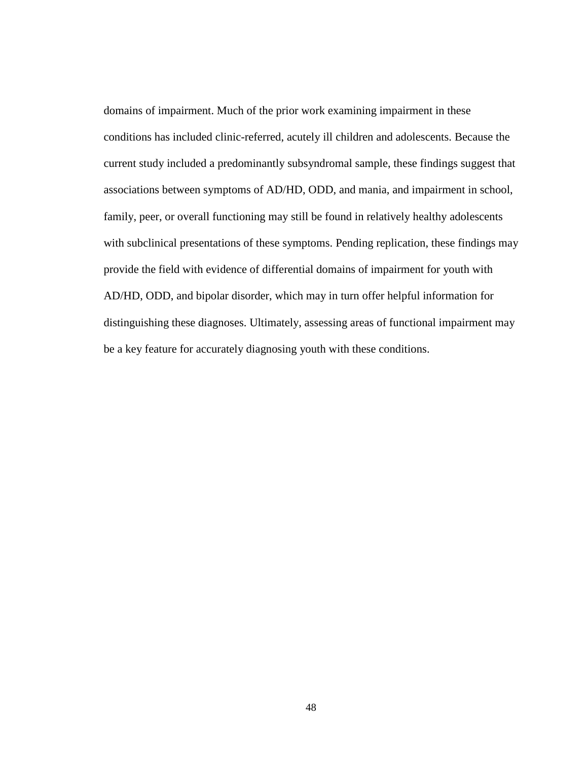domains of impairment. Much of the prior work examining impairment in these conditions has included clinic-referred, acutely ill children and adolescents. Because the current study included a predominantly subsyndromal sample, these findings suggest that associations between symptoms of AD/HD, ODD, and mania, and impairment in school, family, peer, or overall functioning may still be found in relatively healthy adolescents with subclinical presentations of these symptoms. Pending replication, these findings may provide the field with evidence of differential domains of impairment for youth with AD/HD, ODD, and bipolar disorder, which may in turn offer helpful information for distinguishing these diagnoses. Ultimately, assessing areas of functional impairment may be a key feature for accurately diagnosing youth with these conditions.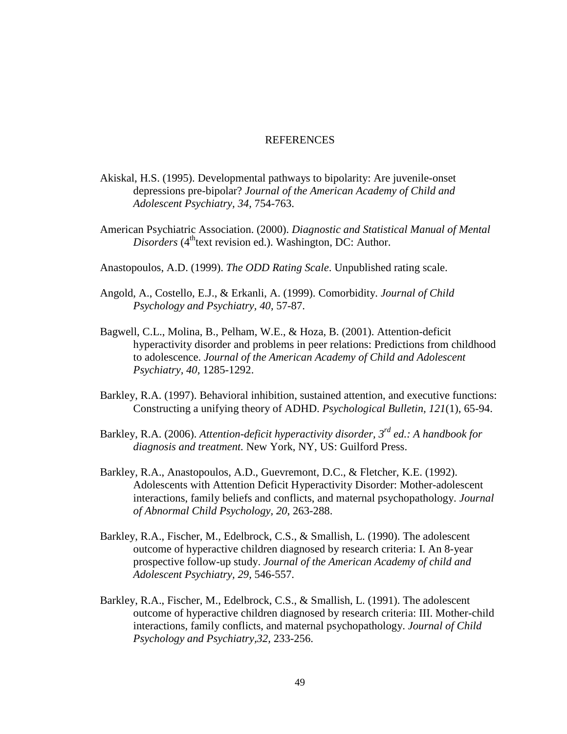# REFERENCES

Akiskal, H.S. (1995). Developmental pathways to bipolarity: Are juvenile-onset depressions pre-bipolar? *Journal of the American Academy of Child and Adolescent Psychiatry, 34,* 754-763.

American Psychiatric Association. (2000). *Diagnostic and Statistical Manual of Mental Disorders* (4th text revision ed.). Washington, DC: Author.

Anastopoulos, A.D. (1999). *The ODD Rating Scale*. Unpublished rating scale.

Angold, A., Costello, E.J., & Erkanli, A. (1999). Comorbidity. *Journal of Child Psychology and Psychiatry, 40,* 57-87.

Bagwell, C.L., Molina, B., Pelham, W.E., & Hoza, B. (2001). Attention-deficit hyperactivity disorder and problems in peer relations: Predictions from childhood to adolescence. *Journal of the American Academy of Child and Adolescent Psychiatry, 40,* 1285-1292.

Barkley, R.A. (1997). Behavioral inhibition, sustained attention, and executive functions: Constructing a unifying theory of ADHD. *Psychological Bulletin, 121*(1), 65-94.

Barkley, R.A. (2006). *Attention-deficit hyperactivity disorder, 3rd ed.: A handbook for diagnosis and treatment.* New York, NY, US: Guilford Press.

Barkley, R.A., Anastopoulos, A.D., Guevremont, D.C., & Fletcher, K.E. (1992). Adolescents with Attention Deficit Hyperactivity Disorder: Mother-adolescent interactions, family beliefs and conflicts, and maternal psychopathology. *Journal of Abnormal Child Psychology, 20,* 263-288.

Barkley, R.A., Fischer, M., Edelbrock, C.S., & Smallish, L. (1990). The adolescent outcome of hyperactive children diagnosed by research criteria: I. An 8-year prospective follow-up study. *Journal of the American Academy of child and Adolescent Psychiatry, 29,* 546-557.

Barkley, R.A., Fischer, M., Edelbrock, C.S., & Smallish, L. (1991). The adolescent outcome of hyperactive children diagnosed by research criteria: III. Mother-child interactions, family conflicts, and maternal psychopathology. *Journal of Child Psychology and Psychiatry,32,* 233-256.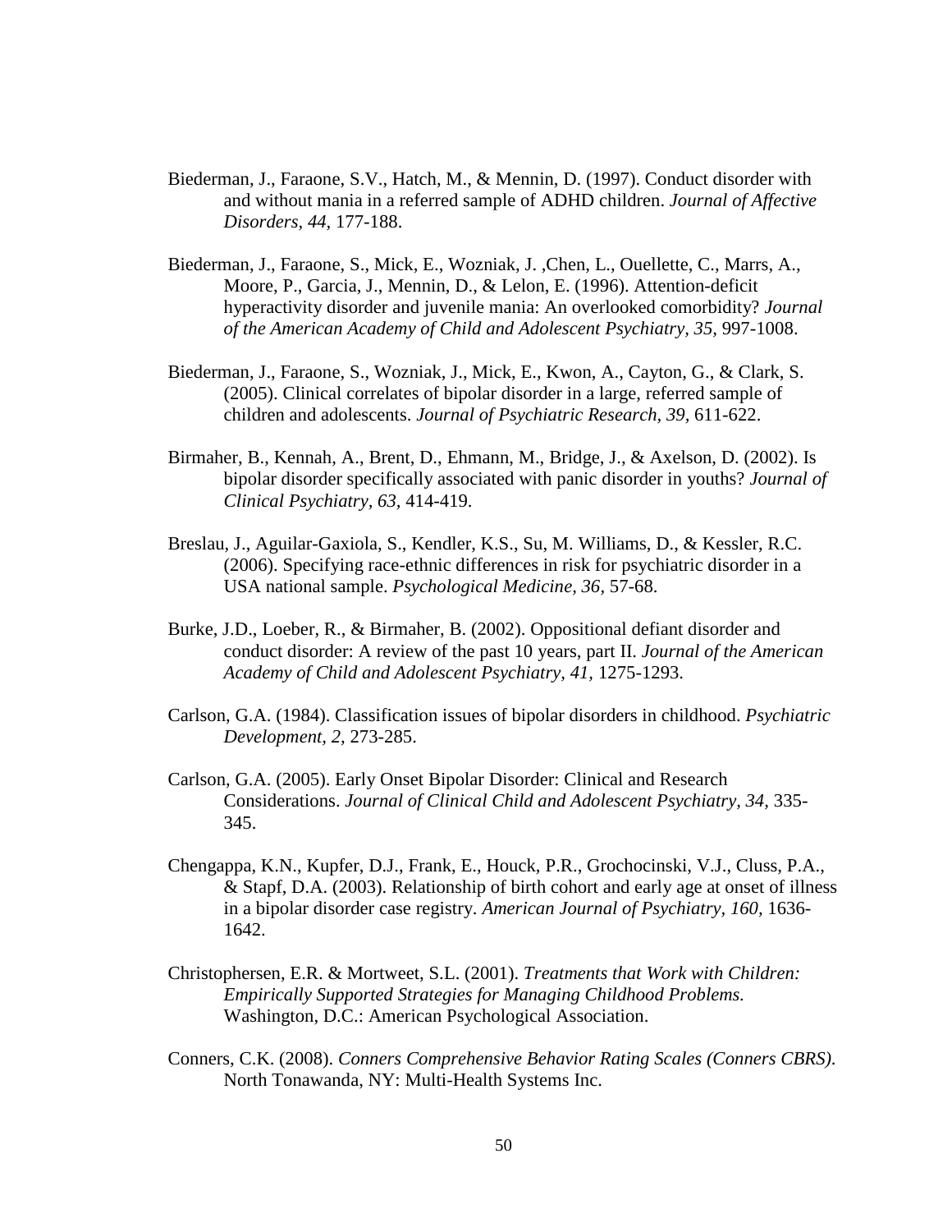Biederman, J., Faraone, S.V., Hatch, M., & Mennin, D. (1997). Conduct disorder with and without mania in a referred sample of ADHD children. *Journal of Affective Disorders, 44,* 177-188.

Biederman, J., Faraone, S., Mick, E., Wozniak, J. ,Chen, L., Ouellette, C., Marrs, A., Moore, P., Garcia, J., Mennin, D., & Lelon, E. (1996). Attention-deficit hyperactivity disorder and juvenile mania: An overlooked comorbidity? *Journal of the American Academy of Child and Adolescent Psychiatry, 35,* 997-1008.

Biederman, J., Faraone, S., Wozniak, J., Mick, E., Kwon, A., Cayton, G., & Clark, S. (2005). Clinical correlates of bipolar disorder in a large, referred sample of children and adolescents. *Journal of Psychiatric Research, 39,* 611-622.

Birmaher, B., Kennah, A., Brent, D., Ehmann, M., Bridge, J., & Axelson, D. (2002). Is bipolar disorder specifically associated with panic disorder in youths? *Journal of Clinical Psychiatry, 63,* 414-419.

Breslau, J., Aguilar-Gaxiola, S., Kendler, K.S., Su, M. Williams, D., & Kessler, R.C. (2006). Specifying race-ethnic differences in risk for psychiatric disorder in a USA national sample. *Psychological Medicine, 36,* 57-68.

Burke, J.D., Loeber, R., & Birmaher, B. (2002). Oppositional defiant disorder and conduct disorder: A review of the past 10 years, part II. *Journal of the American Academy of Child and Adolescent Psychiatry, 41,* 1275-1293.

Carlson, G.A. (1984). Classification issues of bipolar disorders in childhood. *Psychiatric Development, 2,* 273-285.

Carlson, G.A. (2005). Early Onset Bipolar Disorder: Clinical and Research Considerations. *Journal of Clinical Child and Adolescent Psychiatry, 34,* 335-345.

Chengappa, K.N., Kupfer, D.J., Frank, E., Houck, P.R., Grochocinski, V.J., Cluss, P.A., & Stapf, D.A. (2003). Relationship of birth cohort and early age at onset of illness in a bipolar disorder case registry. *American Journal of Psychiatry, 160,* 1636-1642.

Christophersen, E.R. & Mortweet, S.L. (2001). *Treatments that Work with Children: Empirically Supported Strategies for Managing Childhood Problems.* Washington, D.C.: American Psychological Association.

Conners, C.K. (2008). *Conners Comprehensive Behavior Rating Scales (Conners CBRS).* North Tonawanda, NY: Multi-Health Systems Inc.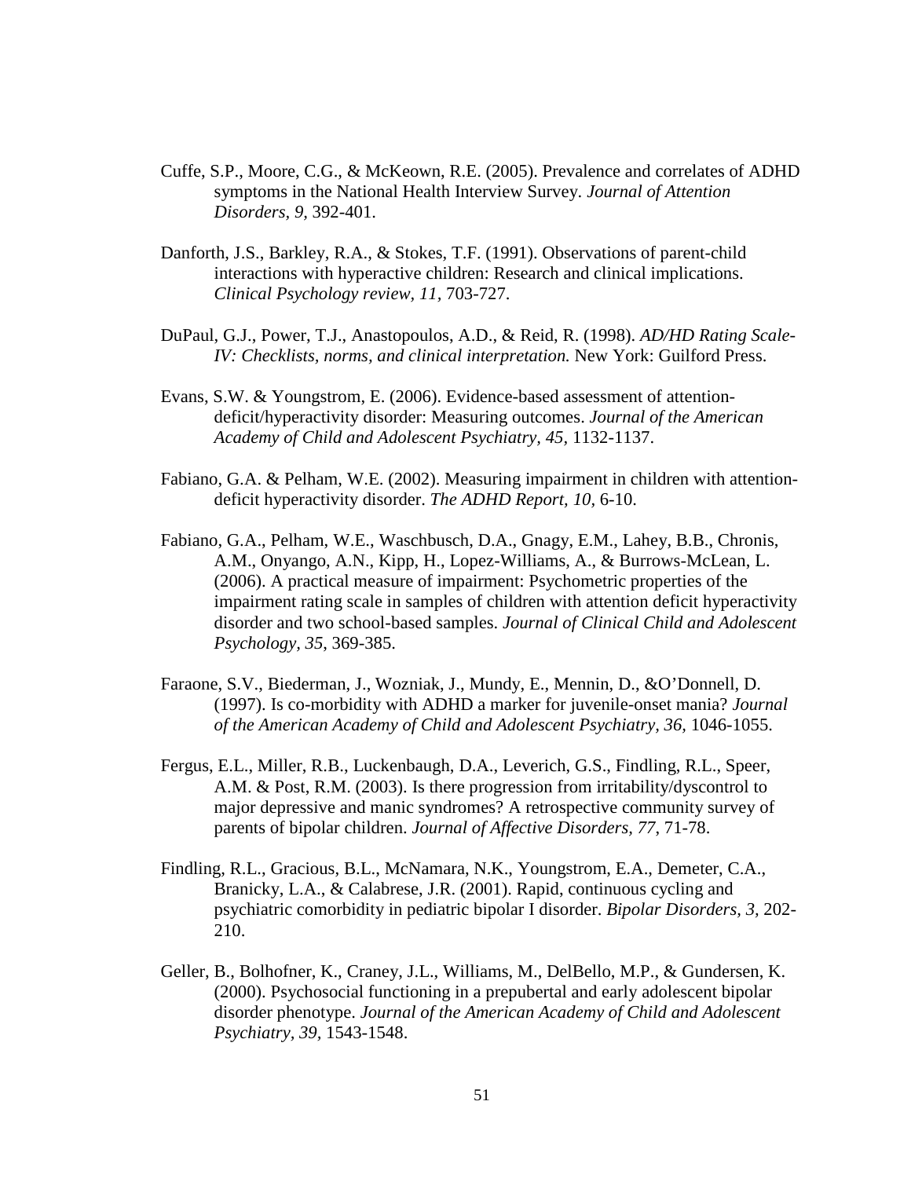Cuffe, S.P., Moore, C.G., & McKeown, R.E. (2005). Prevalence and correlates of ADHD symptoms in the National Health Interview Survey. *Journal of Attention Disorders, 9,* 392-401.

Danforth, J.S., Barkley, R.A., & Stokes, T.F. (1991). Observations of parent-child interactions with hyperactive children: Research and clinical implications. *Clinical Psychology review, 11,* 703-727.

DuPaul, G.J., Power, T.J., Anastopoulos, A.D., & Reid, R. (1998). *AD/HD Rating Scale-IV: Checklists, norms, and clinical interpretation.* New York: Guilford Press.

Evans, S.W. & Youngstrom, E. (2006). Evidence-based assessment of attention-deficit/hyperactivity disorder: Measuring outcomes. *Journal of the American Academy of Child and Adolescent Psychiatry, 45,* 1132-1137.

Fabiano, G.A. & Pelham, W.E. (2002). Measuring impairment in children with attention-deficit hyperactivity disorder. *The ADHD Report, 10,* 6-10.

Fabiano, G.A., Pelham, W.E., Waschbusch, D.A., Gnagy, E.M., Lahey, B.B., Chronis, A.M., Onyango, A.N., Kipp, H., Lopez-Williams, A., & Burrows-McLean, L. (2006). A practical measure of impairment: Psychometric properties of the impairment rating scale in samples of children with attention deficit hyperactivity disorder and two school-based samples. *Journal of Clinical Child and Adolescent Psychology, 35,* 369-385.

Faraone, S.V., Biederman, J., Wozniak, J., Mundy, E., Mennin, D., &O'Donnell, D. (1997). Is co-morbidity with ADHD a marker for juvenile-onset mania? *Journal of the American Academy of Child and Adolescent Psychiatry, 36,* 1046-1055.

Fergus, E.L., Miller, R.B., Luckenbaugh, D.A., Leverich, G.S., Findling, R.L., Speer, A.M. & Post, R.M. (2003). Is there progression from irritability/dyscontrol to major depressive and manic syndromes? A retrospective community survey of parents of bipolar children. *Journal of Affective Disorders, 77,* 71-78.

Findling, R.L., Gracious, B.L., McNamara, N.K., Youngstrom, E.A., Demeter, C.A., Branicky, L.A., & Calabrese, J.R. (2001). Rapid, continuous cycling and psychiatric comorbidity in pediatric bipolar I disorder. *Bipolar Disorders, 3,* 202-210.

Geller, B., Bolhofner, K., Craney, J.L., Williams, M., DelBello, M.P., & Gundersen, K. (2000). Psychosocial functioning in a prepubertal and early adolescent bipolar disorder phenotype. *Journal of the American Academy of Child and Adolescent Psychiatry, 39,* 1543-1548.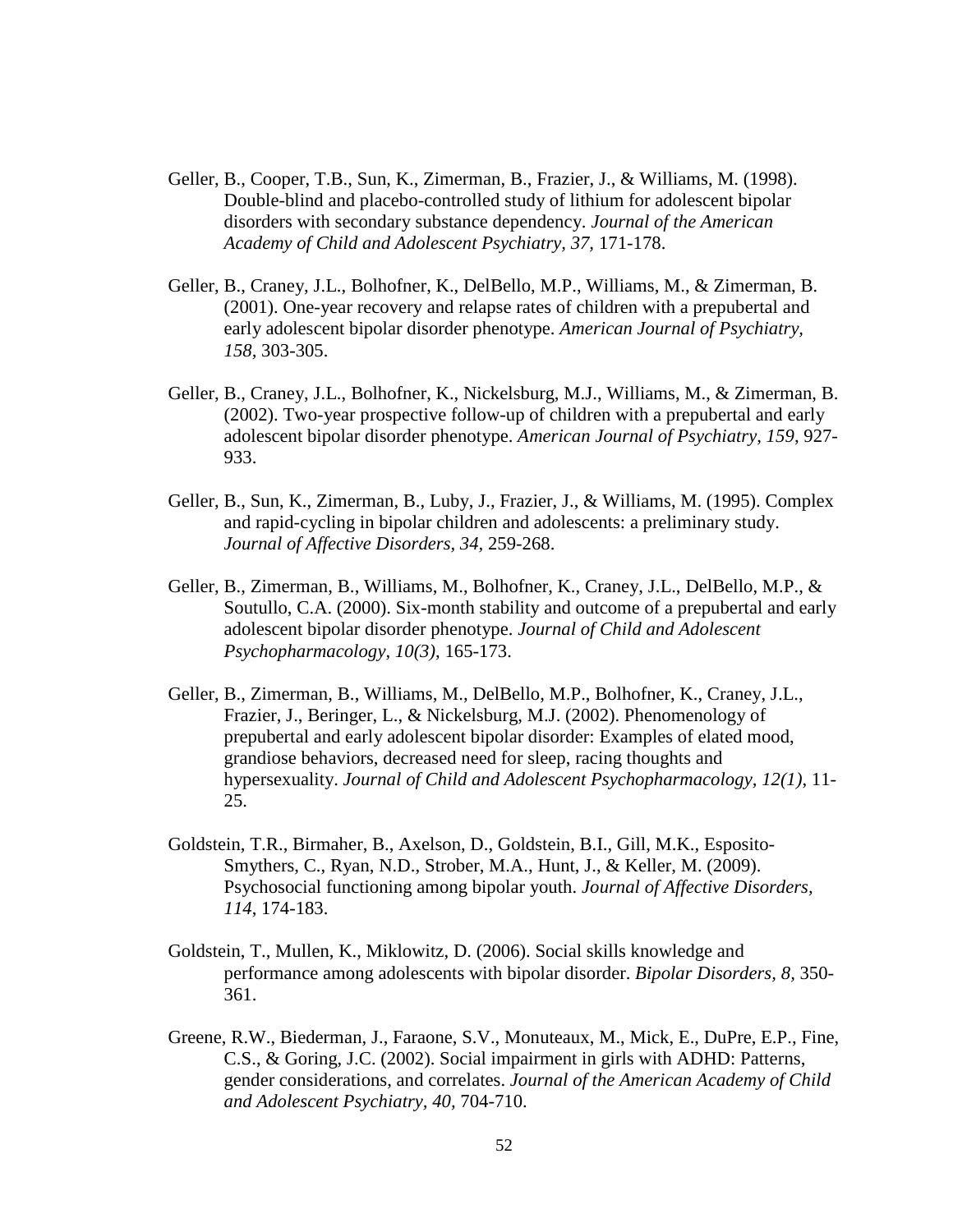Geller, B., Cooper, T.B., Sun, K., Zimerman, B., Frazier, J., & Williams, M. (1998). Double-blind and placebo-controlled study of lithium for adolescent bipolar disorders with secondary substance dependency. *Journal of the American Academy of Child and Adolescent Psychiatry, 37,* 171-178.

Geller, B., Craney, J.L., Bolhofner, K., DelBello, M.P., Williams, M., & Zimerman, B. (2001). One-year recovery and relapse rates of children with a prepubertal and early adolescent bipolar disorder phenotype. *American Journal of Psychiatry, 158,* 303-305.

Geller, B., Craney, J.L., Bolhofner, K., Nickelsburg, M.J., Williams, M., & Zimerman, B. (2002). Two-year prospective follow-up of children with a prepubertal and early adolescent bipolar disorder phenotype. *American Journal of Psychiatry, 159*, 927-933.

Geller, B., Sun, K., Zimerman, B., Luby, J., Frazier, J., & Williams, M. (1995). Complex and rapid-cycling in bipolar children and adolescents: a preliminary study. *Journal of Affective Disorders, 34,* 259-268.

Geller, B., Zimerman, B., Williams, M., Bolhofner, K., Craney, J.L., DelBello, M.P., & Soutullo, C.A. (2000). Six-month stability and outcome of a prepubertal and early adolescent bipolar disorder phenotype. *Journal of Child and Adolescent Psychopharmacology, 10(3),* 165-173.

Geller, B., Zimerman, B., Williams, M., DelBello, M.P., Bolhofner, K., Craney, J.L., Frazier, J., Beringer, L., & Nickelsburg, M.J. (2002). Phenomenology of prepubertal and early adolescent bipolar disorder: Examples of elated mood, grandiose behaviors, decreased need for sleep, racing thoughts and hypersexuality. *Journal of Child and Adolescent Psychopharmacology, 12(1),* 11-25.

Goldstein, T.R., Birmaher, B., Axelson, D., Goldstein, B.I., Gill, M.K., Esposito-Smythers, C., Ryan, N.D., Strober, M.A., Hunt, J., & Keller, M. (2009). Psychosocial functioning among bipolar youth. *Journal of Affective Disorders, 114*, 174-183.

Goldstein, T., Mullen, K., Miklowitz, D. (2006). Social skills knowledge and performance among adolescents with bipolar disorder. *Bipolar Disorders, 8,* 350-361.

Greene, R.W., Biederman, J., Faraone, S.V., Monuteaux, M., Mick, E., DuPre, E.P., Fine, C.S., & Goring, J.C. (2002). Social impairment in girls with ADHD: Patterns, gender considerations, and correlates. *Journal of the American Academy of Child and Adolescent Psychiatry, 40,* 704-710.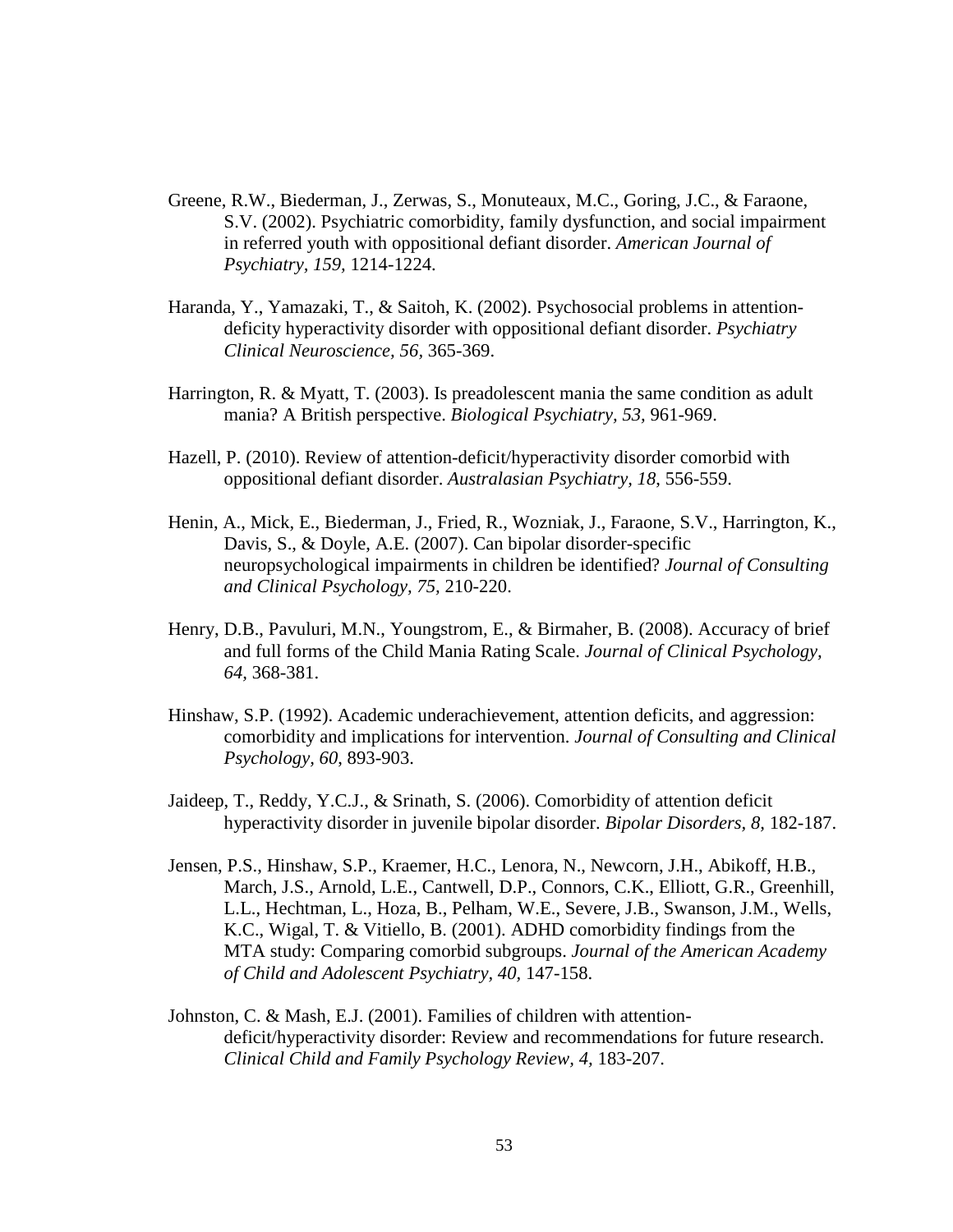Greene, R.W., Biederman, J., Zerwas, S., Monuteaux, M.C., Goring, J.C., & Faraone, S.V. (2002). Psychiatric comorbidity, family dysfunction, and social impairment in referred youth with oppositional defiant disorder. *American Journal of Psychiatry, 159,* 1214-1224.

Haranda, Y., Yamazaki, T., & Saitoh, K. (2002). Psychosocial problems in attention-deficity hyperactivity disorder with oppositional defiant disorder. *Psychiatry Clinical Neuroscience, 56,* 365-369.

Harrington, R. & Myatt, T. (2003). Is preadolescent mania the same condition as adult mania? A British perspective. *Biological Psychiatry, 53,* 961-969.

Hazell, P. (2010). Review of attention-deficit/hyperactivity disorder comorbid with oppositional defiant disorder. *Australasian Psychiatry, 18,* 556-559.

Henin, A., Mick, E., Biederman, J., Fried, R., Wozniak, J., Faraone, S.V., Harrington, K., Davis, S., & Doyle, A.E. (2007). Can bipolar disorder-specific neuropsychological impairments in children be identified? *Journal of Consulting and Clinical Psychology, 75,* 210-220.

Henry, D.B., Pavuluri, M.N., Youngstrom, E., & Birmaher, B. (2008). Accuracy of brief and full forms of the Child Mania Rating Scale. *Journal of Clinical Psychology, 64,* 368-381.

Hinshaw, S.P. (1992). Academic underachievement, attention deficits, and aggression: comorbidity and implications for intervention. *Journal of Consulting and Clinical Psychology, 60*, 893-903.

Jaideep, T., Reddy, Y.C.J., & Srinath, S. (2006). Comorbidity of attention deficit hyperactivity disorder in juvenile bipolar disorder. *Bipolar Disorders, 8,* 182-187.

Jensen, P.S., Hinshaw, S.P., Kraemer, H.C., Lenora, N., Newcorn, J.H., Abikoff, H.B., March, J.S., Arnold, L.E., Cantwell, D.P., Connors, C.K., Elliott, G.R., Greenhill, L.L., Hechtman, L., Hoza, B., Pelham, W.E., Severe, J.B., Swanson, J.M., Wells, K.C., Wigal, T. & Vitiello, B. (2001). ADHD comorbidity findings from the MTA study: Comparing comorbid subgroups. *Journal of the American Academy of Child and Adolescent Psychiatry, 40,* 147-158.

Johnston, C. & Mash, E.J. (2001). Families of children with attention-deficit/hyperactivity disorder: Review and recommendations for future research. *Clinical Child and Family Psychology Review, 4,* 183-207.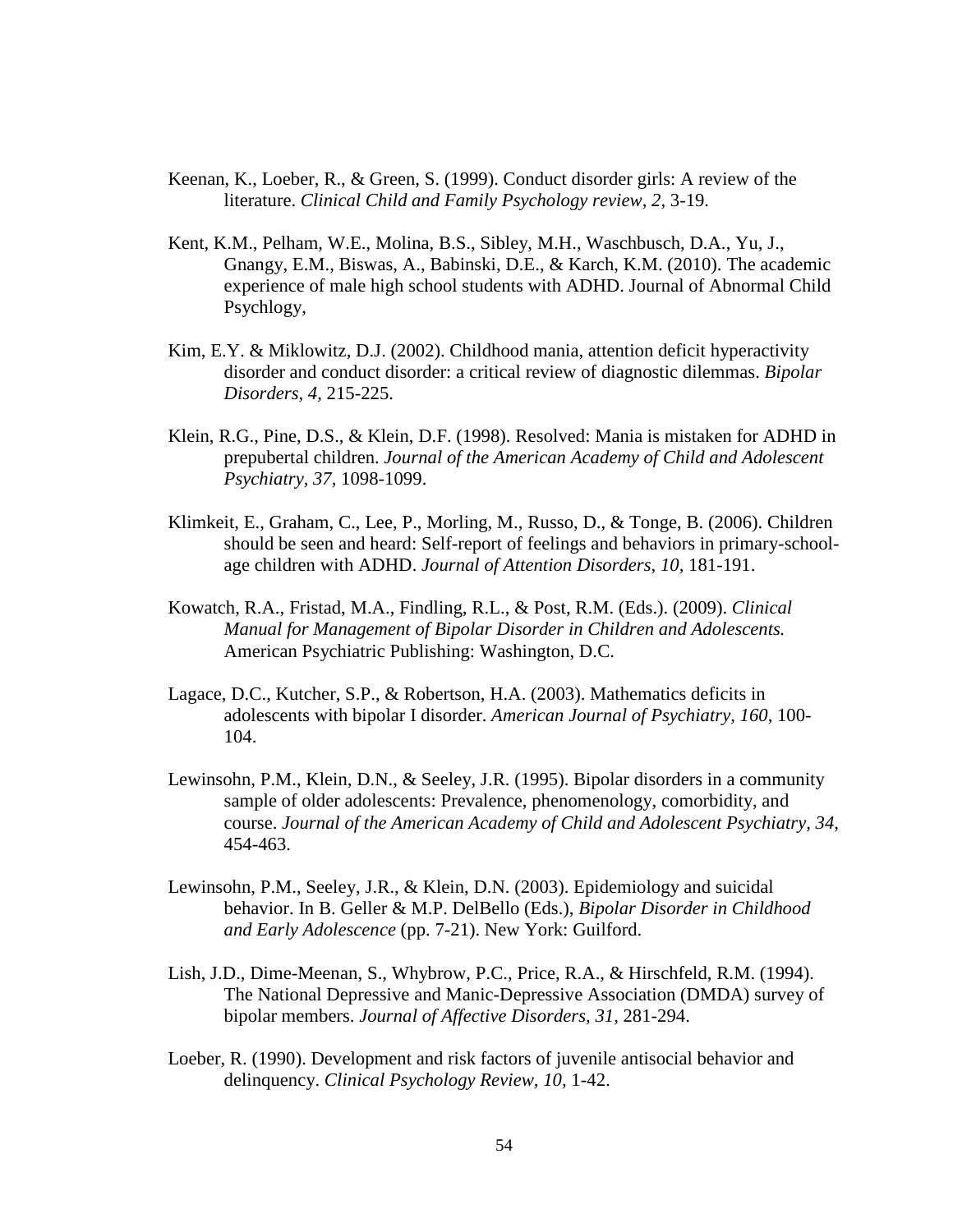Keenan, K., Loeber, R., & Green, S. (1999). Conduct disorder girls: A review of the literature. *Clinical Child and Family Psychology review, 2,* 3-19.

Kent, K.M., Pelham, W.E., Molina, B.S., Sibley, M.H., Waschbusch, D.A., Yu, J., Gnangy, E.M., Biswas, A., Babinski, D.E., & Karch, K.M. (2010). The academic experience of male high school students with ADHD. Journal of Abnormal Child Psychlogy,

Kim, E.Y. & Miklowitz, D.J. (2002). Childhood mania, attention deficit hyperactivity disorder and conduct disorder: a critical review of diagnostic dilemmas. *Bipolar Disorders, 4,* 215-225.

Klein, R.G., Pine, D.S., & Klein, D.F. (1998). Resolved: Mania is mistaken for ADHD in prepubertal children. *Journal of the American Academy of Child and Adolescent Psychiatry, 37,* 1098-1099.

Klimkeit, E., Graham, C., Lee, P., Morling, M., Russo, D., & Tonge, B. (2006). Children should be seen and heard: Self-report of feelings and behaviors in primary-school-age children with ADHD. *Journal of Attention Disorders, 10,* 181-191.

Kowatch, R.A., Fristad, M.A., Findling, R.L., & Post, R.M. (Eds.). (2009). *Clinical Manual for Management of Bipolar Disorder in Children and Adolescents.* American Psychiatric Publishing: Washington, D.C.

Lagace, D.C., Kutcher, S.P., & Robertson, H.A. (2003). Mathematics deficits in adolescents with bipolar I disorder. *American Journal of Psychiatry, 160,* 100-104.

Lewinsohn, P.M., Klein, D.N., & Seeley, J.R. (1995). Bipolar disorders in a community sample of older adolescents: Prevalence, phenomenology, comorbidity, and course. *Journal of the American Academy of Child and Adolescent Psychiatry, 34,* 454-463.

Lewinsohn, P.M., Seeley, J.R., & Klein, D.N. (2003). Epidemiology and suicidal behavior. In B. Geller & M.P. DelBello (Eds.), *Bipolar Disorder in Childhood and Early Adolescence* (pp. 7-21). New York: Guilford.

Lish, J.D., Dime-Meenan, S., Whybrow, P.C., Price, R.A., & Hirschfeld, R.M. (1994). The National Depressive and Manic-Depressive Association (DMDA) survey of bipolar members. *Journal of Affective Disorders, 31,* 281-294.

Loeber, R. (1990). Development and risk factors of juvenile antisocial behavior and delinquency. *Clinical Psychology Review, 10,* 1-42.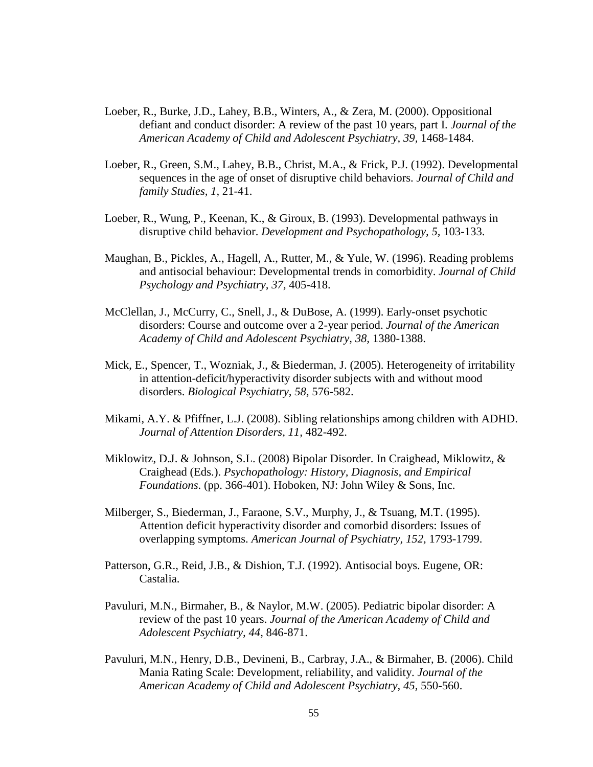Loeber, R., Burke, J.D., Lahey, B.B., Winters, A., & Zera, M. (2000). Oppositional defiant and conduct disorder: A review of the past 10 years, part I. *Journal of the American Academy of Child and Adolescent Psychiatry, 39,* 1468-1484.

Loeber, R., Green, S.M., Lahey, B.B., Christ, M.A., & Frick, P.J. (1992). Developmental sequences in the age of onset of disruptive child behaviors. *Journal of Child and family Studies, 1*, 21-41.

Loeber, R., Wung, P., Keenan, K., & Giroux, B. (1993). Developmental pathways in disruptive child behavior. *Development and Psychopathology, 5,* 103-133.

Maughan, B., Pickles, A., Hagell, A., Rutter, M., & Yule, W. (1996). Reading problems and antisocial behaviour: Developmental trends in comorbidity. *Journal of Child Psychology and Psychiatry, 37,* 405-418.

McClellan, J., McCurry, C., Snell, J., & DuBose, A. (1999). Early-onset psychotic disorders: Course and outcome over a 2-year period. *Journal of the American Academy of Child and Adolescent Psychiatry, 38,* 1380-1388.

Mick, E., Spencer, T., Wozniak, J., & Biederman, J. (2005). Heterogeneity of irritability in attention-deficit/hyperactivity disorder subjects with and without mood disorders. *Biological Psychiatry, 58,* 576-582.

Mikami, A.Y. & Pfiffner, L.J. (2008). Sibling relationships among children with ADHD. *Journal of Attention Disorders, 11*, 482-492.

Miklowitz, D.J. & Johnson, S.L. (2008) Bipolar Disorder. In Craighead, Miklowitz, & Craighead (Eds.). *Psychopathology: History, Diagnosis, and Empirical Foundations*. (pp. 366-401). Hoboken, NJ: John Wiley & Sons, Inc.

Milberger, S., Biederman, J., Faraone, S.V., Murphy, J., & Tsuang, M.T. (1995). Attention deficit hyperactivity disorder and comorbid disorders: Issues of overlapping symptoms. *American Journal of Psychiatry, 152,* 1793-1799.

Patterson, G.R., Reid, J.B., & Dishion, T.J. (1992). Antisocial boys. Eugene, OR: Castalia.

Pavuluri, M.N., Birmaher, B., & Naylor, M.W. (2005). Pediatric bipolar disorder: A review of the past 10 years. *Journal of the American Academy of Child and Adolescent Psychiatry, 44*, 846-871.

Pavuluri, M.N., Henry, D.B., Devineni, B., Carbray, J.A., & Birmaher, B. (2006). Child Mania Rating Scale: Development, reliability, and validity. *Journal of the American Academy of Child and Adolescent Psychiatry, 45,* 550-560.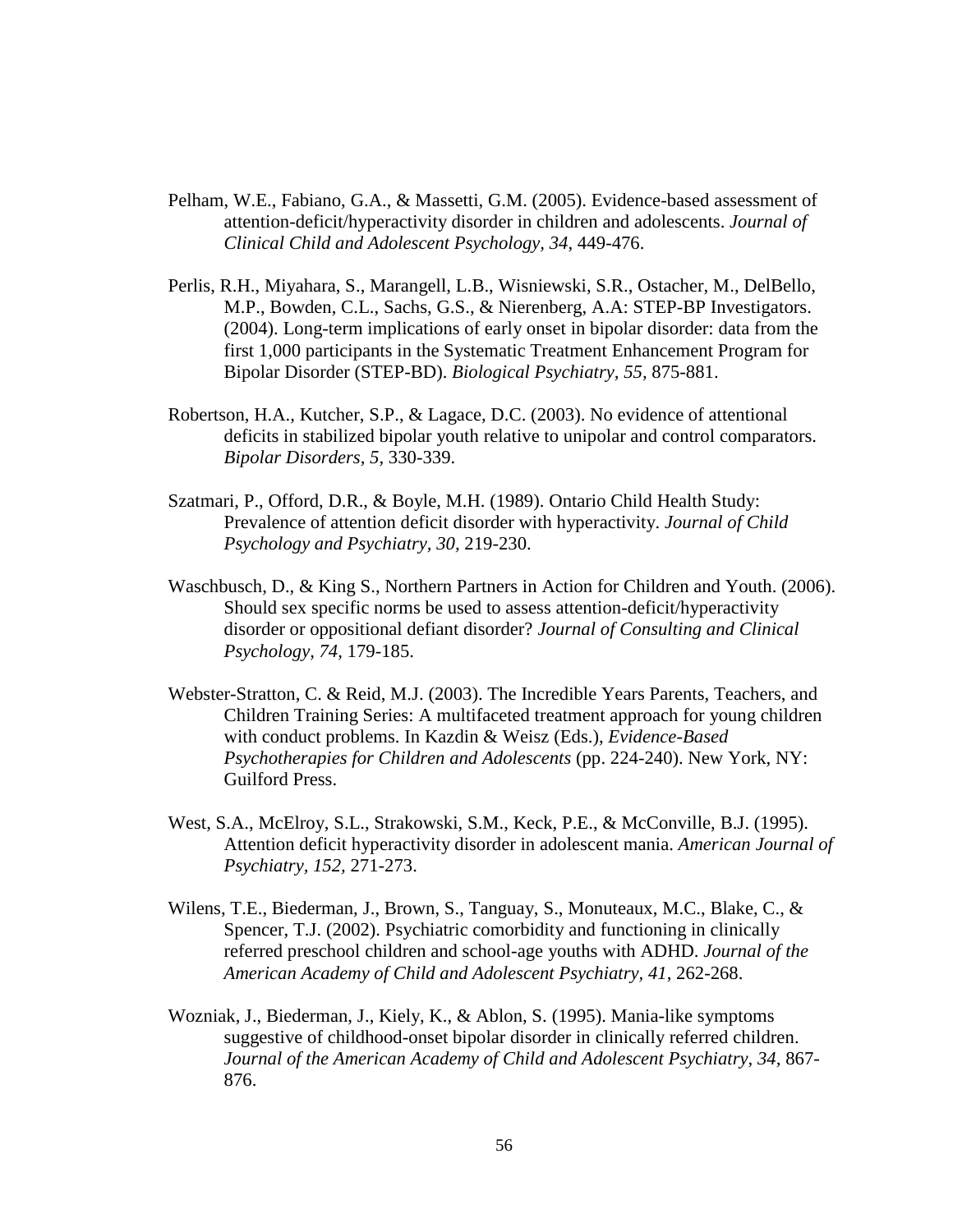Pelham, W.E., Fabiano, G.A., & Massetti, G.M. (2005). Evidence-based assessment of attention-deficit/hyperactivity disorder in children and adolescents. *Journal of Clinical Child and Adolescent Psychology, 34*, 449-476.

Perlis, R.H., Miyahara, S., Marangell, L.B., Wisniewski, S.R., Ostacher, M., DelBello, M.P., Bowden, C.L., Sachs, G.S., & Nierenberg, A.A: STEP-BP Investigators. (2004). Long-term implications of early onset in bipolar disorder: data from the first 1,000 participants in the Systematic Treatment Enhancement Program for Bipolar Disorder (STEP-BD). *Biological Psychiatry, 55,* 875-881.

Robertson, H.A., Kutcher, S.P., & Lagace, D.C. (2003). No evidence of attentional deficits in stabilized bipolar youth relative to unipolar and control comparators. *Bipolar Disorders, 5,* 330-339.

Szatmari, P., Offord, D.R., & Boyle, M.H. (1989). Ontario Child Health Study: Prevalence of attention deficit disorder with hyperactivity. *Journal of Child Psychology and Psychiatry, 30,* 219-230.

Waschbusch, D., & King S., Northern Partners in Action for Children and Youth. (2006). Should sex specific norms be used to assess attention-deficit/hyperactivity disorder or oppositional defiant disorder? *Journal of Consulting and Clinical Psychology, 74,* 179-185.

Webster-Stratton, C. & Reid, M.J. (2003). The Incredible Years Parents, Teachers, and Children Training Series: A multifaceted treatment approach for young children with conduct problems. In Kazdin & Weisz (Eds.), *Evidence-Based Psychotherapies for Children and Adolescents* (pp. 224-240). New York, NY: Guilford Press.

West, S.A., McElroy, S.L., Strakowski, S.M., Keck, P.E., & McConville, B.J. (1995). Attention deficit hyperactivity disorder in adolescent mania. *American Journal of Psychiatry, 152,* 271-273.

Wilens, T.E., Biederman, J., Brown, S., Tanguay, S., Monuteaux, M.C., Blake, C., & Spencer, T.J. (2002). Psychiatric comorbidity and functioning in clinically referred preschool children and school-age youths with ADHD. *Journal of the American Academy of Child and Adolescent Psychiatry, 41*, 262-268.

Wozniak, J., Biederman, J., Kiely, K., & Ablon, S. (1995). Mania-like symptoms suggestive of childhood-onset bipolar disorder in clinically referred children. *Journal of the American Academy of Child and Adolescent Psychiatry, 34*, 867-876.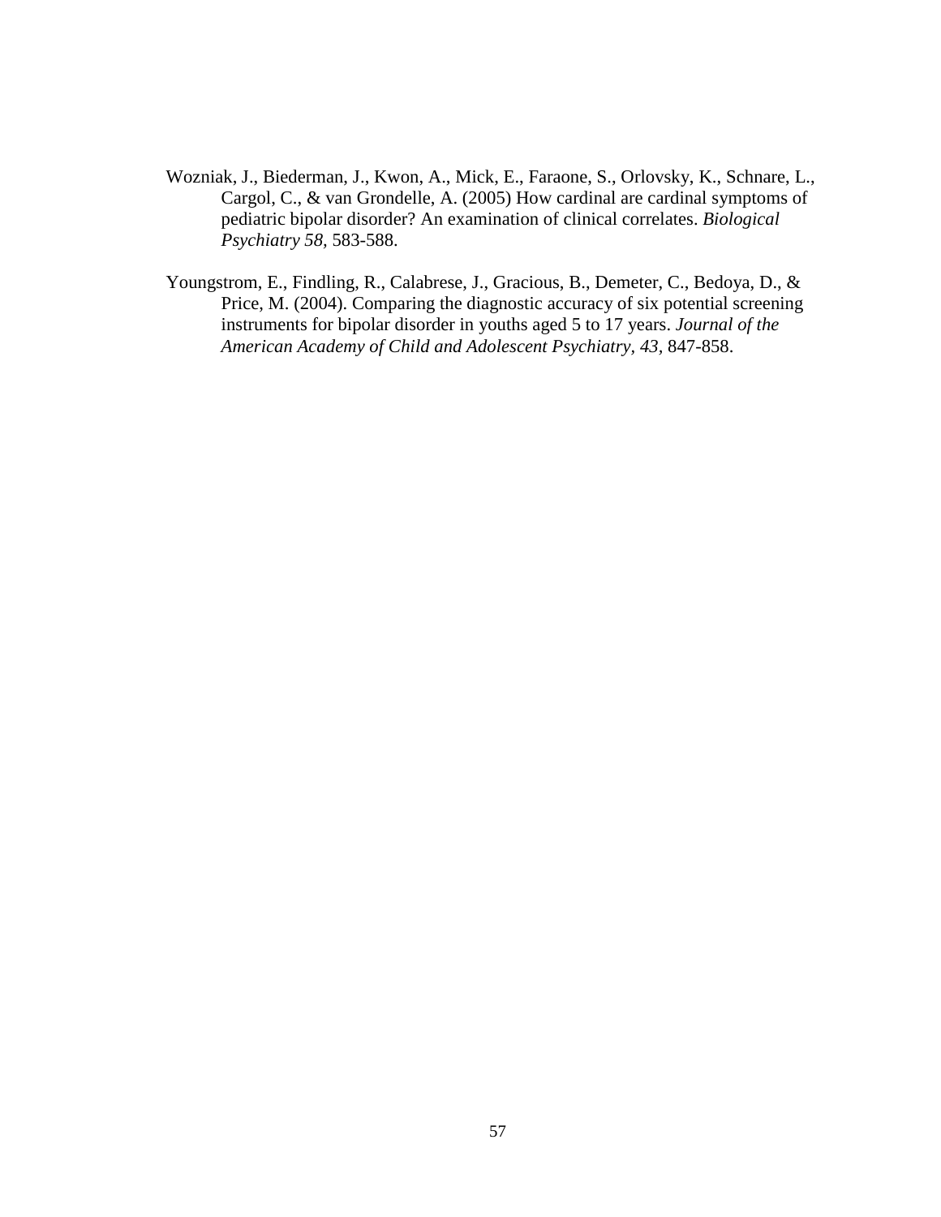Wozniak, J., Biederman, J., Kwon, A., Mick, E., Faraone, S., Orlovsky, K., Schnare, L., Cargol, C., & van Grondelle, A. (2005) How cardinal are cardinal symptoms of pediatric bipolar disorder? An examination of clinical correlates. *Biological Psychiatry 58*, 583-588.

Youngstrom, E., Findling, R., Calabrese, J., Gracious, B., Demeter, C., Bedoya, D., & Price, M. (2004). Comparing the diagnostic accuracy of six potential screening instruments for bipolar disorder in youths aged 5 to 17 years. *Journal of the American Academy of Child and Adolescent Psychiatry, 43,* 847-858.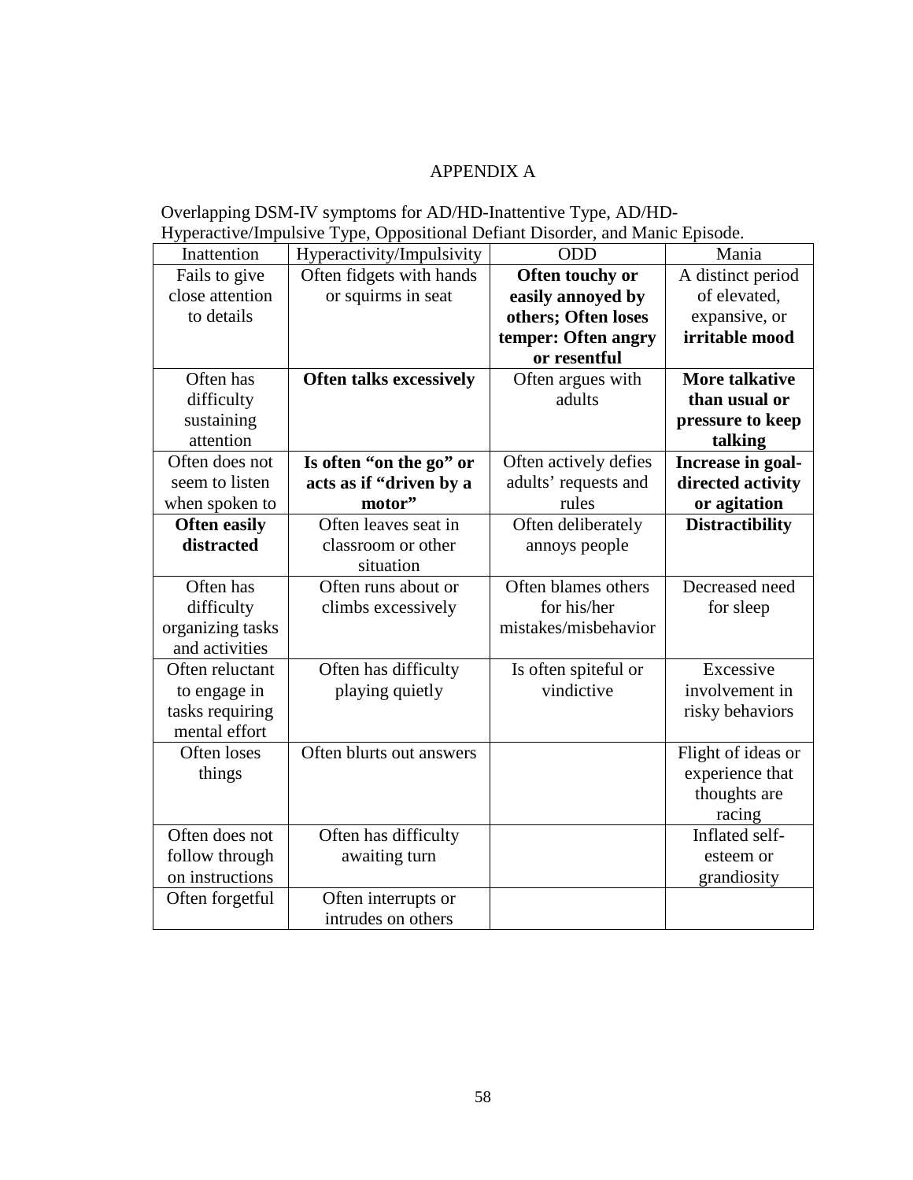# APPENDIX A

Overlapping DSM-IV symptoms for AD/HD-Inattentive Type, AD/HD-Hyperactive/Impulsive Type, Oppositional Defiant Disorder, and Manic Episode.

| Inattention | Hyperactivity/Impulsivity | ODD | Mania |
|---|---|---|---|
| Fails to give close attention to details | Often fidgets with hands or squirms in seat | **Often touchy or easily annoyed by others; Often loses temper: Often angry or resentful** | A distinct period of elevated, expansive, or **irritable mood** |
| Often has difficulty sustaining attention | **Often talks excessively** | Often argues with adults | **More talkative than usual or pressure to keep talking** |
| Often does not seem to listen when spoken to | **Is often "on the go" or acts as if "driven by a motor"** | Often actively defies adults' requests and rules | **Increase in goal-directed activity or agitation** |
| **Often easily distracted** | Often leaves seat in classroom or other situation | Often deliberately annoys people | **Distractibility** |
| Often has difficulty organizing tasks and activities | Often runs about or climbs excessively | Often blames others for his/her mistakes/misbehavior | Decreased need for sleep |
| Often reluctant to engage in tasks requiring mental effort | Often has difficulty playing quietly | Is often spiteful or vindictive | Excessive involvement in risky behaviors |
| Often loses things | Often blurts out answers | | Flight of ideas or experience that thoughts are racing |
| Often does not follow through on instructions | Often has difficulty awaiting turn | | Inflated self-esteem or grandiosity |
| Often forgetful | Often interrupts or intrudes on others | | |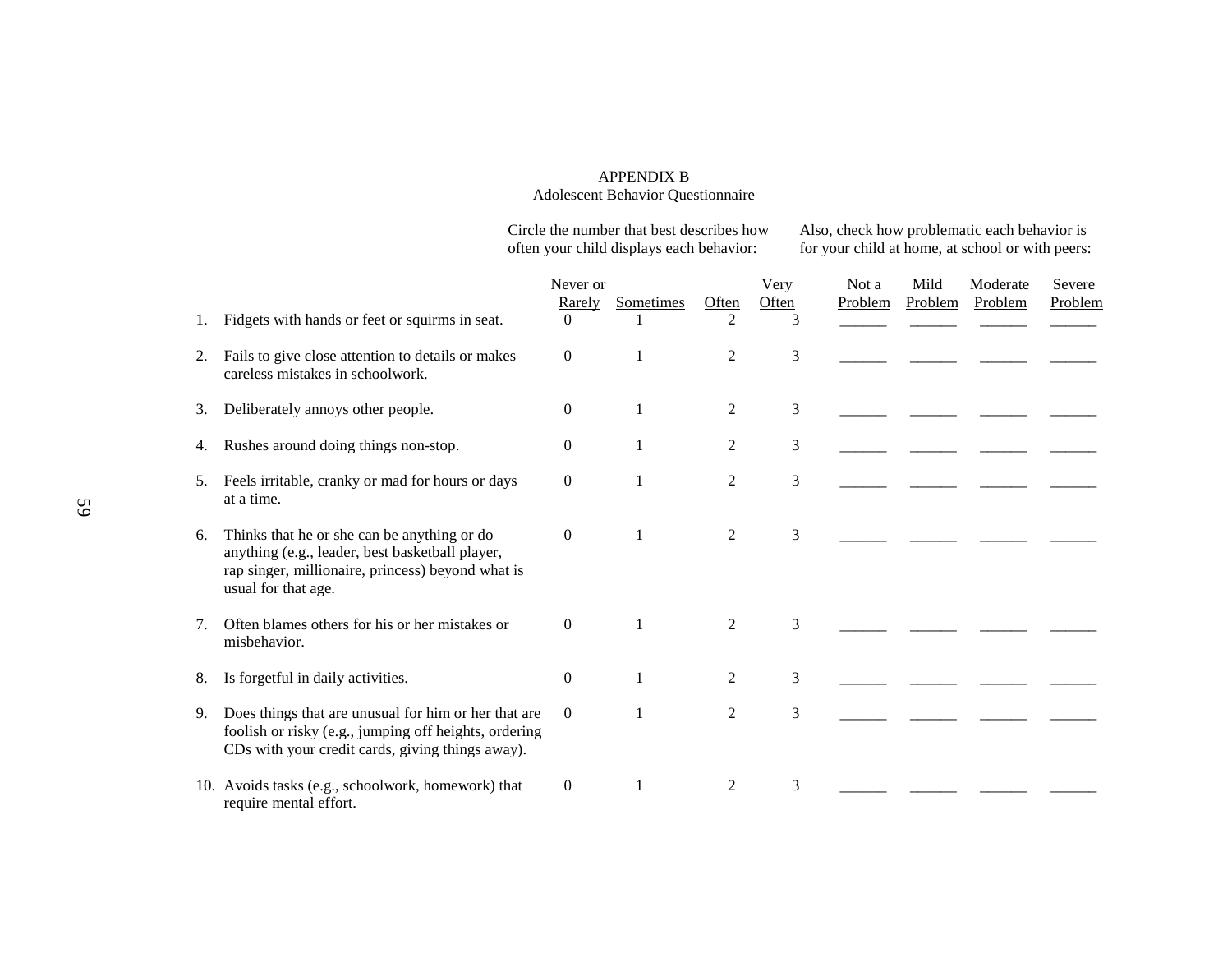APPENDIX B

Adolescent Behavior Questionnaire

| | Circle the number that best describes how often your child displays each behavior: | | | | Also, check how problematic each behavior is for your child at home, at school or with peers: | | | |
|---|---|---|---|---|---|---|---|---|
| | Never or Rarely | Sometimes | Often | Very Often | Not a Problem | Mild Problem | Moderate Problem | Severe Problem |
| 1. Fidgets with hands or feet or squirms in seat. | 0 | 1 | 2 | 3 | ______ | ______ | ______ | ______ |
| 2. Fails to give close attention to details or makes careless mistakes in schoolwork. | 0 | 1 | 2 | 3 | ______ | ______ | ______ | ______ |
| 3. Deliberately annoys other people. | 0 | 1 | 2 | 3 | ______ | ______ | ______ | ______ |
| 4. Rushes around doing things non-stop. | 0 | 1 | 2 | 3 | ______ | ______ | ______ | ______ |
| 5. Feels irritable, cranky or mad for hours or days at a time. | 0 | 1 | 2 | 3 | ______ | ______ | ______ | ______ |
| 6. Thinks that he or she can be anything or do anything (e.g., leader, best basketball player, rap singer, millionaire, princess) beyond what is usual for that age. | 0 | 1 | 2 | 3 | ______ | ______ | ______ | ______ |
| 7. Often blames others for his or her mistakes or misbehavior. | 0 | 1 | 2 | 3 | ______ | ______ | ______ | ______ |
| 8. Is forgetful in daily activities. | 0 | 1 | 2 | 3 | ______ | ______ | ______ | ______ |
| 9. Does things that are unusual for him or her that are foolish or risky (e.g., jumping off heights, ordering CDs with your credit cards, giving things away). | 0 | 1 | 2 | 3 | ______ | ______ | ______ | ______ |
| 10. Avoids tasks (e.g., schoolwork, homework) that require mental effort. | 0 | 1 | 2 | 3 | ______ | ______ | ______ | ______ |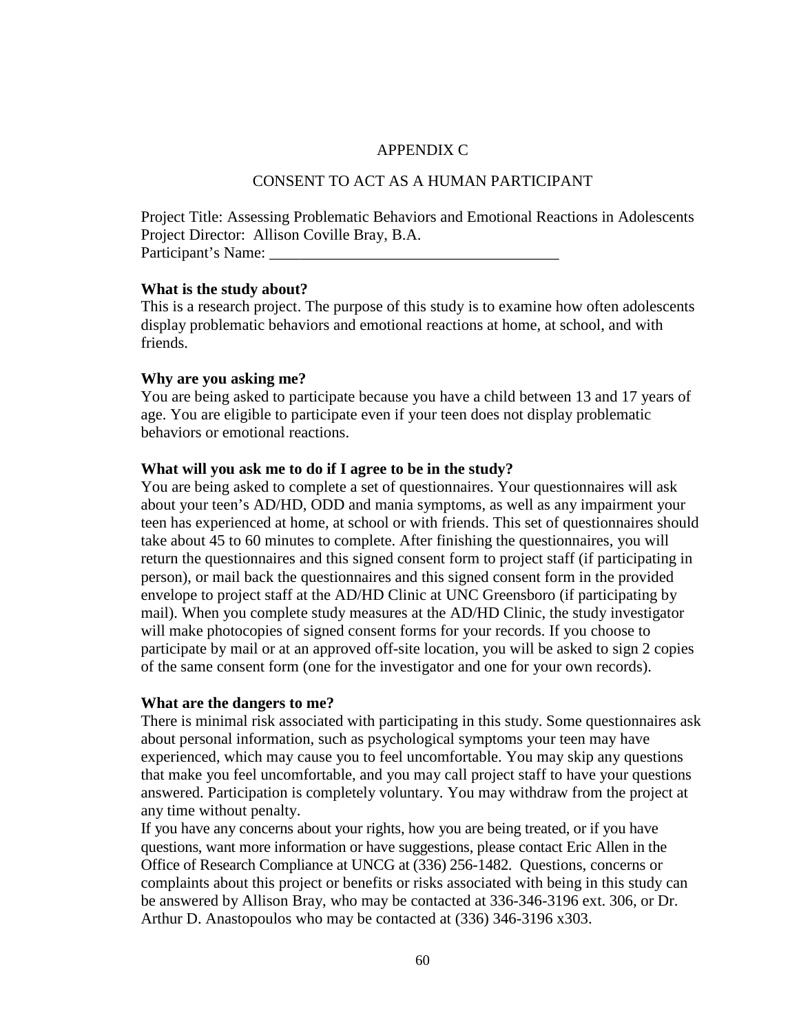APPENDIX C

CONSENT TO ACT AS A HUMAN PARTICIPANT

Project Title: Assessing Problematic Behaviors and Emotional Reactions in Adolescents
Project Director: Allison Coville Bray, B.A.
Participant's Name: _____________________________________

**What is the study about?**
This is a research project. The purpose of this study is to examine how often adolescents display problematic behaviors and emotional reactions at home, at school, and with friends.

**Why are you asking me?**
You are being asked to participate because you have a child between 13 and 17 years of age. You are eligible to participate even if your teen does not display problematic behaviors or emotional reactions.

**What will you ask me to do if I agree to be in the study?**
You are being asked to complete a set of questionnaires. Your questionnaires will ask about your teen's AD/HD, ODD and mania symptoms, as well as any impairment your teen has experienced at home, at school or with friends. This set of questionnaires should take about 45 to 60 minutes to complete. After finishing the questionnaires, you will return the questionnaires and this signed consent form to project staff (if participating in person), or mail back the questionnaires and this signed consent form in the provided envelope to project staff at the AD/HD Clinic at UNC Greensboro (if participating by mail). When you complete study measures at the AD/HD Clinic, the study investigator will make photocopies of signed consent forms for your records. If you choose to participate by mail or at an approved off-site location, you will be asked to sign 2 copies of the same consent form (one for the investigator and one for your own records).

**What are the dangers to me?**
There is minimal risk associated with participating in this study. Some questionnaires ask about personal information, such as psychological symptoms your teen may have experienced, which may cause you to feel uncomfortable. You may skip any questions that make you feel uncomfortable, and you may call project staff to have your questions answered. Participation is completely voluntary. You may withdraw from the project at any time without penalty.
If you have any concerns about your rights, how you are being treated, or if you have questions, want more information or have suggestions, please contact Eric Allen in the Office of Research Compliance at UNCG at (336) 256-1482. Questions, concerns or complaints about this project or benefits or risks associated with being in this study can be answered by Allison Bray, who may be contacted at 336-346-3196 ext. 306, or Dr. Arthur D. Anastopoulos who may be contacted at (336) 346-3196 x303.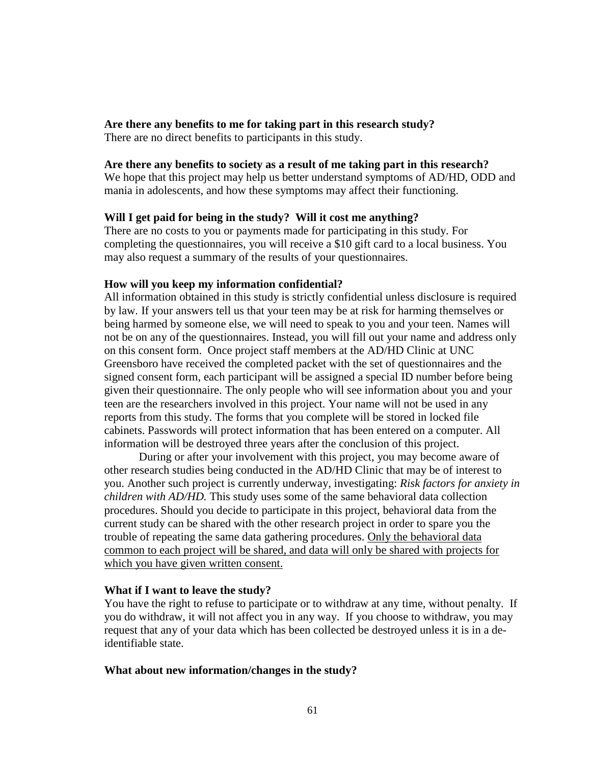**Are there any benefits to me for taking part in this research study?**
There are no direct benefits to participants in this study.

**Are there any benefits to society as a result of me taking part in this research?**
We hope that this project may help us better understand symptoms of AD/HD, ODD and mania in adolescents, and how these symptoms may affect their functioning.

**Will I get paid for being in the study? Will it cost me anything?**
There are no costs to you or payments made for participating in this study. For completing the questionnaires, you will receive a $10 gift card to a local business. You may also request a summary of the results of your questionnaires.

**How will you keep my information confidential?**
All information obtained in this study is strictly confidential unless disclosure is required by law. If your answers tell us that your teen may be at risk for harming themselves or being harmed by someone else, we will need to speak to you and your teen. Names will not be on any of the questionnaires. Instead, you will fill out your name and address only on this consent form. Once project staff members at the AD/HD Clinic at UNC Greensboro have received the completed packet with the set of questionnaires and the signed consent form, each participant will be assigned a special ID number before being given their questionnaire. The only people who will see information about you and your teen are the researchers involved in this project. Your name will not be used in any reports from this study. The forms that you complete will be stored in locked file cabinets. Passwords will protect information that has been entered on a computer. All information will be destroyed three years after the conclusion of this project.

During or after your involvement with this project, you may become aware of other research studies being conducted in the AD/HD Clinic that may be of interest to you. Another such project is currently underway, investigating: *Risk factors for anxiety in children with AD/HD.* This study uses some of the same behavioral data collection procedures. Should you decide to participate in this project, behavioral data from the current study can be shared with the other research project in order to spare you the trouble of repeating the same data gathering procedures. <u>Only the behavioral data common to each project will be shared, and data will only be shared with projects for which you have given written consent.</u>

**What if I want to leave the study?**
You have the right to refuse to participate or to withdraw at any time, without penalty. If you do withdraw, it will not affect you in any way. If you choose to withdraw, you may request that any of your data which has been collected be destroyed unless it is in a de-identifiable state.

**What about new information/changes in the study?**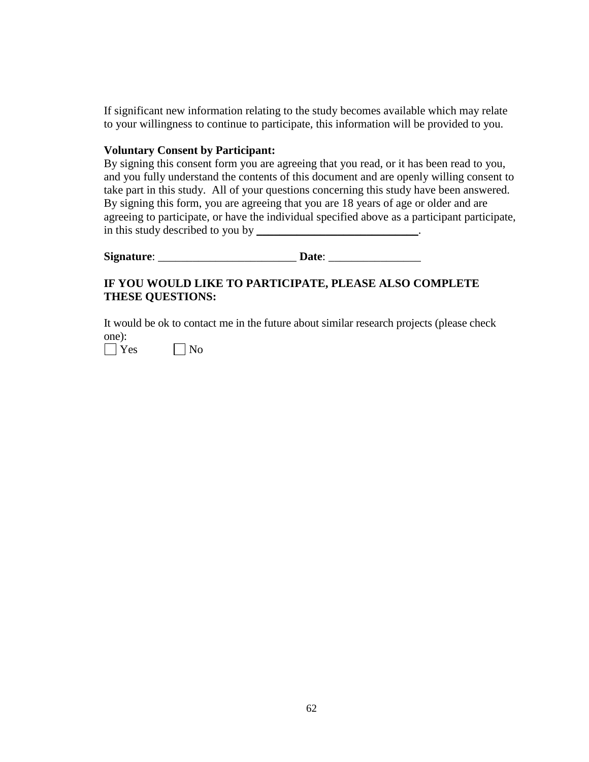If significant new information relating to the study becomes available which may relate to your willingness to continue to participate, this information will be provided to you.

**Voluntary Consent by Participant:**
By signing this consent form you are agreeing that you read, or it has been read to you, and you fully understand the contents of this document and are openly willing consent to take part in this study. All of your questions concerning this study have been answered. By signing this form, you are agreeing that you are 18 years of age or older and are agreeing to participate, or have the individual specified above as a participant participate, in this study described to you by ____________________________.

**Signature**: ________________________ **Date**: ________________

**IF YOU WOULD LIKE TO PARTICIPATE, PLEASE ALSO COMPLETE THESE QUESTIONS:**

It would be ok to contact me in the future about similar research projects (please check one):

☐ Yes ☐ No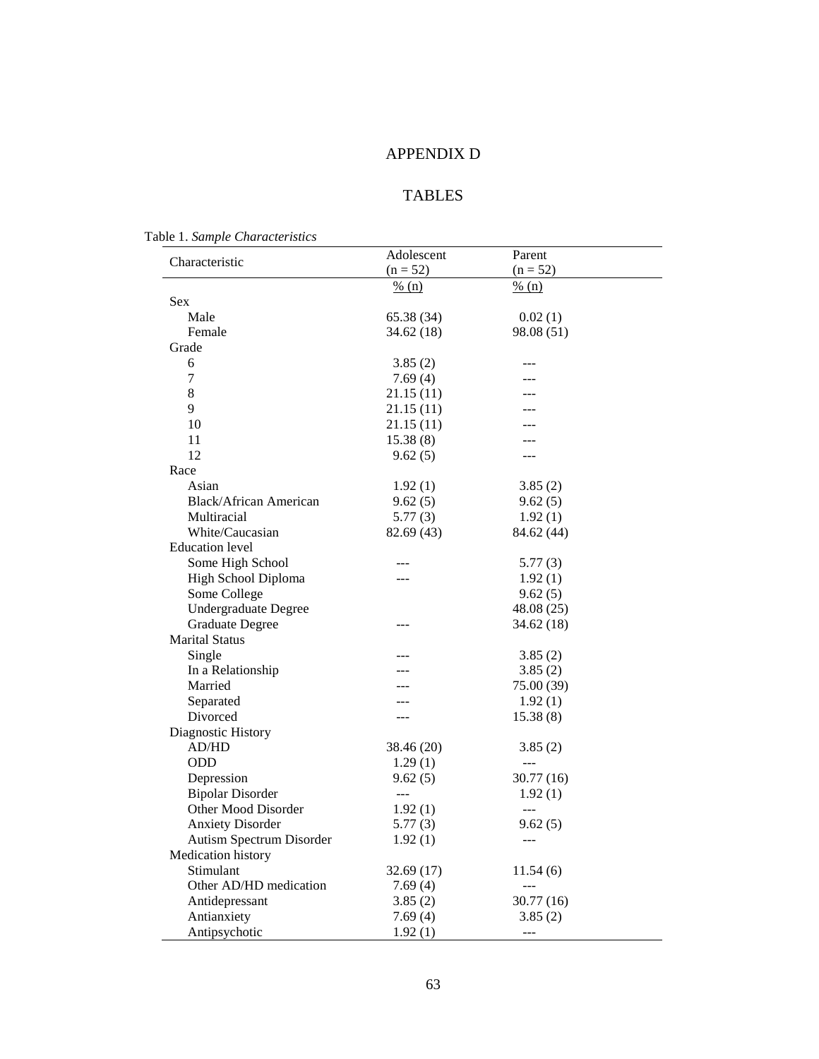# APPENDIX D

## TABLES

Table 1. *Sample Characteristics*

| Characteristic | Adolescent (n = 52) | Parent (n = 52) |
|---|---|---|
| | % (n) | % (n) |
| Sex | | |
| Male | 65.38 (34) | 0.02 (1) |
| Female | 34.62 (18) | 98.08 (51) |
| Grade | | |
| 6 | 3.85 (2) | --- |
| 7 | 7.69 (4) | --- |
| 8 | 21.15 (11) | --- |
| 9 | 21.15 (11) | --- |
| 10 | 21.15 (11) | --- |
| 11 | 15.38 (8) | --- |
| 12 | 9.62 (5) | --- |
| Race | | |
| Asian | 1.92 (1) | 3.85 (2) |
| Black/African American | 9.62 (5) | 9.62 (5) |
| Multiracial | 5.77 (3) | 1.92 (1) |
| White/Caucasian | 82.69 (43) | 84.62 (44) |
| Education level | | |
| Some High School | --- | 5.77 (3) |
| High School Diploma | --- | 1.92 (1) |
| Some College | | 9.62 (5) |
| Undergraduate Degree | | 48.08 (25) |
| Graduate Degree | --- | 34.62 (18) |
| Marital Status | | |
| Single | --- | 3.85 (2) |
| In a Relationship | --- | 3.85 (2) |
| Married | --- | 75.00 (39) |
| Separated | --- | 1.92 (1) |
| Divorced | --- | 15.38 (8) |
| Diagnostic History | | |
| AD/HD | 38.46 (20) | 3.85 (2) |
| ODD | 1.29 (1) | --- |
| Depression | 9.62 (5) | 30.77 (16) |
| Bipolar Disorder | --- | 1.92 (1) |
| Other Mood Disorder | 1.92 (1) | --- |
| Anxiety Disorder | 5.77 (3) | 9.62 (5) |
| Autism Spectrum Disorder | 1.92 (1) | --- |
| Medication history | | |
| Stimulant | 32.69 (17) | 11.54 (6) |
| Other AD/HD medication | 7.69 (4) | --- |
| Antidepressant | 3.85 (2) | 30.77 (16) |
| Antianxiety | 7.69 (4) | 3.85 (2) |
| Antipsychotic | 1.92 (1) | --- |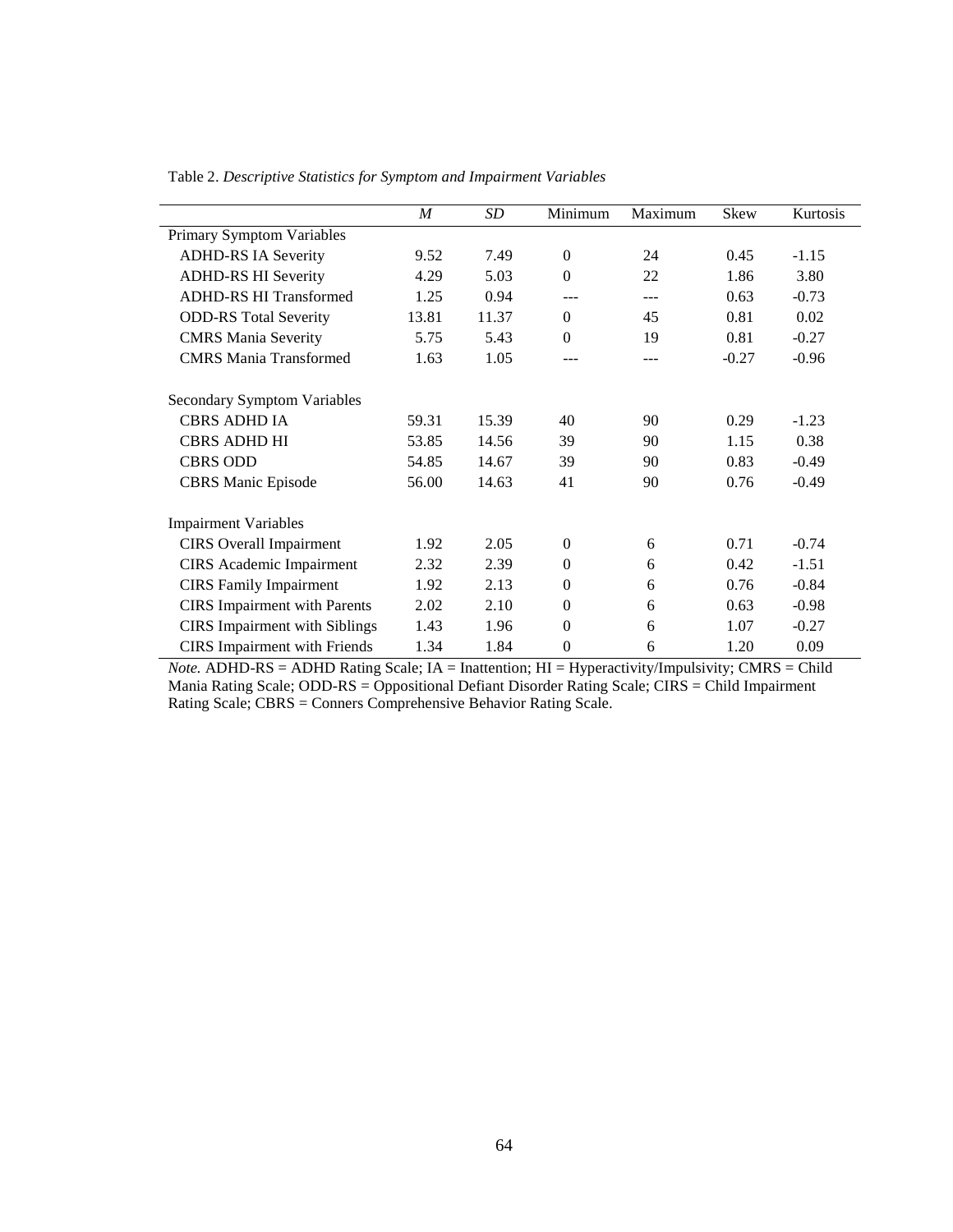Table 2. *Descriptive Statistics for Symptom and Impairment Variables*

| | *M* | *SD* | Minimum | Maximum | Skew | Kurtosis |
|---|---|---|---|---|---|---|
| Primary Symptom Variables | | | | | | |
| ADHD-RS IA Severity | 9.52 | 7.49 | 0 | 24 | 0.45 | -1.15 |
| ADHD-RS HI Severity | 4.29 | 5.03 | 0 | 22 | 1.86 | 3.80 |
| ADHD-RS HI Transformed | 1.25 | 0.94 | --- | --- | 0.63 | -0.73 |
| ODD-RS Total Severity | 13.81 | 11.37 | 0 | 45 | 0.81 | 0.02 |
| CMRS Mania Severity | 5.75 | 5.43 | 0 | 19 | 0.81 | -0.27 |
| CMRS Mania Transformed | 1.63 | 1.05 | --- | --- | -0.27 | -0.96 |
| | | | | | | |
| Secondary Symptom Variables | | | | | | |
| CBRS ADHD IA | 59.31 | 15.39 | 40 | 90 | 0.29 | -1.23 |
| CBRS ADHD HI | 53.85 | 14.56 | 39 | 90 | 1.15 | 0.38 |
| CBRS ODD | 54.85 | 14.67 | 39 | 90 | 0.83 | -0.49 |
| CBRS Manic Episode | 56.00 | 14.63 | 41 | 90 | 0.76 | -0.49 |
| | | | | | | |
| Impairment Variables | | | | | | |
| CIRS Overall Impairment | 1.92 | 2.05 | 0 | 6 | 0.71 | -0.74 |
| CIRS Academic Impairment | 2.32 | 2.39 | 0 | 6 | 0.42 | -1.51 |
| CIRS Family Impairment | 1.92 | 2.13 | 0 | 6 | 0.76 | -0.84 |
| CIRS Impairment with Parents | 2.02 | 2.10 | 0 | 6 | 0.63 | -0.98 |
| CIRS Impairment with Siblings | 1.43 | 1.96 | 0 | 6 | 1.07 | -0.27 |
| CIRS Impairment with Friends | 1.34 | 1.84 | 0 | 6 | 1.20 | 0.09 |

*Note.* ADHD-RS = ADHD Rating Scale; IA = Inattention; HI = Hyperactivity/Impulsivity; CMRS = Child Mania Rating Scale; ODD-RS = Oppositional Defiant Disorder Rating Scale; CIRS = Child Impairment Rating Scale; CBRS = Conners Comprehensive Behavior Rating Scale.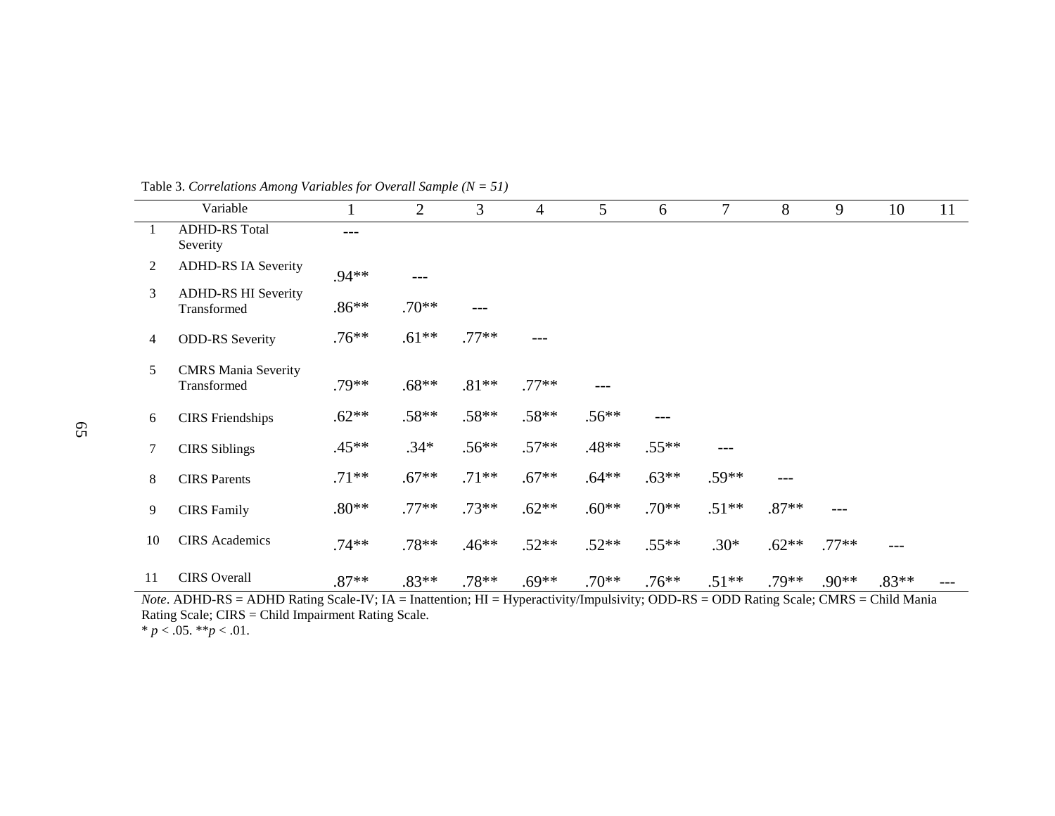Table 3. *Correlations Among Variables for Overall Sample (N = 51)*

| | Variable | 1 | 2 | 3 | 4 | 5 | 6 | 7 | 8 | 9 | 10 | 11 |
|---|---|---|---|---|---|---|---|---|---|---|---|---|
| 1 | ADHD-RS Total Severity | --- | | | | | | | | | | |
| 2 | ADHD-RS IA Severity | .94** | --- | | | | | | | | | |
| 3 | ADHD-RS HI Severity Transformed | .86** | .70** | --- | | | | | | | | |
| 4 | ODD-RS Severity | .76** | .61** | .77** | --- | | | | | | | |
| 5 | CMRS Mania Severity Transformed | .79** | .68** | .81** | .77** | --- | | | | | | |
| 6 | CIRS Friendships | .62** | .58** | .58** | .58** | .56** | --- | | | | | |
| 7 | CIRS Siblings | .45** | .34* | .56** | .57** | .48** | .55** | --- | | | | |
| 8 | CIRS Parents | .71** | .67** | .71** | .67** | .64** | .63** | .59** | --- | | | |
| 9 | CIRS Family | .80** | .77** | .73** | .62** | .60** | .70** | .51** | .87** | --- | | |
| 10 | CIRS Academics | .74** | .78** | .46** | .52** | .52** | .55** | .30* | .62** | .77** | --- | |
| 11 | CIRS Overall | .87** | .83** | .78** | .69** | .70** | .76** | .51** | .79** | .90** | .83** | --- |

*Note*. ADHD-RS = ADHD Rating Scale-IV; IA = Inattention; HI = Hyperactivity/Impulsivity; ODD-RS = ODD Rating Scale; CMRS = Child Mania Rating Scale; CIRS = Child Impairment Rating Scale.
* $p < .05$. ** $p < .01$.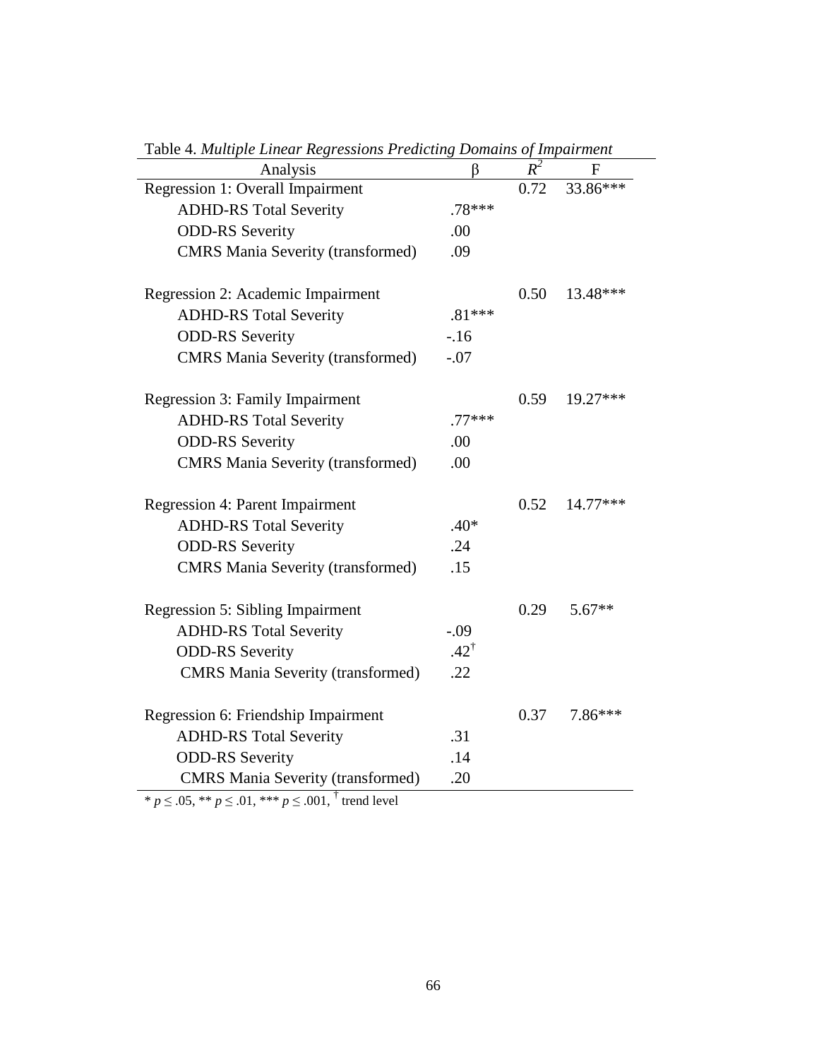Table 4. *Multiple Linear Regressions Predicting Domains of Impairment*

| Analysis | β | $R^2$ | F |
|---|---|---|---|
| Regression 1: Overall Impairment | | 0.72 | 33.86*** |
| ADHD-RS Total Severity | .78*** | | |
| ODD-RS Severity | .00 | | |
| CMRS Mania Severity (transformed) | .09 | | |
| Regression 2: Academic Impairment | | 0.50 | 13.48*** |
| ADHD-RS Total Severity | .81*** | | |
| ODD-RS Severity | -.16 | | |
| CMRS Mania Severity (transformed) | -.07 | | |
| Regression 3: Family Impairment | | 0.59 | 19.27*** |
| ADHD-RS Total Severity | .77*** | | |
| ODD-RS Severity | .00 | | |
| CMRS Mania Severity (transformed) | .00 | | |
| Regression 4: Parent Impairment | | 0.52 | 14.77*** |
| ADHD-RS Total Severity | .40* | | |
| ODD-RS Severity | .24 | | |
| CMRS Mania Severity (transformed) | .15 | | |
| Regression 5: Sibling Impairment | | 0.29 | 5.67** |
| ADHD-RS Total Severity | -.09 | | |
| ODD-RS Severity | .42† | | |
| CMRS Mania Severity (transformed) | .22 | | |
| Regression 6: Friendship Impairment | | 0.37 | 7.86*** |
| ADHD-RS Total Severity | .31 | | |
| ODD-RS Severity | .14 | | |
| CMRS Mania Severity (transformed) | .20 | | |

* $p \leq .05$, ** $p \leq .01$, *** $p \leq .001$, † trend level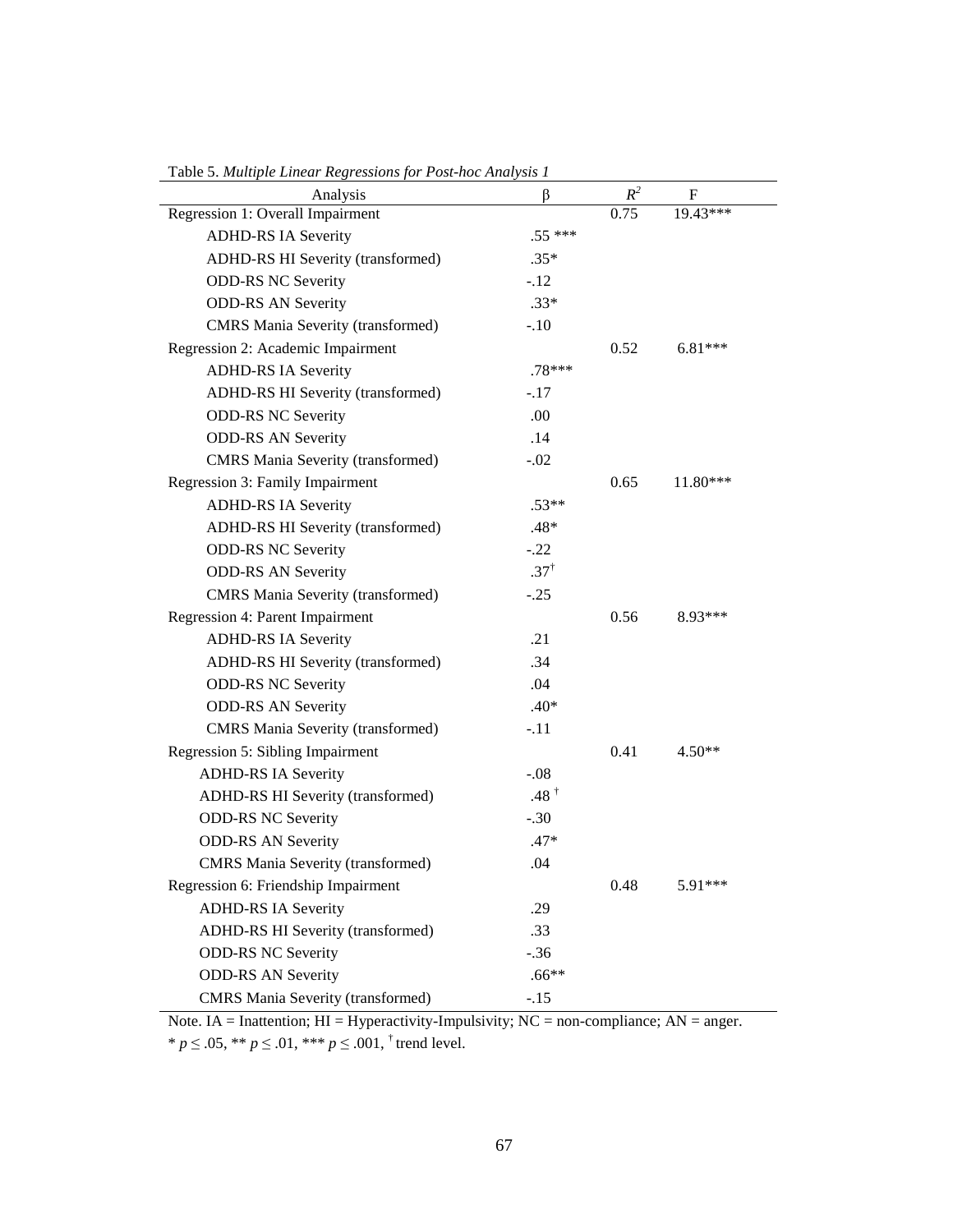Table 5. *Multiple Linear Regressions for Post-hoc Analysis 1*

| Analysis | β | $R^2$ | F |
|---|---|---|---|
| Regression 1: Overall Impairment | | 0.75 | 19.43*** |
| ADHD-RS IA Severity | .55 *** | | |
| ADHD-RS HI Severity (transformed) | .35* | | |
| ODD-RS NC Severity | -.12 | | |
| ODD-RS AN Severity | .33* | | |
| CMRS Mania Severity (transformed) | -.10 | | |
| Regression 2: Academic Impairment | | 0.52 | 6.81*** |
| ADHD-RS IA Severity | .78*** | | |
| ADHD-RS HI Severity (transformed) | -.17 | | |
| ODD-RS NC Severity | .00 | | |
| ODD-RS AN Severity | .14 | | |
| CMRS Mania Severity (transformed) | -.02 | | |
| Regression 3: Family Impairment | | 0.65 | 11.80*** |
| ADHD-RS IA Severity | .53** | | |
| ADHD-RS HI Severity (transformed) | .48* | | |
| ODD-RS NC Severity | -.22 | | |
| ODD-RS AN Severity | .37† | | |
| CMRS Mania Severity (transformed) | -.25 | | |
| Regression 4: Parent Impairment | | 0.56 | 8.93*** |
| ADHD-RS IA Severity | .21 | | |
| ADHD-RS HI Severity (transformed) | .34 | | |
| ODD-RS NC Severity | .04 | | |
| ODD-RS AN Severity | .40* | | |
| CMRS Mania Severity (transformed) | -.11 | | |
| Regression 5: Sibling Impairment | | 0.41 | 4.50** |
| ADHD-RS IA Severity | -.08 | | |
| ADHD-RS HI Severity (transformed) | .48 † | | |
| ODD-RS NC Severity | -.30 | | |
| ODD-RS AN Severity | .47* | | |
| CMRS Mania Severity (transformed) | .04 | | |
| Regression 6: Friendship Impairment | | 0.48 | 5.91*** |
| ADHD-RS IA Severity | .29 | | |
| ADHD-RS HI Severity (transformed) | .33 | | |
| ODD-RS NC Severity | -.36 | | |
| ODD-RS AN Severity | .66** | | |
| CMRS Mania Severity (transformed) | -.15 | | |

Note. IA = Inattention; HI = Hyperactivity-Impulsivity; NC = non-compliance; AN = anger.
* $p \leq .05$, ** $p \leq .01$, *** $p \leq .001$, † trend level.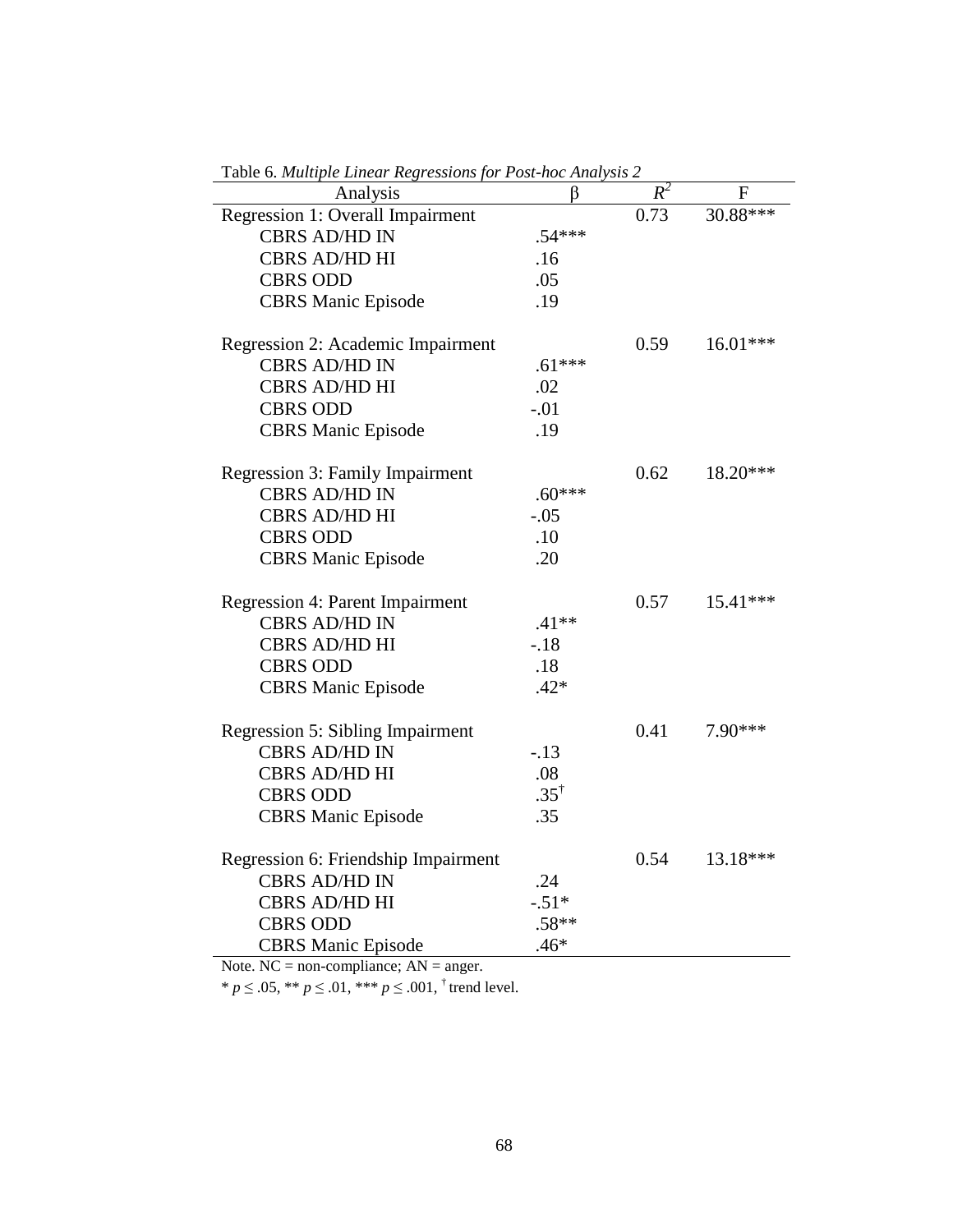Table 6. *Multiple Linear Regressions for Post-hoc Analysis 2*

| Analysis | β | $R^2$ | F |
|---|---|---|---|
| Regression 1: Overall Impairment | | 0.73 | 30.88*** |
| CBRS AD/HD IN | .54*** | | |
| CBRS AD/HD HI | .16 | | |
| CBRS ODD | .05 | | |
| CBRS Manic Episode | .19 | | |
| Regression 2: Academic Impairment | | 0.59 | 16.01*** |
| CBRS AD/HD IN | .61*** | | |
| CBRS AD/HD HI | .02 | | |
| CBRS ODD | -.01 | | |
| CBRS Manic Episode | .19 | | |
| Regression 3: Family Impairment | | 0.62 | 18.20*** |
| CBRS AD/HD IN | .60*** | | |
| CBRS AD/HD HI | -.05 | | |
| CBRS ODD | .10 | | |
| CBRS Manic Episode | .20 | | |
| Regression 4: Parent Impairment | | 0.57 | 15.41*** |
| CBRS AD/HD IN | .41** | | |
| CBRS AD/HD HI | -.18 | | |
| CBRS ODD | .18 | | |
| CBRS Manic Episode | .42* | | |
| Regression 5: Sibling Impairment | | 0.41 | 7.90*** |
| CBRS AD/HD IN | -.13 | | |
| CBRS AD/HD HI | .08 | | |
| CBRS ODD | .35† | | |
| CBRS Manic Episode | .35 | | |
| Regression 6: Friendship Impairment | | 0.54 | 13.18*** |
| CBRS AD/HD IN | .24 | | |
| CBRS AD/HD HI | -.51* | | |
| CBRS ODD | .58** | | |
| CBRS Manic Episode | .46* | | |

Note. NC = non-compliance; AN = anger.

* $p \leq .05$, ** $p \leq .01$, *** $p \leq .001$, † trend level.